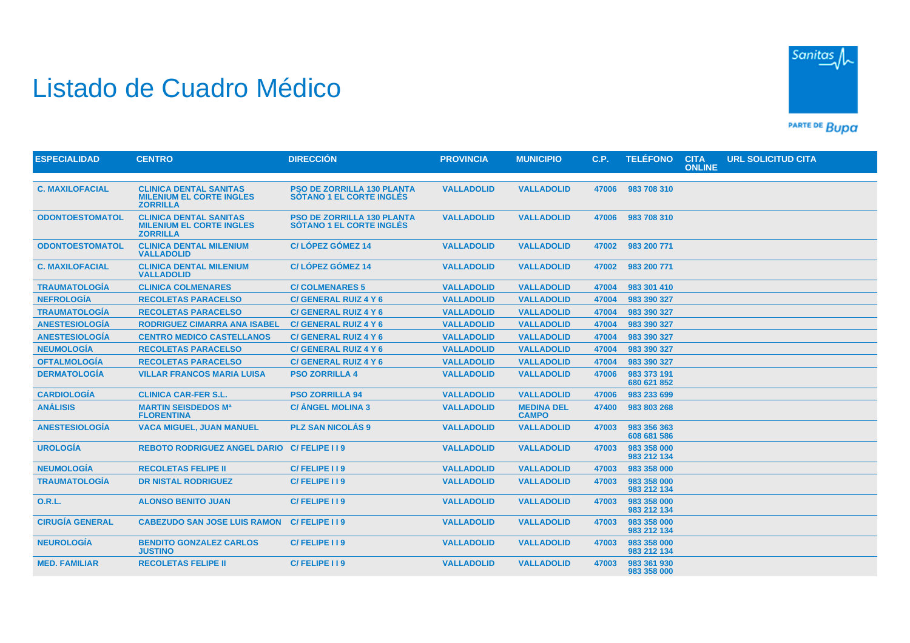# Listado de Cuadro Médico

| ESPECIALIDAD | CENTRO | DIRECCIÓN | PROVINCIA | MUNICIPIO | C.P. | TELÉFONO | CITA ONLINE | URL SOLICITUD CITA |
|---|---|---|---|---|---|---|---|---|
| C. MAXILOFACIAL | CLINICA DENTAL SANITAS MILENIUM EL CORTE INGLES ZORRILLA | PSO DE ZORRILLA 130 PLANTA SÓTANO 1 EL CORTE INGLÉS | VALLADOLID | VALLADOLID | 47006 | 983 708 310 | | |
| ODONTOESTOMATOL | CLINICA DENTAL SANITAS MILENIUM EL CORTE INGLES ZORRILLA | PSO DE ZORRILLA 130 PLANTA SÓTANO 1 EL CORTE INGLÉS | VALLADOLID | VALLADOLID | 47006 | 983 708 310 | | |
| ODONTOESTOMATOL | CLINICA DENTAL MILENIUM VALLADOLID | C/ LÓPEZ GÓMEZ 14 | VALLADOLID | VALLADOLID | 47002 | 983 200 771 | | |
| C. MAXILOFACIAL | CLINICA DENTAL MILENIUM VALLADOLID | C/ LÓPEZ GÓMEZ 14 | VALLADOLID | VALLADOLID | 47002 | 983 200 771 | | |
| TRAUMATOLOGÍA | CLINICA COLMENARES | C/ COLMENARES 5 | VALLADOLID | VALLADOLID | 47004 | 983 301 410 | | |
| NEFROLOGÍA | RECOLETAS PARACELSO | C/ GENERAL RUIZ 4 Y 6 | VALLADOLID | VALLADOLID | 47004 | 983 390 327 | | |
| TRAUMATOLOGÍA | RECOLETAS PARACELSO | C/ GENERAL RUIZ 4 Y 6 | VALLADOLID | VALLADOLID | 47004 | 983 390 327 | | |
| ANESTESIOLOGÍA | RODRIGUEZ CIMARRA ANA ISABEL | C/ GENERAL RUIZ 4 Y 6 | VALLADOLID | VALLADOLID | 47004 | 983 390 327 | | |
| ANESTESIOLOGÍA | CENTRO MEDICO CASTELLANOS | C/ GENERAL RUIZ 4 Y 6 | VALLADOLID | VALLADOLID | 47004 | 983 390 327 | | |
| NEUMOLOGÍA | RECOLETAS PARACELSO | C/ GENERAL RUIZ 4 Y 6 | VALLADOLID | VALLADOLID | 47004 | 983 390 327 | | |
| OFTALMOLOGÍA | RECOLETAS PARACELSO | C/ GENERAL RUIZ 4 Y 6 | VALLADOLID | VALLADOLID | 47004 | 983 390 327 | | |
| DERMATOLOGÍA | VILLAR FRANCOS MARIA LUISA | PSO ZORRILLA 4 | VALLADOLID | VALLADOLID | 47006 | 983 373 191<br>680 621 852 | | |
| CARDIOLOGÍA | CLINICA CAR-FER S.L. | PSO ZORRILLA 94 | VALLADOLID | VALLADOLID | 47006 | 983 233 699 | | |
| ANÁLISIS | MARTIN SEISDEDOS Mª FLORENTINA | C/ ÁNGEL MOLINA 3 | VALLADOLID | MEDINA DEL CAMPO | 47400 | 983 803 268 | | |
| ANESTESIOLOGÍA | VACA MIGUEL, JUAN MANUEL | PLZ SAN NICOLÁS 9 | VALLADOLID | VALLADOLID | 47003 | 983 356 363<br>608 681 586 | | |
| UROLOGÍA | REBOTO RODRIGUEZ ANGEL DARIO | C/ FELIPE I I 9 | VALLADOLID | VALLADOLID | 47003 | 983 358 000<br>983 212 134 | | |
| NEUMOLOGÍA | RECOLETAS FELIPE II | C/ FELIPE I I 9 | VALLADOLID | VALLADOLID | 47003 | 983 358 000 | | |
| TRAUMATOLOGÍA | DR NISTAL RODRIGUEZ | C/ FELIPE I I 9 | VALLADOLID | VALLADOLID | 47003 | 983 358 000<br>983 212 134 | | |
| O.R.L. | ALONSO BENITO JUAN | C/ FELIPE I I 9 | VALLADOLID | VALLADOLID | 47003 | 983 358 000<br>983 212 134 | | |
| CIRUGÍA GENERAL | CABEZUDO SAN JOSE LUIS RAMON | C/ FELIPE I I 9 | VALLADOLID | VALLADOLID | 47003 | 983 358 000<br>983 212 134 | | |
| NEUROLOGÍA | BENDITO GONZALEZ CARLOS JUSTINO | C/ FELIPE I I 9 | VALLADOLID | VALLADOLID | 47003 | 983 358 000<br>983 212 134 | | |
| MED. FAMILIAR | RECOLETAS FELIPE II | C/ FELIPE I I 9 | VALLADOLID | VALLADOLID | 47003 | 983 361 930<br>983 358 000 | | |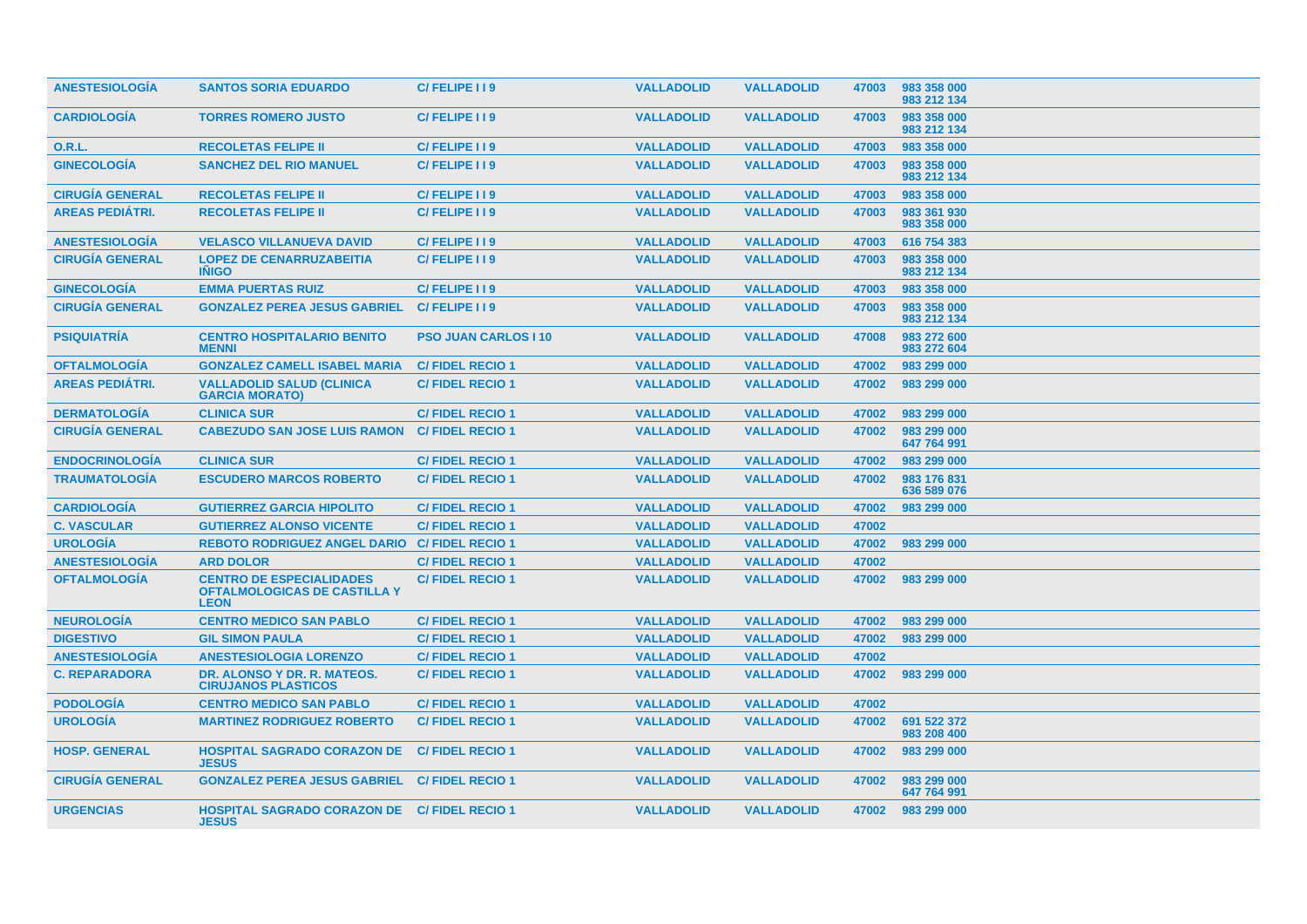| | | | | | | |
|---|---|---|---|---|---|---|
| ANESTESIOLOGÍA | SANTOS SORIA EDUARDO | C/ FELIPE I I 9 | VALLADOLID | VALLADOLID | 47003 | 983 358 000<br>983 212 134 |
| CARDIOLOGÍA | TORRES ROMERO JUSTO | C/ FELIPE I I 9 | VALLADOLID | VALLADOLID | 47003 | 983 358 000<br>983 212 134 |
| O.R.L. | RECOLETAS FELIPE II | C/ FELIPE I I 9 | VALLADOLID | VALLADOLID | 47003 | 983 358 000 |
| GINECOLOGÍA | SANCHEZ DEL RIO MANUEL | C/ FELIPE I I 9 | VALLADOLID | VALLADOLID | 47003 | 983 358 000<br>983 212 134 |
| CIRUGÍA GENERAL | RECOLETAS FELIPE II | C/ FELIPE I I 9 | VALLADOLID | VALLADOLID | 47003 | 983 358 000 |
| AREAS PEDIÁTRI. | RECOLETAS FELIPE II | C/ FELIPE I I 9 | VALLADOLID | VALLADOLID | 47003 | 983 361 930<br>983 358 000 |
| ANESTESIOLOGÍA | VELASCO VILLANUEVA DAVID | C/ FELIPE I I 9 | VALLADOLID | VALLADOLID | 47003 | 616 754 383 |
| CIRUGÍA GENERAL | LOPEZ DE CENARRUZABEITIA IÑIGO | C/ FELIPE I I 9 | VALLADOLID | VALLADOLID | 47003 | 983 358 000<br>983 212 134 |
| GINECOLOGÍA | EMMA PUERTAS RUIZ | C/ FELIPE I I 9 | VALLADOLID | VALLADOLID | 47003 | 983 358 000 |
| CIRUGÍA GENERAL | GONZALEZ PEREA JESUS GABRIEL | C/ FELIPE I I 9 | VALLADOLID | VALLADOLID | 47003 | 983 358 000<br>983 212 134 |
| PSIQUIATRÍA | CENTRO HOSPITALARIO BENITO MENNI | PSO JUAN CARLOS I 10 | VALLADOLID | VALLADOLID | 47008 | 983 272 600<br>983 272 604 |
| OFTALMOLOGÍA | GONZALEZ CAMELL ISABEL MARIA | C/ FIDEL RECIO 1 | VALLADOLID | VALLADOLID | 47002 | 983 299 000 |
| AREAS PEDIÁTRI. | VALLADOLID SALUD (CLINICA GARCIA MORATO) | C/ FIDEL RECIO 1 | VALLADOLID | VALLADOLID | 47002 | 983 299 000 |
| DERMATOLOGÍA | CLINICA SUR | C/ FIDEL RECIO 1 | VALLADOLID | VALLADOLID | 47002 | 983 299 000 |
| CIRUGÍA GENERAL | CABEZUDO SAN JOSE LUIS RAMON | C/ FIDEL RECIO 1 | VALLADOLID | VALLADOLID | 47002 | 983 299 000<br>647 764 991 |
| ENDOCRINOLOGÍA | CLINICA SUR | C/ FIDEL RECIO 1 | VALLADOLID | VALLADOLID | 47002 | 983 299 000 |
| TRAUMATOLOGÍA | ESCUDERO MARCOS ROBERTO | C/ FIDEL RECIO 1 | VALLADOLID | VALLADOLID | 47002 | 983 176 831<br>636 589 076 |
| CARDIOLOGÍA | GUTIERREZ GARCIA HIPOLITO | C/ FIDEL RECIO 1 | VALLADOLID | VALLADOLID | 47002 | 983 299 000 |
| C. VASCULAR | GUTIERREZ ALONSO VICENTE | C/ FIDEL RECIO 1 | VALLADOLID | VALLADOLID | 47002 | |
| UROLOGÍA | REBOTO RODRIGUEZ ANGEL DARIO | C/ FIDEL RECIO 1 | VALLADOLID | VALLADOLID | 47002 | 983 299 000 |
| ANESTESIOLOGÍA | ARD DOLOR | C/ FIDEL RECIO 1 | VALLADOLID | VALLADOLID | 47002 | |
| OFTALMOLOGÍA | CENTRO DE ESPECIALIDADES OFTALMOLOGICAS DE CASTILLA Y LEON | C/ FIDEL RECIO 1 | VALLADOLID | VALLADOLID | 47002 | 983 299 000 |
| NEUROLOGÍA | CENTRO MEDICO SAN PABLO | C/ FIDEL RECIO 1 | VALLADOLID | VALLADOLID | 47002 | 983 299 000 |
| DIGESTIVO | GIL SIMON PAULA | C/ FIDEL RECIO 1 | VALLADOLID | VALLADOLID | 47002 | 983 299 000 |
| ANESTESIOLOGÍA | ANESTESIOLOGIA LORENZO | C/ FIDEL RECIO 1 | VALLADOLID | VALLADOLID | 47002 | |
| C. REPARADORA | DR. ALONSO Y DR. R. MATEOS. CIRUJANOS PLASTICOS | C/ FIDEL RECIO 1 | VALLADOLID | VALLADOLID | 47002 | 983 299 000 |
| PODOLOGÍA | CENTRO MEDICO SAN PABLO | C/ FIDEL RECIO 1 | VALLADOLID | VALLADOLID | 47002 | |
| UROLOGÍA | MARTINEZ RODRIGUEZ ROBERTO | C/ FIDEL RECIO 1 | VALLADOLID | VALLADOLID | 47002 | 691 522 372<br>983 208 400 |
| HOSP. GENERAL | HOSPITAL SAGRADO CORAZON DE JESUS | C/ FIDEL RECIO 1 | VALLADOLID | VALLADOLID | 47002 | 983 299 000 |
| CIRUGÍA GENERAL | GONZALEZ PEREA JESUS GABRIEL | C/ FIDEL RECIO 1 | VALLADOLID | VALLADOLID | 47002 | 983 299 000<br>647 764 991 |
| URGENCIAS | HOSPITAL SAGRADO CORAZON DE JESUS | C/ FIDEL RECIO 1 | VALLADOLID | VALLADOLID | 47002 | 983 299 000 |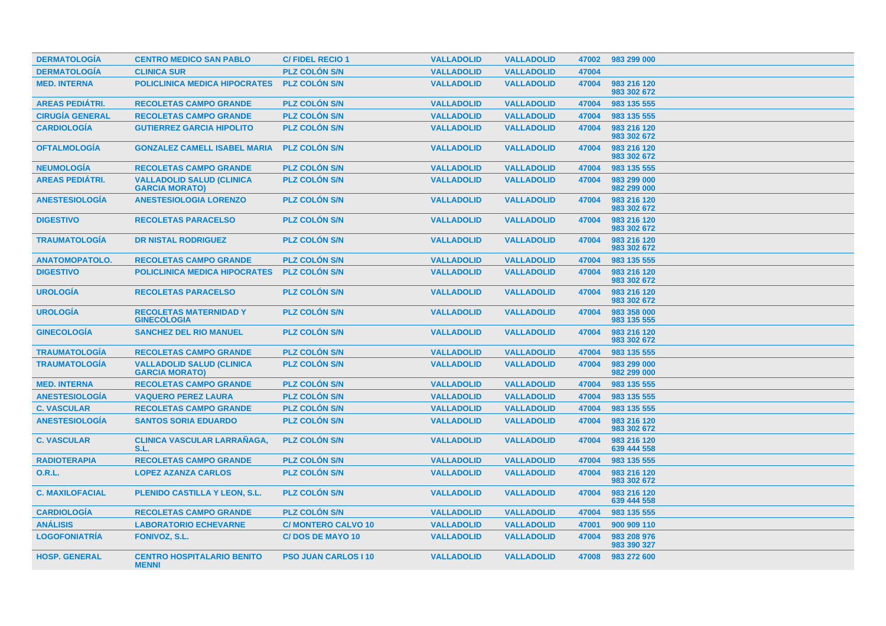| DERMATOLOGÍA | CENTRO MEDICO SAN PABLO | C/ FIDEL RECIO 1 | VALLADOLID | VALLADOLID | 47002 | 983 299 000 |
|---|---|---|---|---|---|---|
| DERMATOLOGÍA | CLINICA SUR | PLZ COLÓN S/N | VALLADOLID | VALLADOLID | 47004 | |
| MED. INTERNA | POLICLINICA MEDICA HIPOCRATES | PLZ COLÓN S/N | VALLADOLID | VALLADOLID | 47004 | 983 216 120<br>983 302 672 |
| AREAS PEDIÁTRI. | RECOLETAS CAMPO GRANDE | PLZ COLÓN S/N | VALLADOLID | VALLADOLID | 47004 | 983 135 555 |
| CIRUGÍA GENERAL | RECOLETAS CAMPO GRANDE | PLZ COLÓN S/N | VALLADOLID | VALLADOLID | 47004 | 983 135 555 |
| CARDIOLOGÍA | GUTIERREZ GARCIA HIPOLITO | PLZ COLÓN S/N | VALLADOLID | VALLADOLID | 47004 | 983 216 120<br>983 302 672 |
| OFTALMOLOGÍA | GONZALEZ CAMELL ISABEL MARIA | PLZ COLÓN S/N | VALLADOLID | VALLADOLID | 47004 | 983 216 120<br>983 302 672 |
| NEUMOLOGÍA | RECOLETAS CAMPO GRANDE | PLZ COLÓN S/N | VALLADOLID | VALLADOLID | 47004 | 983 135 555 |
| AREAS PEDIÁTRI. | VALLADOLID SALUD (CLINICA GARCIA MORATO) | PLZ COLÓN S/N | VALLADOLID | VALLADOLID | 47004 | 983 299 000<br>982 299 000 |
| ANESTESIOLOGÍA | ANESTESIOLOGIA LORENZO | PLZ COLÓN S/N | VALLADOLID | VALLADOLID | 47004 | 983 216 120<br>983 302 672 |
| DIGESTIVO | RECOLETAS PARACELSO | PLZ COLÓN S/N | VALLADOLID | VALLADOLID | 47004 | 983 216 120<br>983 302 672 |
| TRAUMATOLOGÍA | DR NISTAL RODRIGUEZ | PLZ COLÓN S/N | VALLADOLID | VALLADOLID | 47004 | 983 216 120<br>983 302 672 |
| ANATOMOPATOLO. | RECOLETAS CAMPO GRANDE | PLZ COLÓN S/N | VALLADOLID | VALLADOLID | 47004 | 983 135 555 |
| DIGESTIVO | POLICLINICA MEDICA HIPOCRATES | PLZ COLÓN S/N | VALLADOLID | VALLADOLID | 47004 | 983 216 120<br>983 302 672 |
| UROLOGÍA | RECOLETAS PARACELSO | PLZ COLÓN S/N | VALLADOLID | VALLADOLID | 47004 | 983 216 120<br>983 302 672 |
| UROLOGÍA | RECOLETAS MATERNIDAD Y GINECOLOGIA | PLZ COLÓN S/N | VALLADOLID | VALLADOLID | 47004 | 983 358 000<br>983 135 555 |
| GINECOLOGÍA | SANCHEZ DEL RIO MANUEL | PLZ COLÓN S/N | VALLADOLID | VALLADOLID | 47004 | 983 216 120<br>983 302 672 |
| TRAUMATOLOGÍA | RECOLETAS CAMPO GRANDE | PLZ COLÓN S/N | VALLADOLID | VALLADOLID | 47004 | 983 135 555 |
| TRAUMATOLOGÍA | VALLADOLID SALUD (CLINICA GARCIA MORATO) | PLZ COLÓN S/N | VALLADOLID | VALLADOLID | 47004 | 983 299 000<br>982 299 000 |
| MED. INTERNA | RECOLETAS CAMPO GRANDE | PLZ COLÓN S/N | VALLADOLID | VALLADOLID | 47004 | 983 135 555 |
| ANESTESIOLOGÍA | VAQUERO PEREZ LAURA | PLZ COLÓN S/N | VALLADOLID | VALLADOLID | 47004 | 983 135 555 |
| C. VASCULAR | RECOLETAS CAMPO GRANDE | PLZ COLÓN S/N | VALLADOLID | VALLADOLID | 47004 | 983 135 555 |
| ANESTESIOLOGÍA | SANTOS SORIA EDUARDO | PLZ COLÓN S/N | VALLADOLID | VALLADOLID | 47004 | 983 216 120<br>983 302 672 |
| C. VASCULAR | CLINICA VASCULAR LARRAÑAGA, S.L. | PLZ COLÓN S/N | VALLADOLID | VALLADOLID | 47004 | 983 216 120<br>639 444 558 |
| RADIOTERAPIA | RECOLETAS CAMPO GRANDE | PLZ COLÓN S/N | VALLADOLID | VALLADOLID | 47004 | 983 135 555 |
| O.R.L. | LOPEZ AZANZA CARLOS | PLZ COLÓN S/N | VALLADOLID | VALLADOLID | 47004 | 983 216 120<br>983 302 672 |
| C. MAXILOFACIAL | PLENIDO CASTILLA Y LEON, S.L. | PLZ COLÓN S/N | VALLADOLID | VALLADOLID | 47004 | 983 216 120<br>639 444 558 |
| CARDIOLOGÍA | RECOLETAS CAMPO GRANDE | PLZ COLÓN S/N | VALLADOLID | VALLADOLID | 47004 | 983 135 555 |
| ANÁLISIS | LABORATORIO ECHEVARNE | C/ MONTERO CALVO 10 | VALLADOLID | VALLADOLID | 47001 | 900 909 110 |
| LOGOFONIATRÍA | FONIVOZ, S.L. | C/ DOS DE MAYO 10 | VALLADOLID | VALLADOLID | 47004 | 983 208 976<br>983 390 327 |
| HOSP. GENERAL | CENTRO HOSPITALARIO BENITO MENNI | PSO JUAN CARLOS I 10 | VALLADOLID | VALLADOLID | 47008 | 983 272 600 |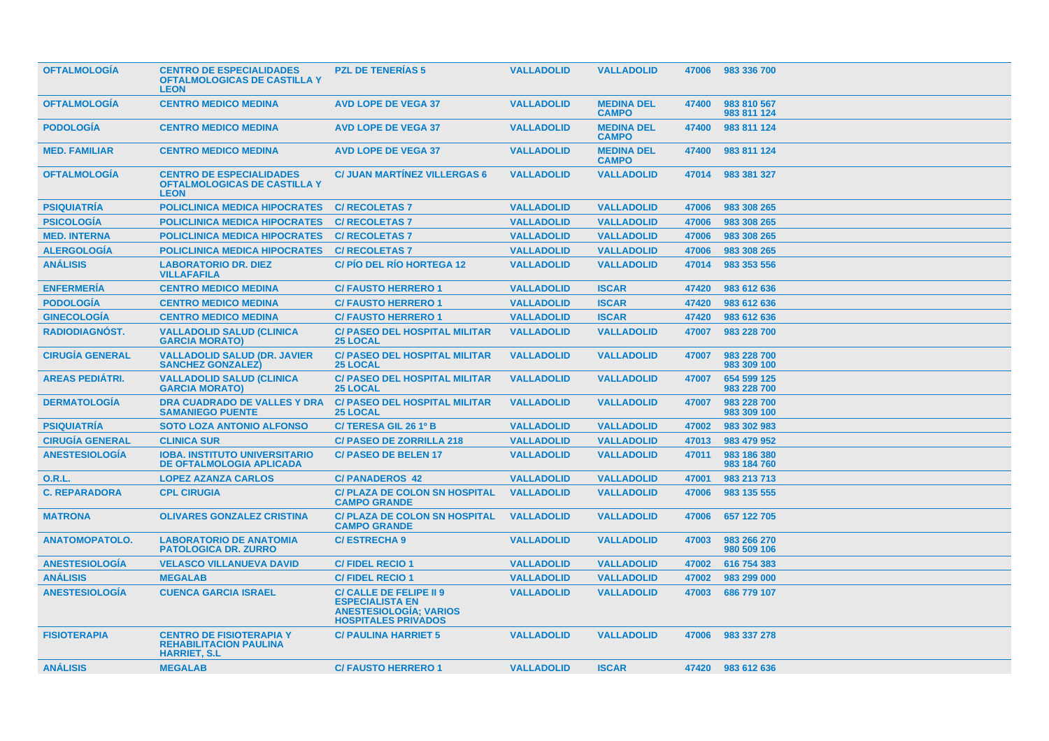| | | | | | | |
|---|---|---|---|---|---|---|
| **OFTALMOLOGÍA** | **CENTRO DE ESPECIALIDADES OFTALMOLOGICAS DE CASTILLA Y LEON** | **PZL DE TENERÍAS 5** | **VALLADOLID** | **VALLADOLID** | **47006** | **983 336 700** |
| **OFTALMOLOGÍA** | **CENTRO MEDICO MEDINA** | **AVD LOPE DE VEGA 37** | **VALLADOLID** | **MEDINA DEL CAMPO** | **47400** | **983 810 567 983 811 124** |
| **PODOLOGÍA** | **CENTRO MEDICO MEDINA** | **AVD LOPE DE VEGA 37** | **VALLADOLID** | **MEDINA DEL CAMPO** | **47400** | **983 811 124** |
| **MED. FAMILIAR** | **CENTRO MEDICO MEDINA** | **AVD LOPE DE VEGA 37** | **VALLADOLID** | **MEDINA DEL CAMPO** | **47400** | **983 811 124** |
| **OFTALMOLOGÍA** | **CENTRO DE ESPECIALIDADES OFTALMOLOGICAS DE CASTILLA Y LEON** | **C/ JUAN MARTÍNEZ VILLERGAS 6** | **VALLADOLID** | **VALLADOLID** | **47014** | **983 381 327** |
| **PSIQUIATRÍA** | **POLICLINICA MEDICA HIPOCRATES** | **C/ RECOLETAS 7** | **VALLADOLID** | **VALLADOLID** | **47006** | **983 308 265** |
| **PSICOLOGÍA** | **POLICLINICA MEDICA HIPOCRATES** | **C/ RECOLETAS 7** | **VALLADOLID** | **VALLADOLID** | **47006** | **983 308 265** |
| **MED. INTERNA** | **POLICLINICA MEDICA HIPOCRATES** | **C/ RECOLETAS 7** | **VALLADOLID** | **VALLADOLID** | **47006** | **983 308 265** |
| **ALERGOLOGÍA** | **POLICLINICA MEDICA HIPOCRATES** | **C/ RECOLETAS 7** | **VALLADOLID** | **VALLADOLID** | **47006** | **983 308 265** |
| **ANÁLISIS** | **LABORATORIO DR. DIEZ VILLAFAFILA** | **C/ PÍO DEL RÍO HORTEGA 12** | **VALLADOLID** | **VALLADOLID** | **47014** | **983 353 556** |
| **ENFERMERÍA** | **CENTRO MEDICO MEDINA** | **C/ FAUSTO HERRERO 1** | **VALLADOLID** | **ISCAR** | **47420** | **983 612 636** |
| **PODOLOGÍA** | **CENTRO MEDICO MEDINA** | **C/ FAUSTO HERRERO 1** | **VALLADOLID** | **ISCAR** | **47420** | **983 612 636** |
| **GINECOLOGÍA** | **CENTRO MEDICO MEDINA** | **C/ FAUSTO HERRERO 1** | **VALLADOLID** | **ISCAR** | **47420** | **983 612 636** |
| **RADIODIAGNÓST.** | **VALLADOLID SALUD (CLINICA GARCIA MORATO)** | **C/ PASEO DEL HOSPITAL MILITAR 25 LOCAL** | **VALLADOLID** | **VALLADOLID** | **47007** | **983 228 700** |
| **CIRUGÍA GENERAL** | **VALLADOLID SALUD (DR. JAVIER SANCHEZ GONZALEZ)** | **C/ PASEO DEL HOSPITAL MILITAR 25 LOCAL** | **VALLADOLID** | **VALLADOLID** | **47007** | **983 228 700 983 309 100** |
| **AREAS PEDIÁTRI.** | **VALLADOLID SALUD (CLINICA GARCIA MORATO)** | **C/ PASEO DEL HOSPITAL MILITAR 25 LOCAL** | **VALLADOLID** | **VALLADOLID** | **47007** | **654 599 125 983 228 700** |
| **DERMATOLOGÍA** | **DRA CUADRADO DE VALLES Y DRA SAMANIEGO PUENTE** | **C/ PASEO DEL HOSPITAL MILITAR 25 LOCAL** | **VALLADOLID** | **VALLADOLID** | **47007** | **983 228 700 983 309 100** |
| **PSIQUIATRÍA** | **SOTO LOZA ANTONIO ALFONSO** | **C/ TERESA GIL 26 1º B** | **VALLADOLID** | **VALLADOLID** | **47002** | **983 302 983** |
| **CIRUGÍA GENERAL** | **CLINICA SUR** | **C/ PASEO DE ZORRILLA 218** | **VALLADOLID** | **VALLADOLID** | **47013** | **983 479 952** |
| **ANESTESIOLOGÍA** | **IOBA. INSTITUTO UNIVERSITARIO DE OFTALMOLOGIA APLICADA** | **C/ PASEO DE BELEN 17** | **VALLADOLID** | **VALLADOLID** | **47011** | **983 186 380 983 184 760** |
| **O.R.L.** | **LOPEZ AZANZA CARLOS** | **C/ PANADEROS 42** | **VALLADOLID** | **VALLADOLID** | **47001** | **983 213 713** |
| **C. REPARADORA** | **CPL CIRUGIA** | **C/ PLAZA DE COLON SN HOSPITAL CAMPO GRANDE** | **VALLADOLID** | **VALLADOLID** | **47006** | **983 135 555** |
| **MATRONA** | **OLIVARES GONZALEZ CRISTINA** | **C/ PLAZA DE COLON SN HOSPITAL CAMPO GRANDE** | **VALLADOLID** | **VALLADOLID** | **47006** | **657 122 705** |
| **ANATOMOPATOLO.** | **LABORATORIO DE ANATOMIA PATOLOGICA DR. ZURRO** | **C/ ESTRECHA 9** | **VALLADOLID** | **VALLADOLID** | **47003** | **983 266 270 980 509 106** |
| **ANESTESIOLOGÍA** | **VELASCO VILLANUEVA DAVID** | **C/ FIDEL RECIO 1** | **VALLADOLID** | **VALLADOLID** | **47002** | **616 754 383** |
| **ANÁLISIS** | **MEGALAB** | **C/ FIDEL RECIO 1** | **VALLADOLID** | **VALLADOLID** | **47002** | **983 299 000** |
| **ANESTESIOLOGÍA** | **CUENCA GARCIA ISRAEL** | **C/ CALLE DE FELIPE II 9 ESPECIALISTA EN ANESTESIOLOGÍA; VARIOS HOSPITALES PRIVADOS** | **VALLADOLID** | **VALLADOLID** | **47003** | **686 779 107** |
| **FISIOTERAPIA** | **CENTRO DE FISIOTERAPIA Y REHABILITACION PAULINA HARRIET, S.L** | **C/ PAULINA HARRIET 5** | **VALLADOLID** | **VALLADOLID** | **47006** | **983 337 278** |
| **ANÁLISIS** | **MEGALAB** | **C/ FAUSTO HERRERO 1** | **VALLADOLID** | **ISCAR** | **47420** | **983 612 636** |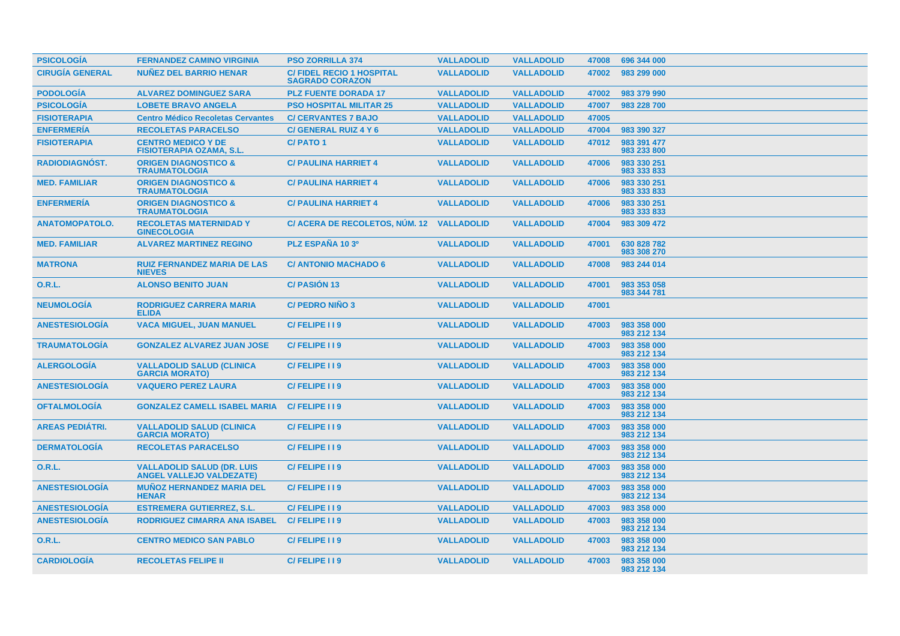| PSICOLOGÍA | FERNANDEZ CAMINO VIRGINIA | PSO ZORRILLA 374 | VALLADOLID | VALLADOLID | 47008 | 696 344 000 |
|---|---|---|---|---|---|---|
| CIRUGÍA GENERAL | NUÑEZ DEL BARRIO HENAR | C/ FIDEL RECIO 1 HOSPITAL SAGRADO CORAZON | VALLADOLID | VALLADOLID | 47002 | 983 299 000 |
| PODOLOGÍA | ALVAREZ DOMINGUEZ SARA | PLZ FUENTE DORADA 17 | VALLADOLID | VALLADOLID | 47002 | 983 379 990 |
| PSICOLOGÍA | LOBETE BRAVO ANGELA | PSO HOSPITAL MILITAR 25 | VALLADOLID | VALLADOLID | 47007 | 983 228 700 |
| FISIOTERAPIA | Centro Médico Recoletas Cervantes | C/ CERVANTES 7 BAJO | VALLADOLID | VALLADOLID | 47005 | |
| ENFERMERÍA | RECOLETAS PARACELSO | C/ GENERAL RUIZ 4 Y 6 | VALLADOLID | VALLADOLID | 47004 | 983 390 327 |
| FISIOTERAPIA | CENTRO MEDICO Y DE FISIOTERAPIA OZAMA, S.L. | C/ PATO 1 | VALLADOLID | VALLADOLID | 47012 | 983 391 477<br>983 233 800 |
| RADIODIAGNÓST. | ORIGEN DIAGNOSTICO & TRAUMATOLOGIA | C/ PAULINA HARRIET 4 | VALLADOLID | VALLADOLID | 47006 | 983 330 251<br>983 333 833 |
| MED. FAMILIAR | ORIGEN DIAGNOSTICO & TRAUMATOLOGIA | C/ PAULINA HARRIET 4 | VALLADOLID | VALLADOLID | 47006 | 983 330 251<br>983 333 833 |
| ENFERMERÍA | ORIGEN DIAGNOSTICO & TRAUMATOLOGIA | C/ PAULINA HARRIET 4 | VALLADOLID | VALLADOLID | 47006 | 983 330 251<br>983 333 833 |
| ANATOMOPATOLO. | RECOLETAS MATERNIDAD Y GINECOLOGIA | C/ ACERA DE RECOLETOS, NÚM. 12 | VALLADOLID | VALLADOLID | 47004 | 983 309 472 |
| MED. FAMILIAR | ALVAREZ MARTINEZ REGINO | PLZ ESPAÑA 10 3º | VALLADOLID | VALLADOLID | 47001 | 630 828 782<br>983 308 270 |
| MATRONA | RUIZ FERNANDEZ MARIA DE LAS NIEVES | C/ ANTONIO MACHADO 6 | VALLADOLID | VALLADOLID | 47008 | 983 244 014 |
| O.R.L. | ALONSO BENITO JUAN | C/ PASIÓN 13 | VALLADOLID | VALLADOLID | 47001 | 983 353 058<br>983 344 781 |
| NEUMOLOGÍA | RODRIGUEZ CARRERA MARIA ELIDA | C/ PEDRO NIÑO 3 | VALLADOLID | VALLADOLID | 47001 | |
| ANESTESIOLOGÍA | VACA MIGUEL, JUAN MANUEL | C/ FELIPE I I 9 | VALLADOLID | VALLADOLID | 47003 | 983 358 000<br>983 212 134 |
| TRAUMATOLOGÍA | GONZALEZ ALVAREZ JUAN JOSE | C/ FELIPE I I 9 | VALLADOLID | VALLADOLID | 47003 | 983 358 000<br>983 212 134 |
| ALERGOLOGÍA | VALLADOLID SALUD (CLINICA GARCIA MORATO) | C/ FELIPE I I 9 | VALLADOLID | VALLADOLID | 47003 | 983 358 000<br>983 212 134 |
| ANESTESIOLOGÍA | VAQUERO PEREZ LAURA | C/ FELIPE I I 9 | VALLADOLID | VALLADOLID | 47003 | 983 358 000<br>983 212 134 |
| OFTALMOLOGÍA | GONZALEZ CAMELL ISABEL MARIA | C/ FELIPE I I 9 | VALLADOLID | VALLADOLID | 47003 | 983 358 000<br>983 212 134 |
| AREAS PEDIÁTRI. | VALLADOLID SALUD (CLINICA GARCIA MORATO) | C/ FELIPE I I 9 | VALLADOLID | VALLADOLID | 47003 | 983 358 000<br>983 212 134 |
| DERMATOLOGÍA | RECOLETAS PARACELSO | C/ FELIPE I I 9 | VALLADOLID | VALLADOLID | 47003 | 983 358 000<br>983 212 134 |
| O.R.L. | VALLADOLID SALUD (DR. LUIS ANGEL VALLEJO VALDEZATE) | C/ FELIPE I I 9 | VALLADOLID | VALLADOLID | 47003 | 983 358 000<br>983 212 134 |
| ANESTESIOLOGÍA | MUÑOZ HERNANDEZ MARIA DEL HENAR | C/ FELIPE I I 9 | VALLADOLID | VALLADOLID | 47003 | 983 358 000<br>983 212 134 |
| ANESTESIOLOGÍA | ESTREMERA GUTIERREZ, S.L. | C/ FELIPE I I 9 | VALLADOLID | VALLADOLID | 47003 | 983 358 000 |
| ANESTESIOLOGÍA | RODRIGUEZ CIMARRA ANA ISABEL | C/ FELIPE I I 9 | VALLADOLID | VALLADOLID | 47003 | 983 358 000<br>983 212 134 |
| O.R.L. | CENTRO MEDICO SAN PABLO | C/ FELIPE I I 9 | VALLADOLID | VALLADOLID | 47003 | 983 358 000<br>983 212 134 |
| CARDIOLOGÍA | RECOLETAS FELIPE II | C/ FELIPE I I 9 | VALLADOLID | VALLADOLID | 47003 | 983 358 000<br>983 212 134 |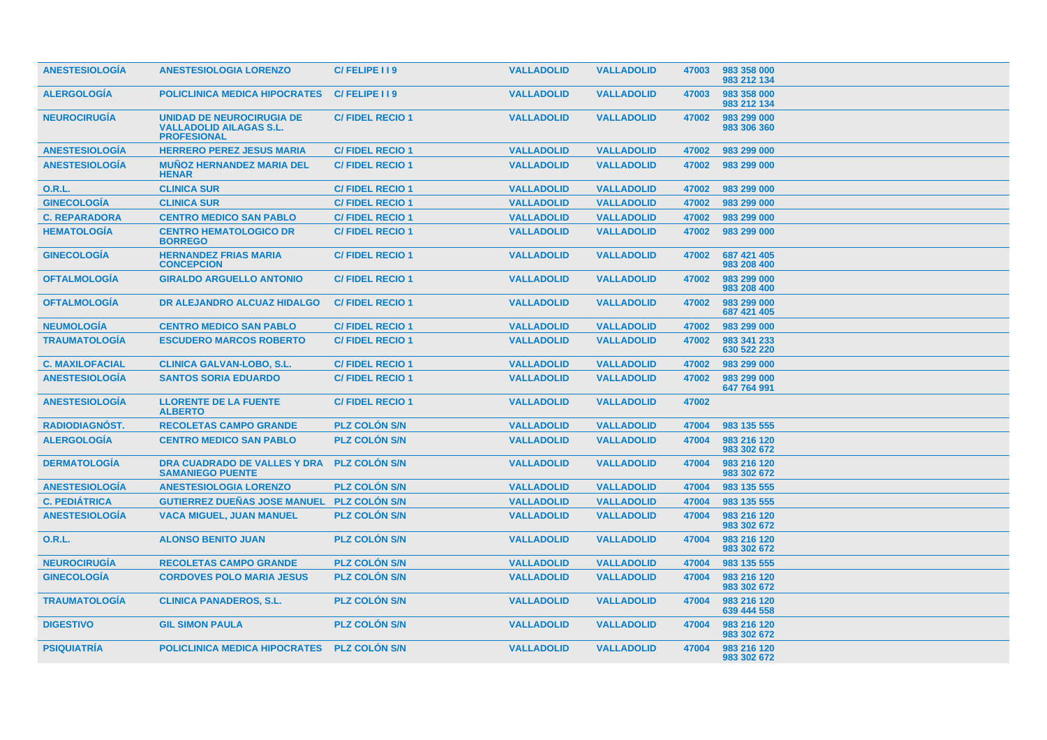| | | | | | | |
|---|---|---|---|---|---|---|
| ANESTESIOLOGÍA | ANESTESIOLOGIA LORENZO | C/ FELIPE I I 9 | VALLADOLID | VALLADOLID | 47003 | 983 358 000<br>983 212 134 |
| ALERGOLOGÍA | POLICLINICA MEDICA HIPOCRATES | C/ FELIPE I I 9 | VALLADOLID | VALLADOLID | 47003 | 983 358 000<br>983 212 134 |
| NEUROCIRUGÍA | UNIDAD DE NEUROCIRUGIA DE VALLADOLID AILAGAS S.L. PROFESIONAL | C/ FIDEL RECIO 1 | VALLADOLID | VALLADOLID | 47002 | 983 299 000<br>983 306 360 |
| ANESTESIOLOGÍA | HERRERO PEREZ JESUS MARIA | C/ FIDEL RECIO 1 | VALLADOLID | VALLADOLID | 47002 | 983 299 000 |
| ANESTESIOLOGÍA | MUÑOZ HERNANDEZ MARIA DEL HENAR | C/ FIDEL RECIO 1 | VALLADOLID | VALLADOLID | 47002 | 983 299 000 |
| O.R.L. | CLINICA SUR | C/ FIDEL RECIO 1 | VALLADOLID | VALLADOLID | 47002 | 983 299 000 |
| GINECOLOGÍA | CLINICA SUR | C/ FIDEL RECIO 1 | VALLADOLID | VALLADOLID | 47002 | 983 299 000 |
| C. REPARADORA | CENTRO MEDICO SAN PABLO | C/ FIDEL RECIO 1 | VALLADOLID | VALLADOLID | 47002 | 983 299 000 |
| HEMATOLOGÍA | CENTRO HEMATOLOGICO DR BORREGO | C/ FIDEL RECIO 1 | VALLADOLID | VALLADOLID | 47002 | 983 299 000 |
| GINECOLOGÍA | HERNANDEZ FRIAS MARIA CONCEPCION | C/ FIDEL RECIO 1 | VALLADOLID | VALLADOLID | 47002 | 687 421 405<br>983 208 400 |
| OFTALMOLOGÍA | GIRALDO ARGUELLO ANTONIO | C/ FIDEL RECIO 1 | VALLADOLID | VALLADOLID | 47002 | 983 299 000<br>983 208 400 |
| OFTALMOLOGÍA | DR ALEJANDRO ALCUAZ HIDALGO | C/ FIDEL RECIO 1 | VALLADOLID | VALLADOLID | 47002 | 983 299 000<br>687 421 405 |
| NEUMOLOGÍA | CENTRO MEDICO SAN PABLO | C/ FIDEL RECIO 1 | VALLADOLID | VALLADOLID | 47002 | 983 299 000 |
| TRAUMATOLOGÍA | ESCUDERO MARCOS ROBERTO | C/ FIDEL RECIO 1 | VALLADOLID | VALLADOLID | 47002 | 983 341 233<br>630 522 220 |
| C. MAXILOFACIAL | CLINICA GALVAN-LOBO, S.L. | C/ FIDEL RECIO 1 | VALLADOLID | VALLADOLID | 47002 | 983 299 000 |
| ANESTESIOLOGÍA | SANTOS SORIA EDUARDO | C/ FIDEL RECIO 1 | VALLADOLID | VALLADOLID | 47002 | 983 299 000<br>647 764 991 |
| ANESTESIOLOGÍA | LLORENTE DE LA FUENTE ALBERTO | C/ FIDEL RECIO 1 | VALLADOLID | VALLADOLID | 47002 | |
| RADIODIAGNÓST. | RECOLETAS CAMPO GRANDE | PLZ COLÓN S/N | VALLADOLID | VALLADOLID | 47004 | 983 135 555 |
| ALERGOLOGÍA | CENTRO MEDICO SAN PABLO | PLZ COLÓN S/N | VALLADOLID | VALLADOLID | 47004 | 983 216 120<br>983 302 672 |
| DERMATOLOGÍA | DRA CUADRADO DE VALLES Y DRA SAMANIEGO PUENTE | PLZ COLÓN S/N | VALLADOLID | VALLADOLID | 47004 | 983 216 120<br>983 302 672 |
| ANESTESIOLOGÍA | ANESTESIOLOGIA LORENZO | PLZ COLÓN S/N | VALLADOLID | VALLADOLID | 47004 | 983 135 555 |
| C. PEDIÁTRICA | GUTIERREZ DUEÑAS JOSE MANUEL | PLZ COLÓN S/N | VALLADOLID | VALLADOLID | 47004 | 983 135 555 |
| ANESTESIOLOGÍA | VACA MIGUEL, JUAN MANUEL | PLZ COLÓN S/N | VALLADOLID | VALLADOLID | 47004 | 983 216 120<br>983 302 672 |
| O.R.L. | ALONSO BENITO JUAN | PLZ COLÓN S/N | VALLADOLID | VALLADOLID | 47004 | 983 216 120<br>983 302 672 |
| NEUROCIRUGÍA | RECOLETAS CAMPO GRANDE | PLZ COLÓN S/N | VALLADOLID | VALLADOLID | 47004 | 983 135 555 |
| GINECOLOGÍA | CORDOVES POLO MARIA JESUS | PLZ COLÓN S/N | VALLADOLID | VALLADOLID | 47004 | 983 216 120<br>983 302 672 |
| TRAUMATOLOGÍA | CLINICA PANADEROS, S.L. | PLZ COLÓN S/N | VALLADOLID | VALLADOLID | 47004 | 983 216 120<br>639 444 558 |
| DIGESTIVO | GIL SIMON PAULA | PLZ COLÓN S/N | VALLADOLID | VALLADOLID | 47004 | 983 216 120<br>983 302 672 |
| PSIQUIATRÍA | POLICLINICA MEDICA HIPOCRATES | PLZ COLÓN S/N | VALLADOLID | VALLADOLID | 47004 | 983 216 120<br>983 302 672 |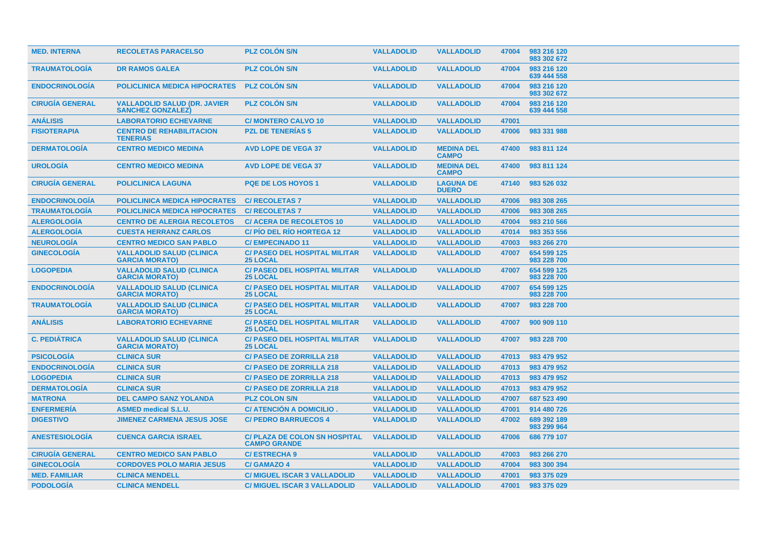| | | | | | | |
|---|---|---|---|---|---|---|
| MED. INTERNA | RECOLETAS PARACELSO | PLZ COLÓN S/N | VALLADOLID | VALLADOLID | 47004 | 983 216 120 983 302 672 |
| TRAUMATOLOGÍA | DR RAMOS GALEA | PLZ COLÓN S/N | VALLADOLID | VALLADOLID | 47004 | 983 216 120 639 444 558 |
| ENDOCRINOLOGÍA | POLICLINICA MEDICA HIPOCRATES | PLZ COLÓN S/N | VALLADOLID | VALLADOLID | 47004 | 983 216 120 983 302 672 |
| CIRUGÍA GENERAL | VALLADOLID SALUD (DR. JAVIER SANCHEZ GONZALEZ) | PLZ COLÓN S/N | VALLADOLID | VALLADOLID | 47004 | 983 216 120 639 444 558 |
| ANÁLISIS | LABORATORIO ECHEVARNE | C/ MONTERO CALVO 10 | VALLADOLID | VALLADOLID | 47001 | |
| FISIOTERAPIA | CENTRO DE REHABILITACION TENERIAS | PZL DE TENERÍAS 5 | VALLADOLID | VALLADOLID | 47006 | 983 331 988 |
| DERMATOLOGÍA | CENTRO MEDICO MEDINA | AVD LOPE DE VEGA 37 | VALLADOLID | MEDINA DEL CAMPO | 47400 | 983 811 124 |
| UROLOGÍA | CENTRO MEDICO MEDINA | AVD LOPE DE VEGA 37 | VALLADOLID | MEDINA DEL CAMPO | 47400 | 983 811 124 |
| CIRUGÍA GENERAL | POLICLINICA LAGUNA | PQE DE LOS HOYOS 1 | VALLADOLID | LAGUNA DE DUERO | 47140 | 983 526 032 |
| ENDOCRINOLOGÍA | POLICLINICA MEDICA HIPOCRATES | C/ RECOLETAS 7 | VALLADOLID | VALLADOLID | 47006 | 983 308 265 |
| TRAUMATOLOGÍA | POLICLINICA MEDICA HIPOCRATES | C/ RECOLETAS 7 | VALLADOLID | VALLADOLID | 47006 | 983 308 265 |
| ALERGOLOGÍA | CENTRO DE ALERGIA RECOLETOS | C/ ACERA DE RECOLETOS 10 | VALLADOLID | VALLADOLID | 47004 | 983 210 566 |
| ALERGOLOGÍA | CUESTA HERRANZ CARLOS | C/ PÍO DEL RÍO HORTEGA 12 | VALLADOLID | VALLADOLID | 47014 | 983 353 556 |
| NEUROLOGÍA | CENTRO MEDICO SAN PABLO | C/ EMPECINADO 11 | VALLADOLID | VALLADOLID | 47003 | 983 266 270 |
| GINECOLOGÍA | VALLADOLID SALUD (CLINICA GARCIA MORATO) | C/ PASEO DEL HOSPITAL MILITAR 25 LOCAL | VALLADOLID | VALLADOLID | 47007 | 654 599 125 983 228 700 |
| LOGOPEDIA | VALLADOLID SALUD (CLINICA GARCIA MORATO) | C/ PASEO DEL HOSPITAL MILITAR 25 LOCAL | VALLADOLID | VALLADOLID | 47007 | 654 599 125 983 228 700 |
| ENDOCRINOLOGÍA | VALLADOLID SALUD (CLINICA GARCIA MORATO) | C/ PASEO DEL HOSPITAL MILITAR 25 LOCAL | VALLADOLID | VALLADOLID | 47007 | 654 599 125 983 228 700 |
| TRAUMATOLOGÍA | VALLADOLID SALUD (CLINICA GARCIA MORATO) | C/ PASEO DEL HOSPITAL MILITAR 25 LOCAL | VALLADOLID | VALLADOLID | 47007 | 983 228 700 |
| ANÁLISIS | LABORATORIO ECHEVARNE | C/ PASEO DEL HOSPITAL MILITAR 25 LOCAL | VALLADOLID | VALLADOLID | 47007 | 900 909 110 |
| C. PEDIÁTRICA | VALLADOLID SALUD (CLINICA GARCIA MORATO) | C/ PASEO DEL HOSPITAL MILITAR 25 LOCAL | VALLADOLID | VALLADOLID | 47007 | 983 228 700 |
| PSICOLOGÍA | CLINICA SUR | C/ PASEO DE ZORRILLA 218 | VALLADOLID | VALLADOLID | 47013 | 983 479 952 |
| ENDOCRINOLOGÍA | CLINICA SUR | C/ PASEO DE ZORRILLA 218 | VALLADOLID | VALLADOLID | 47013 | 983 479 952 |
| LOGOPEDIA | CLINICA SUR | C/ PASEO DE ZORRILLA 218 | VALLADOLID | VALLADOLID | 47013 | 983 479 952 |
| DERMATOLOGÍA | CLINICA SUR | C/ PASEO DE ZORRILLA 218 | VALLADOLID | VALLADOLID | 47013 | 983 479 952 |
| MATRONA | DEL CAMPO SANZ YOLANDA | PLZ COLON S/N | VALLADOLID | VALLADOLID | 47007 | 687 523 490 |
| ENFERMERÍA | ASMED medical S.L.U. | C/ ATENCIÓN A DOMICILIO . | VALLADOLID | VALLADOLID | 47001 | 914 480 726 |
| DIGESTIVO | JIMENEZ CARMENA JESUS JOSE | C/ PEDRO BARRUECOS 4 | VALLADOLID | VALLADOLID | 47002 | 689 392 189 983 299 964 |
| ANESTESIOLOGÍA | CUENCA GARCIA ISRAEL | C/ PLAZA DE COLON SN HOSPITAL CAMPO GRANDE | VALLADOLID | VALLADOLID | 47006 | 686 779 107 |
| CIRUGÍA GENERAL | CENTRO MEDICO SAN PABLO | C/ ESTRECHA 9 | VALLADOLID | VALLADOLID | 47003 | 983 266 270 |
| GINECOLOGÍA | CORDOVES POLO MARIA JESUS | C/ GAMAZO 4 | VALLADOLID | VALLADOLID | 47004 | 983 300 394 |
| MED. FAMILIAR | CLINICA MENDELL | C/ MIGUEL ISCAR 3 VALLADOLID | VALLADOLID | VALLADOLID | 47001 | 983 375 029 |
| PODOLOGÍA | CLINICA MENDELL | C/ MIGUEL ISCAR 3 VALLADOLID | VALLADOLID | VALLADOLID | 47001 | 983 375 029 |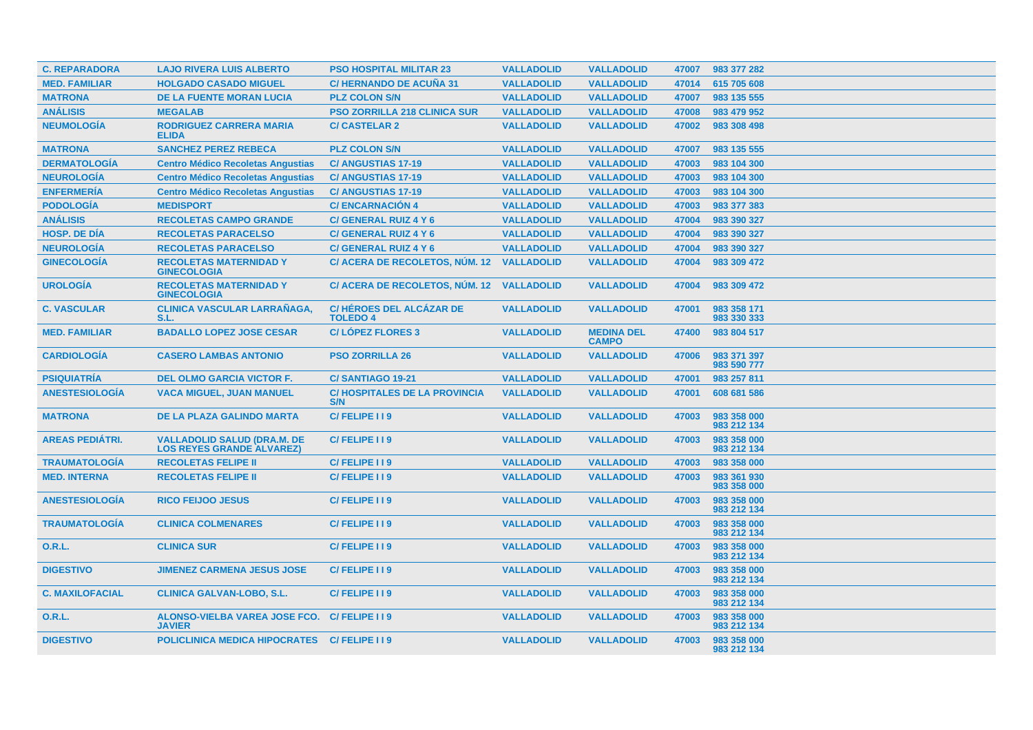| C. REPARADORA | LAJO RIVERA LUIS ALBERTO | PSO HOSPITAL MILITAR 23 | VALLADOLID | VALLADOLID | 47007 | 983 377 282 |
|---|---|---|---|---|---|---|
| MED. FAMILIAR | HOLGADO CASADO MIGUEL | C/ HERNANDO DE ACUÑA 31 | VALLADOLID | VALLADOLID | 47014 | 615 705 608 |
| MATRONA | DE LA FUENTE MORAN LUCIA | PLZ COLON S/N | VALLADOLID | VALLADOLID | 47007 | 983 135 555 |
| ANÁLISIS | MEGALAB | PSO ZORRILLA 218 CLINICA SUR | VALLADOLID | VALLADOLID | 47008 | 983 479 952 |
| NEUMOLOGÍA | RODRIGUEZ CARRERA MARIA ELIDA | C/ CASTELAR 2 | VALLADOLID | VALLADOLID | 47002 | 983 308 498 |
| MATRONA | SANCHEZ PEREZ REBECA | PLZ COLON S/N | VALLADOLID | VALLADOLID | 47007 | 983 135 555 |
| DERMATOLOGÍA | Centro Médico Recoletas Angustias | C/ ANGUSTIAS 17-19 | VALLADOLID | VALLADOLID | 47003 | 983 104 300 |
| NEUROLOGÍA | Centro Médico Recoletas Angustias | C/ ANGUSTIAS 17-19 | VALLADOLID | VALLADOLID | 47003 | 983 104 300 |
| ENFERMERÍA | Centro Médico Recoletas Angustias | C/ ANGUSTIAS 17-19 | VALLADOLID | VALLADOLID | 47003 | 983 104 300 |
| PODOLOGÍA | MEDISPORT | C/ ENCARNACIÓN 4 | VALLADOLID | VALLADOLID | 47003 | 983 377 383 |
| ANÁLISIS | RECOLETAS CAMPO GRANDE | C/ GENERAL RUIZ 4 Y 6 | VALLADOLID | VALLADOLID | 47004 | 983 390 327 |
| HOSP. DE DÍA | RECOLETAS PARACELSO | C/ GENERAL RUIZ 4 Y 6 | VALLADOLID | VALLADOLID | 47004 | 983 390 327 |
| NEUROLOGÍA | RECOLETAS PARACELSO | C/ GENERAL RUIZ 4 Y 6 | VALLADOLID | VALLADOLID | 47004 | 983 390 327 |
| GINECOLOGÍA | RECOLETAS MATERNIDAD Y GINECOLOGIA | C/ ACERA DE RECOLETOS, NÚM. 12 | VALLADOLID | VALLADOLID | 47004 | 983 309 472 |
| UROLOGÍA | RECOLETAS MATERNIDAD Y GINECOLOGIA | C/ ACERA DE RECOLETOS, NÚM. 12 | VALLADOLID | VALLADOLID | 47004 | 983 309 472 |
| C. VASCULAR | CLINICA VASCULAR LARRAÑAGA, S.L. | C/ HÉROES DEL ALCÁZAR DE TOLEDO 4 | VALLADOLID | VALLADOLID | 47001 | 983 358 171<br>983 330 333 |
| MED. FAMILIAR | BADALLO LOPEZ JOSE CESAR | C/ LÓPEZ FLORES 3 | VALLADOLID | MEDINA DEL CAMPO | 47400 | 983 804 517 |
| CARDIOLOGÍA | CASERO LAMBAS ANTONIO | PSO ZORRILLA 26 | VALLADOLID | VALLADOLID | 47006 | 983 371 397<br>983 590 777 |
| PSIQUIATRÍA | DEL OLMO GARCIA VICTOR F. | C/ SANTIAGO 19-21 | VALLADOLID | VALLADOLID | 47001 | 983 257 811 |
| ANESTESIOLOGÍA | VACA MIGUEL, JUAN MANUEL | C/ HOSPITALES DE LA PROVINCIA S/N | VALLADOLID | VALLADOLID | 47001 | 608 681 586 |
| MATRONA | DE LA PLAZA GALINDO MARTA | C/ FELIPE I I 9 | VALLADOLID | VALLADOLID | 47003 | 983 358 000<br>983 212 134 |
| AREAS PEDIÁTRI. | VALLADOLID SALUD (DRA.M. DE LOS REYES GRANDE ALVAREZ) | C/ FELIPE I I 9 | VALLADOLID | VALLADOLID | 47003 | 983 358 000<br>983 212 134 |
| TRAUMATOLOGÍA | RECOLETAS FELIPE II | C/ FELIPE I I 9 | VALLADOLID | VALLADOLID | 47003 | 983 358 000 |
| MED. INTERNA | RECOLETAS FELIPE II | C/ FELIPE I I 9 | VALLADOLID | VALLADOLID | 47003 | 983 361 930<br>983 358 000 |
| ANESTESIOLOGÍA | RICO FEIJOO JESUS | C/ FELIPE I I 9 | VALLADOLID | VALLADOLID | 47003 | 983 358 000<br>983 212 134 |
| TRAUMATOLOGÍA | CLINICA COLMENARES | C/ FELIPE I I 9 | VALLADOLID | VALLADOLID | 47003 | 983 358 000<br>983 212 134 |
| O.R.L. | CLINICA SUR | C/ FELIPE I I 9 | VALLADOLID | VALLADOLID | 47003 | 983 358 000<br>983 212 134 |
| DIGESTIVO | JIMENEZ CARMENA JESUS JOSE | C/ FELIPE I I 9 | VALLADOLID | VALLADOLID | 47003 | 983 358 000<br>983 212 134 |
| C. MAXILOFACIAL | CLINICA GALVAN-LOBO, S.L. | C/ FELIPE I I 9 | VALLADOLID | VALLADOLID | 47003 | 983 358 000<br>983 212 134 |
| O.R.L. | ALONSO-VIELBA VAREA JOSE FCO. JAVIER | C/ FELIPE I I 9 | VALLADOLID | VALLADOLID | 47003 | 983 358 000<br>983 212 134 |
| DIGESTIVO | POLICLINICA MEDICA HIPOCRATES | C/ FELIPE I I 9 | VALLADOLID | VALLADOLID | 47003 | 983 358 000<br>983 212 134 |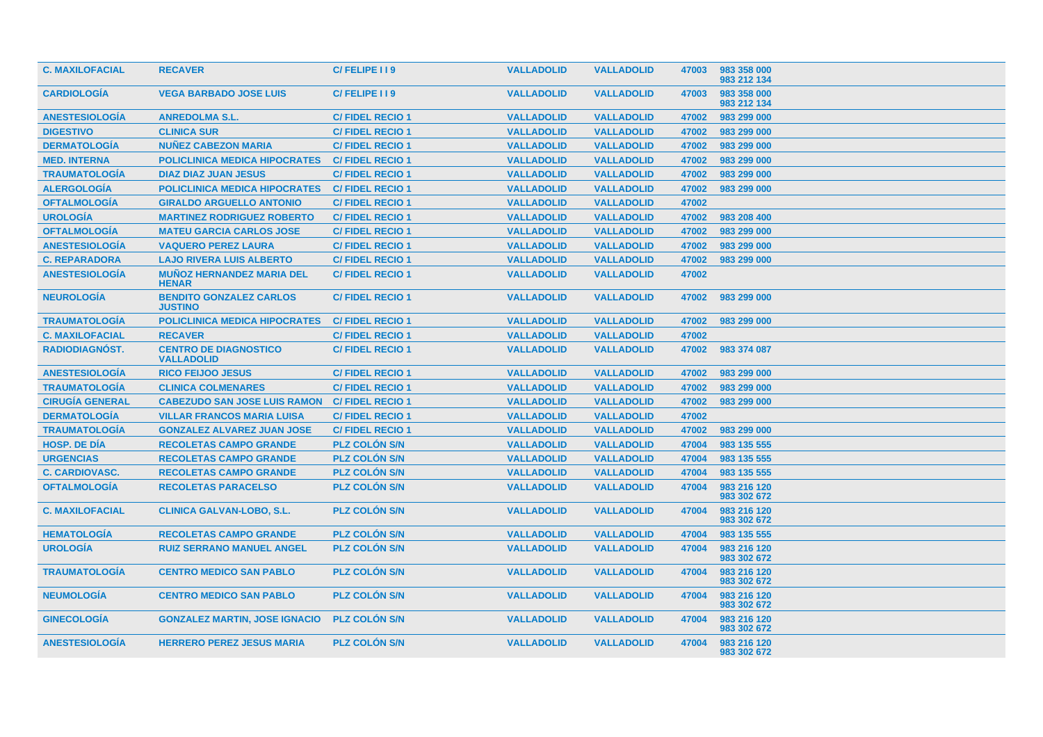| | | | | | | |
|---|---|---|---|---|---|---|
| C. MAXILOFACIAL | RECAVER | C/ FELIPE I I 9 | VALLADOLID | VALLADOLID | 47003 | 983 358 000<br>983 212 134 |
| CARDIOLOGÍA | VEGA BARBADO JOSE LUIS | C/ FELIPE I I 9 | VALLADOLID | VALLADOLID | 47003 | 983 358 000<br>983 212 134 |
| ANESTESIOLOGÍA | ANREDOLMA S.L. | C/ FIDEL RECIO 1 | VALLADOLID | VALLADOLID | 47002 | 983 299 000 |
| DIGESTIVO | CLINICA SUR | C/ FIDEL RECIO 1 | VALLADOLID | VALLADOLID | 47002 | 983 299 000 |
| DERMATOLOGÍA | NUÑEZ CABEZON MARIA | C/ FIDEL RECIO 1 | VALLADOLID | VALLADOLID | 47002 | 983 299 000 |
| MED. INTERNA | POLICLINICA MEDICA HIPOCRATES | C/ FIDEL RECIO 1 | VALLADOLID | VALLADOLID | 47002 | 983 299 000 |
| TRAUMATOLOGÍA | DIAZ DIAZ JUAN JESUS | C/ FIDEL RECIO 1 | VALLADOLID | VALLADOLID | 47002 | 983 299 000 |
| ALERGOLOGÍA | POLICLINICA MEDICA HIPOCRATES | C/ FIDEL RECIO 1 | VALLADOLID | VALLADOLID | 47002 | 983 299 000 |
| OFTALMOLOGÍA | GIRALDO ARGUELLO ANTONIO | C/ FIDEL RECIO 1 | VALLADOLID | VALLADOLID | 47002 | |
| UROLOGÍA | MARTINEZ RODRIGUEZ ROBERTO | C/ FIDEL RECIO 1 | VALLADOLID | VALLADOLID | 47002 | 983 208 400 |
| OFTALMOLOGÍA | MATEU GARCIA CARLOS JOSE | C/ FIDEL RECIO 1 | VALLADOLID | VALLADOLID | 47002 | 983 299 000 |
| ANESTESIOLOGÍA | VAQUERO PEREZ LAURA | C/ FIDEL RECIO 1 | VALLADOLID | VALLADOLID | 47002 | 983 299 000 |
| C. REPARADORA | LAJO RIVERA LUIS ALBERTO | C/ FIDEL RECIO 1 | VALLADOLID | VALLADOLID | 47002 | 983 299 000 |
| ANESTESIOLOGÍA | MUÑOZ HERNANDEZ MARIA DEL HENAR | C/ FIDEL RECIO 1 | VALLADOLID | VALLADOLID | 47002 | |
| NEUROLOGÍA | BENDITO GONZALEZ CARLOS JUSTINO | C/ FIDEL RECIO 1 | VALLADOLID | VALLADOLID | 47002 | 983 299 000 |
| TRAUMATOLOGÍA | POLICLINICA MEDICA HIPOCRATES | C/ FIDEL RECIO 1 | VALLADOLID | VALLADOLID | 47002 | 983 299 000 |
| C. MAXILOFACIAL | RECAVER | C/ FIDEL RECIO 1 | VALLADOLID | VALLADOLID | 47002 | |
| RADIODIAGNÓST. | CENTRO DE DIAGNOSTICO VALLADOLID | C/ FIDEL RECIO 1 | VALLADOLID | VALLADOLID | 47002 | 983 374 087 |
| ANESTESIOLOGÍA | RICO FEIJOO JESUS | C/ FIDEL RECIO 1 | VALLADOLID | VALLADOLID | 47002 | 983 299 000 |
| TRAUMATOLOGÍA | CLINICA COLMENARES | C/ FIDEL RECIO 1 | VALLADOLID | VALLADOLID | 47002 | 983 299 000 |
| CIRUGÍA GENERAL | CABEZUDO SAN JOSE LUIS RAMON | C/ FIDEL RECIO 1 | VALLADOLID | VALLADOLID | 47002 | 983 299 000 |
| DERMATOLOGÍA | VILLAR FRANCOS MARIA LUISA | C/ FIDEL RECIO 1 | VALLADOLID | VALLADOLID | 47002 | |
| TRAUMATOLOGÍA | GONZALEZ ALVAREZ JUAN JOSE | C/ FIDEL RECIO 1 | VALLADOLID | VALLADOLID | 47002 | 983 299 000 |
| HOSP. DE DÍA | RECOLETAS CAMPO GRANDE | PLZ COLÓN S/N | VALLADOLID | VALLADOLID | 47004 | 983 135 555 |
| URGENCIAS | RECOLETAS CAMPO GRANDE | PLZ COLÓN S/N | VALLADOLID | VALLADOLID | 47004 | 983 135 555 |
| C. CARDIOVASC. | RECOLETAS CAMPO GRANDE | PLZ COLÓN S/N | VALLADOLID | VALLADOLID | 47004 | 983 135 555 |
| OFTALMOLOGÍA | RECOLETAS PARACELSO | PLZ COLÓN S/N | VALLADOLID | VALLADOLID | 47004 | 983 216 120<br>983 302 672 |
| C. MAXILOFACIAL | CLINICA GALVAN-LOBO, S.L. | PLZ COLÓN S/N | VALLADOLID | VALLADOLID | 47004 | 983 216 120<br>983 302 672 |
| HEMATOLOGÍA | RECOLETAS CAMPO GRANDE | PLZ COLÓN S/N | VALLADOLID | VALLADOLID | 47004 | 983 135 555 |
| UROLOGÍA | RUIZ SERRANO MANUEL ANGEL | PLZ COLÓN S/N | VALLADOLID | VALLADOLID | 47004 | 983 216 120<br>983 302 672 |
| TRAUMATOLOGÍA | CENTRO MEDICO SAN PABLO | PLZ COLÓN S/N | VALLADOLID | VALLADOLID | 47004 | 983 216 120<br>983 302 672 |
| NEUMOLOGÍA | CENTRO MEDICO SAN PABLO | PLZ COLÓN S/N | VALLADOLID | VALLADOLID | 47004 | 983 216 120<br>983 302 672 |
| GINECOLOGÍA | GONZALEZ MARTIN, JOSE IGNACIO | PLZ COLÓN S/N | VALLADOLID | VALLADOLID | 47004 | 983 216 120<br>983 302 672 |
| ANESTESIOLOGÍA | HERRERO PEREZ JESUS MARIA | PLZ COLÓN S/N | VALLADOLID | VALLADOLID | 47004 | 983 216 120<br>983 302 672 |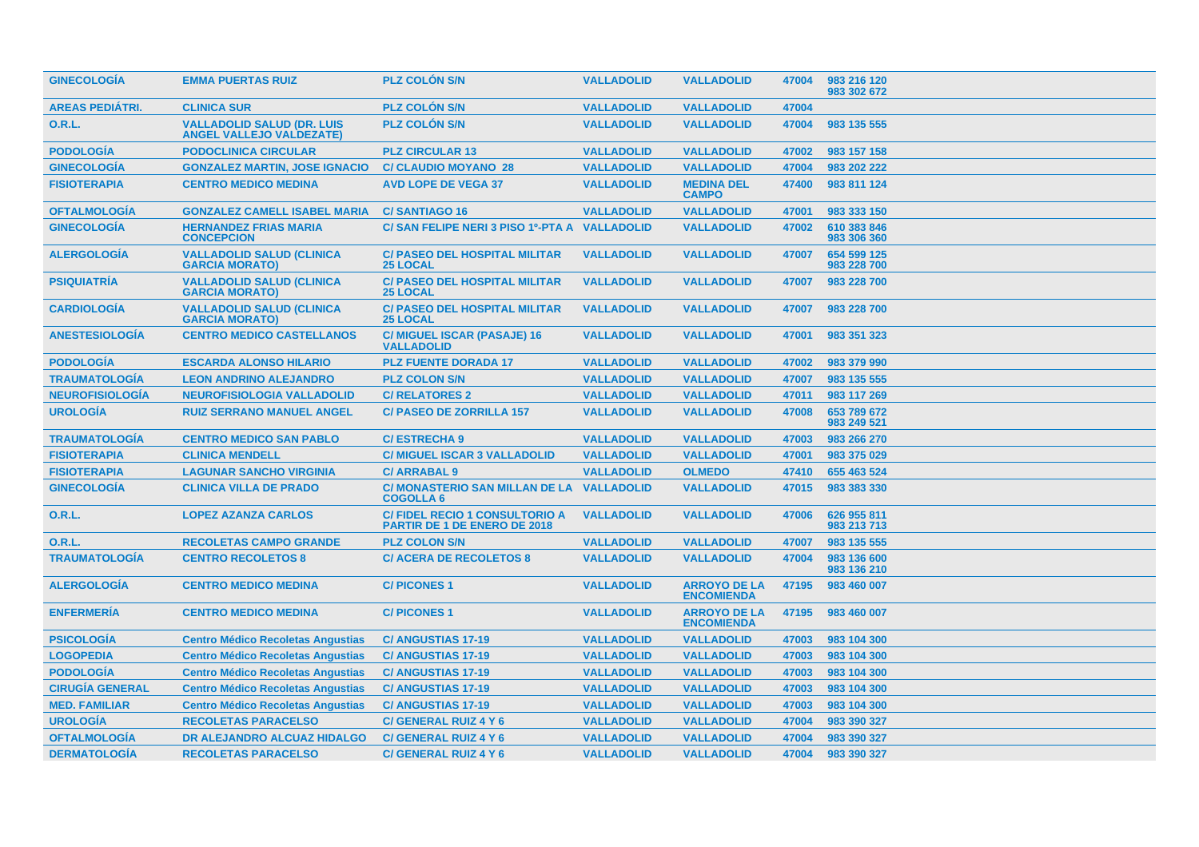| | | | | | | |
|---|---|---|---|---|---|---|
| GINECOLOGÍA | EMMA PUERTAS RUIZ | PLZ COLÓN S/N | VALLADOLID | VALLADOLID | 47004 | 983 216 120 983 302 672 |
| AREAS PEDIÁTRI. | CLINICA SUR | PLZ COLÓN S/N | VALLADOLID | VALLADOLID | 47004 | |
| O.R.L. | VALLADOLID SALUD (DR. LUIS ANGEL VALLEJO VALDEZATE) | PLZ COLÓN S/N | VALLADOLID | VALLADOLID | 47004 | 983 135 555 |
| PODOLOGÍA | PODOCLINICA CIRCULAR | PLZ CIRCULAR 13 | VALLADOLID | VALLADOLID | 47002 | 983 157 158 |
| GINECOLOGÍA | GONZALEZ MARTIN, JOSE IGNACIO | C/ CLAUDIO MOYANO 28 | VALLADOLID | VALLADOLID | 47004 | 983 202 222 |
| FISIOTERAPIA | CENTRO MEDICO MEDINA | AVD LOPE DE VEGA 37 | VALLADOLID | MEDINA DEL CAMPO | 47400 | 983 811 124 |
| OFTALMOLOGÍA | GONZALEZ CAMELL ISABEL MARIA | C/ SANTIAGO 16 | VALLADOLID | VALLADOLID | 47001 | 983 333 150 |
| GINECOLOGÍA | HERNANDEZ FRIAS MARIA CONCEPCION | C/ SAN FELIPE NERI 3 PISO 1º-PTA A | VALLADOLID | VALLADOLID | 47002 | 610 383 846 983 306 360 |
| ALERGOLOGÍA | VALLADOLID SALUD (CLINICA GARCIA MORATO) | C/ PASEO DEL HOSPITAL MILITAR 25 LOCAL | VALLADOLID | VALLADOLID | 47007 | 654 599 125 983 228 700 |
| PSIQUIATRÍA | VALLADOLID SALUD (CLINICA GARCIA MORATO) | C/ PASEO DEL HOSPITAL MILITAR 25 LOCAL | VALLADOLID | VALLADOLID | 47007 | 983 228 700 |
| CARDIOLOGÍA | VALLADOLID SALUD (CLINICA GARCIA MORATO) | C/ PASEO DEL HOSPITAL MILITAR 25 LOCAL | VALLADOLID | VALLADOLID | 47007 | 983 228 700 |
| ANESTESIOLOGÍA | CENTRO MEDICO CASTELLANOS | C/ MIGUEL ISCAR (PASAJE) 16 VALLADOLID | VALLADOLID | VALLADOLID | 47001 | 983 351 323 |
| PODOLOGÍA | ESCARDA ALONSO HILARIO | PLZ FUENTE DORADA 17 | VALLADOLID | VALLADOLID | 47002 | 983 379 990 |
| TRAUMATOLOGÍA | LEON ANDRINO ALEJANDRO | PLZ COLON S/N | VALLADOLID | VALLADOLID | 47007 | 983 135 555 |
| NEUROFISIOLOGÍA | NEUROFISIOLOGIA VALLADOLID | C/ RELATORES 2 | VALLADOLID | VALLADOLID | 47011 | 983 117 269 |
| UROLOGÍA | RUIZ SERRANO MANUEL ANGEL | C/ PASEO DE ZORRILLA 157 | VALLADOLID | VALLADOLID | 47008 | 653 789 672 983 249 521 |
| TRAUMATOLOGÍA | CENTRO MEDICO SAN PABLO | C/ ESTRECHA 9 | VALLADOLID | VALLADOLID | 47003 | 983 266 270 |
| FISIOTERAPIA | CLINICA MENDELL | C/ MIGUEL ISCAR 3 VALLADOLID | VALLADOLID | VALLADOLID | 47001 | 983 375 029 |
| FISIOTERAPIA | LAGUNAR SANCHO VIRGINIA | C/ ARRABAL 9 | VALLADOLID | OLMEDO | 47410 | 655 463 524 |
| GINECOLOGÍA | CLINICA VILLA DE PRADO | C/ MONASTERIO SAN MILLAN DE LA COGOLLA 6 | VALLADOLID | VALLADOLID | 47015 | 983 383 330 |
| O.R.L. | LOPEZ AZANZA CARLOS | C/ FIDEL RECIO 1 CONSULTORIO A PARTIR DE 1 DE ENERO DE 2018 | VALLADOLID | VALLADOLID | 47006 | 626 955 811 983 213 713 |
| O.R.L. | RECOLETAS CAMPO GRANDE | PLZ COLON S/N | VALLADOLID | VALLADOLID | 47007 | 983 135 555 |
| TRAUMATOLOGÍA | CENTRO RECOLETOS 8 | C/ ACERA DE RECOLETOS 8 | VALLADOLID | VALLADOLID | 47004 | 983 136 600 983 136 210 |
| ALERGOLOGÍA | CENTRO MEDICO MEDINA | C/ PICONES 1 | VALLADOLID | ARROYO DE LA ENCOMIENDA | 47195 | 983 460 007 |
| ENFERMERÍA | CENTRO MEDICO MEDINA | C/ PICONES 1 | VALLADOLID | ARROYO DE LA ENCOMIENDA | 47195 | 983 460 007 |
| PSICOLOGÍA | Centro Médico Recoletas Angustias | C/ ANGUSTIAS 17-19 | VALLADOLID | VALLADOLID | 47003 | 983 104 300 |
| LOGOPEDIA | Centro Médico Recoletas Angustias | C/ ANGUSTIAS 17-19 | VALLADOLID | VALLADOLID | 47003 | 983 104 300 |
| PODOLOGÍA | Centro Médico Recoletas Angustias | C/ ANGUSTIAS 17-19 | VALLADOLID | VALLADOLID | 47003 | 983 104 300 |
| CIRUGÍA GENERAL | Centro Médico Recoletas Angustias | C/ ANGUSTIAS 17-19 | VALLADOLID | VALLADOLID | 47003 | 983 104 300 |
| MED. FAMILIAR | Centro Médico Recoletas Angustias | C/ ANGUSTIAS 17-19 | VALLADOLID | VALLADOLID | 47003 | 983 104 300 |
| UROLOGÍA | RECOLETAS PARACELSO | C/ GENERAL RUIZ 4 Y 6 | VALLADOLID | VALLADOLID | 47004 | 983 390 327 |
| OFTALMOLOGÍA | DR ALEJANDRO ALCUAZ HIDALGO | C/ GENERAL RUIZ 4 Y 6 | VALLADOLID | VALLADOLID | 47004 | 983 390 327 |
| DERMATOLOGÍA | RECOLETAS PARACELSO | C/ GENERAL RUIZ 4 Y 6 | VALLADOLID | VALLADOLID | 47004 | 983 390 327 |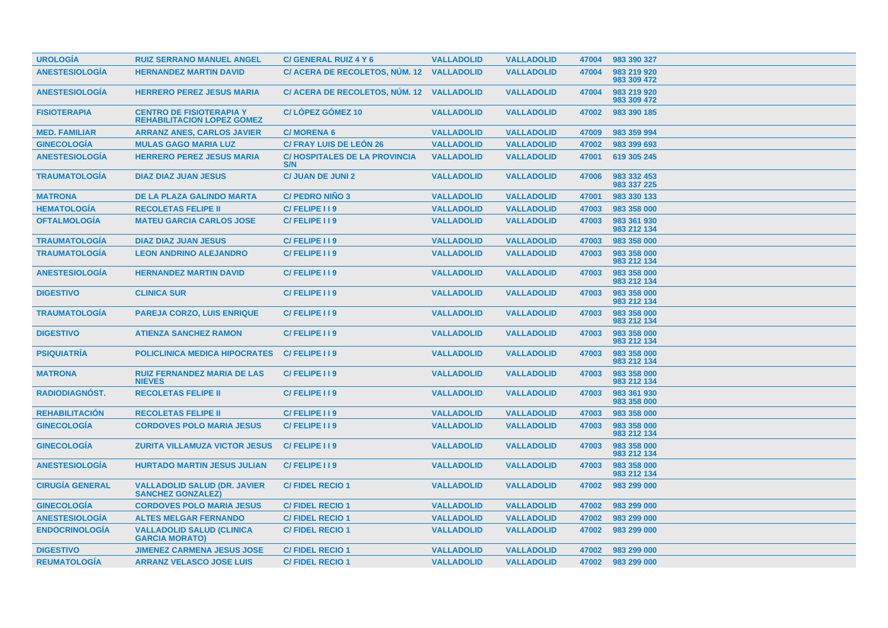| UROLOGÍA | RUIZ SERRANO MANUEL ANGEL | C/ GENERAL RUIZ 4 Y 6 | VALLADOLID | VALLADOLID | 47004 | 983 390 327 |
|---|---|---|---|---|---|---|
| ANESTESIOLOGÍA | HERNANDEZ MARTIN DAVID | C/ ACERA DE RECOLETOS, NÚM. 12 | VALLADOLID | VALLADOLID | 47004 | 983 219 920 983 309 472 |
| ANESTESIOLOGÍA | HERRERO PEREZ JESUS MARIA | C/ ACERA DE RECOLETOS, NÚM. 12 | VALLADOLID | VALLADOLID | 47004 | 983 219 920 983 309 472 |
| FISIOTERAPIA | CENTRO DE FISIOTERAPIA Y REHABILITACION LOPEZ GOMEZ | C/ LÓPEZ GÓMEZ 10 | VALLADOLID | VALLADOLID | 47002 | 983 390 185 |
| MED. FAMILIAR | ARRANZ ANES, CARLOS JAVIER | C/ MORENA 6 | VALLADOLID | VALLADOLID | 47009 | 983 359 994 |
| GINECOLOGÍA | MULAS GAGO MARIA LUZ | C/ FRAY LUIS DE LEÓN 26 | VALLADOLID | VALLADOLID | 47002 | 983 399 693 |
| ANESTESIOLOGÍA | HERRERO PEREZ JESUS MARIA | C/ HOSPITALES DE LA PROVINCIA S/N | VALLADOLID | VALLADOLID | 47001 | 619 305 245 |
| TRAUMATOLOGÍA | DIAZ DIAZ JUAN JESUS | C/ JUAN DE JUNI 2 | VALLADOLID | VALLADOLID | 47006 | 983 332 453 983 337 225 |
| MATRONA | DE LA PLAZA GALINDO MARTA | C/ PEDRO NIÑO 3 | VALLADOLID | VALLADOLID | 47001 | 983 330 133 |
| HEMATOLOGÍA | RECOLETAS FELIPE II | C/ FELIPE I I 9 | VALLADOLID | VALLADOLID | 47003 | 983 358 000 |
| OFTALMOLOGÍA | MATEU GARCIA CARLOS JOSE | C/ FELIPE I I 9 | VALLADOLID | VALLADOLID | 47003 | 983 361 930 983 212 134 |
| TRAUMATOLOGÍA | DIAZ DIAZ JUAN JESUS | C/ FELIPE I I 9 | VALLADOLID | VALLADOLID | 47003 | 983 358 000 |
| TRAUMATOLOGÍA | LEON ANDRINO ALEJANDRO | C/ FELIPE I I 9 | VALLADOLID | VALLADOLID | 47003 | 983 358 000 983 212 134 |
| ANESTESIOLOGÍA | HERNANDEZ MARTIN DAVID | C/ FELIPE I I 9 | VALLADOLID | VALLADOLID | 47003 | 983 358 000 983 212 134 |
| DIGESTIVO | CLINICA SUR | C/ FELIPE I I 9 | VALLADOLID | VALLADOLID | 47003 | 983 358 000 983 212 134 |
| TRAUMATOLOGÍA | PAREJA CORZO, LUIS ENRIQUE | C/ FELIPE I I 9 | VALLADOLID | VALLADOLID | 47003 | 983 358 000 983 212 134 |
| DIGESTIVO | ATIENZA SANCHEZ RAMON | C/ FELIPE I I 9 | VALLADOLID | VALLADOLID | 47003 | 983 358 000 983 212 134 |
| PSIQUIATRÍA | POLICLINICA MEDICA HIPOCRATES | C/ FELIPE I I 9 | VALLADOLID | VALLADOLID | 47003 | 983 358 000 983 212 134 |
| MATRONA | RUIZ FERNANDEZ MARIA DE LAS NIEVES | C/ FELIPE I I 9 | VALLADOLID | VALLADOLID | 47003 | 983 358 000 983 212 134 |
| RADIODIAGNÓST. | RECOLETAS FELIPE II | C/ FELIPE I I 9 | VALLADOLID | VALLADOLID | 47003 | 983 361 930 983 358 000 |
| REHABILITACIÓN | RECOLETAS FELIPE II | C/ FELIPE I I 9 | VALLADOLID | VALLADOLID | 47003 | 983 358 000 |
| GINECOLOGÍA | CORDOVES POLO MARIA JESUS | C/ FELIPE I I 9 | VALLADOLID | VALLADOLID | 47003 | 983 358 000 983 212 134 |
| GINECOLOGÍA | ZURITA VILLAMUZA VICTOR JESUS | C/ FELIPE I I 9 | VALLADOLID | VALLADOLID | 47003 | 983 358 000 983 212 134 |
| ANESTESIOLOGÍA | HURTADO MARTIN JESUS JULIAN | C/ FELIPE I I 9 | VALLADOLID | VALLADOLID | 47003 | 983 358 000 983 212 134 |
| CIRUGÍA GENERAL | VALLADOLID SALUD (DR. JAVIER SANCHEZ GONZALEZ) | C/ FIDEL RECIO 1 | VALLADOLID | VALLADOLID | 47002 | 983 299 000 |
| GINECOLOGÍA | CORDOVES POLO MARIA JESUS | C/ FIDEL RECIO 1 | VALLADOLID | VALLADOLID | 47002 | 983 299 000 |
| ANESTESIOLOGÍA | ALTES MELGAR FERNANDO | C/ FIDEL RECIO 1 | VALLADOLID | VALLADOLID | 47002 | 983 299 000 |
| ENDOCRINOLOGÍA | VALLADOLID SALUD (CLINICA GARCIA MORATO) | C/ FIDEL RECIO 1 | VALLADOLID | VALLADOLID | 47002 | 983 299 000 |
| DIGESTIVO | JIMENEZ CARMENA JESUS JOSE | C/ FIDEL RECIO 1 | VALLADOLID | VALLADOLID | 47002 | 983 299 000 |
| REUMATOLOGÍA | ARRANZ VELASCO JOSE LUIS | C/ FIDEL RECIO 1 | VALLADOLID | VALLADOLID | 47002 | 983 299 000 |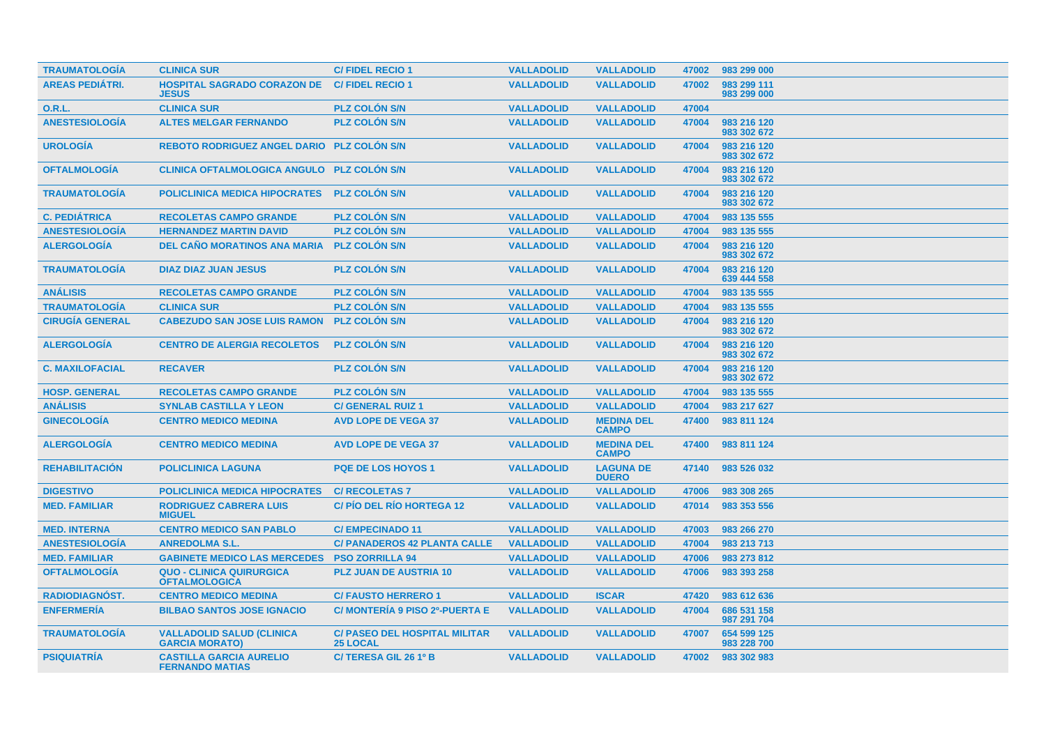| TRAUMATOLOGÍA | CLINICA SUR | C/ FIDEL RECIO 1 | VALLADOLID | VALLADOLID | 47002 | 983 299 000 |
|---|---|---|---|---|---|---|
| AREAS PEDIÁTRI. | HOSPITAL SAGRADO CORAZON DE JESUS | C/ FIDEL RECIO 1 | VALLADOLID | VALLADOLID | 47002 | 983 299 111<br>983 299 000 |
| O.R.L. | CLINICA SUR | PLZ COLÓN S/N | VALLADOLID | VALLADOLID | 47004 | |
| ANESTESIOLOGÍA | ALTES MELGAR FERNANDO | PLZ COLÓN S/N | VALLADOLID | VALLADOLID | 47004 | 983 216 120<br>983 302 672 |
| UROLOGÍA | REBOTO RODRIGUEZ ANGEL DARIO | PLZ COLÓN S/N | VALLADOLID | VALLADOLID | 47004 | 983 216 120<br>983 302 672 |
| OFTALMOLOGÍA | CLINICA OFTALMOLOGICA ANGULO | PLZ COLÓN S/N | VALLADOLID | VALLADOLID | 47004 | 983 216 120<br>983 302 672 |
| TRAUMATOLOGÍA | POLICLINICA MEDICA HIPOCRATES | PLZ COLÓN S/N | VALLADOLID | VALLADOLID | 47004 | 983 216 120<br>983 302 672 |
| C. PEDIÁTRICA | RECOLETAS CAMPO GRANDE | PLZ COLÓN S/N | VALLADOLID | VALLADOLID | 47004 | 983 135 555 |
| ANESTESIOLOGÍA | HERNANDEZ MARTIN DAVID | PLZ COLÓN S/N | VALLADOLID | VALLADOLID | 47004 | 983 135 555 |
| ALERGOLOGÍA | DEL CAÑO MORATINOS ANA MARIA | PLZ COLÓN S/N | VALLADOLID | VALLADOLID | 47004 | 983 216 120<br>983 302 672 |
| TRAUMATOLOGÍA | DIAZ DIAZ JUAN JESUS | PLZ COLÓN S/N | VALLADOLID | VALLADOLID | 47004 | 983 216 120<br>639 444 558 |
| ANÁLISIS | RECOLETAS CAMPO GRANDE | PLZ COLÓN S/N | VALLADOLID | VALLADOLID | 47004 | 983 135 555 |
| TRAUMATOLOGÍA | CLINICA SUR | PLZ COLÓN S/N | VALLADOLID | VALLADOLID | 47004 | 983 135 555 |
| CIRUGÍA GENERAL | CABEZUDO SAN JOSE LUIS RAMON | PLZ COLÓN S/N | VALLADOLID | VALLADOLID | 47004 | 983 216 120<br>983 302 672 |
| ALERGOLOGÍA | CENTRO DE ALERGIA RECOLETOS | PLZ COLÓN S/N | VALLADOLID | VALLADOLID | 47004 | 983 216 120<br>983 302 672 |
| C. MAXILOFACIAL | RECAVER | PLZ COLÓN S/N | VALLADOLID | VALLADOLID | 47004 | 983 216 120<br>983 302 672 |
| HOSP. GENERAL | RECOLETAS CAMPO GRANDE | PLZ COLÓN S/N | VALLADOLID | VALLADOLID | 47004 | 983 135 555 |
| ANÁLISIS | SYNLAB CASTILLA Y LEON | C/ GENERAL RUIZ 1 | VALLADOLID | VALLADOLID | 47004 | 983 217 627 |
| GINECOLOGÍA | CENTRO MEDICO MEDINA | AVD LOPE DE VEGA 37 | VALLADOLID | MEDINA DEL CAMPO | 47400 | 983 811 124 |
| ALERGOLOGÍA | CENTRO MEDICO MEDINA | AVD LOPE DE VEGA 37 | VALLADOLID | MEDINA DEL CAMPO | 47400 | 983 811 124 |
| REHABILITACIÓN | POLICLINICA LAGUNA | PQE DE LOS HOYOS 1 | VALLADOLID | LAGUNA DE DUERO | 47140 | 983 526 032 |
| DIGESTIVO | POLICLINICA MEDICA HIPOCRATES | C/ RECOLETAS 7 | VALLADOLID | VALLADOLID | 47006 | 983 308 265 |
| MED. FAMILIAR | RODRIGUEZ CABRERA LUIS MIGUEL | C/ PÍO DEL RÍO HORTEGA 12 | VALLADOLID | VALLADOLID | 47014 | 983 353 556 |
| MED. INTERNA | CENTRO MEDICO SAN PABLO | C/ EMPECINADO 11 | VALLADOLID | VALLADOLID | 47003 | 983 266 270 |
| ANESTESIOLOGÍA | ANREDOLMA S.L. | C/ PANADEROS 42 PLANTA CALLE | VALLADOLID | VALLADOLID | 47004 | 983 213 713 |
| MED. FAMILIAR | GABINETE MEDICO LAS MERCEDES | PSO ZORRILLA 94 | VALLADOLID | VALLADOLID | 47006 | 983 273 812 |
| OFTALMOLOGÍA | QUO - CLINICA QUIRURGICA OFTALMOLOGICA | PLZ JUAN DE AUSTRIA 10 | VALLADOLID | VALLADOLID | 47006 | 983 393 258 |
| RADIODIAGNÓST. | CENTRO MEDICO MEDINA | C/ FAUSTO HERRERO 1 | VALLADOLID | ISCAR | 47420 | 983 612 636 |
| ENFERMERÍA | BILBAO SANTOS JOSE IGNACIO | C/ MONTERÍA 9 PISO 2º-PUERTA E | VALLADOLID | VALLADOLID | 47004 | 686 531 158<br>987 291 704 |
| TRAUMATOLOGÍA | VALLADOLID SALUD (CLINICA GARCIA MORATO) | C/ PASEO DEL HOSPITAL MILITAR 25 LOCAL | VALLADOLID | VALLADOLID | 47007 | 654 599 125<br>983 228 700 |
| PSIQUIATRÍA | CASTILLA GARCIA AURELIO FERNANDO MATIAS | C/ TERESA GIL 26 1º B | VALLADOLID | VALLADOLID | 47002 | 983 302 983 |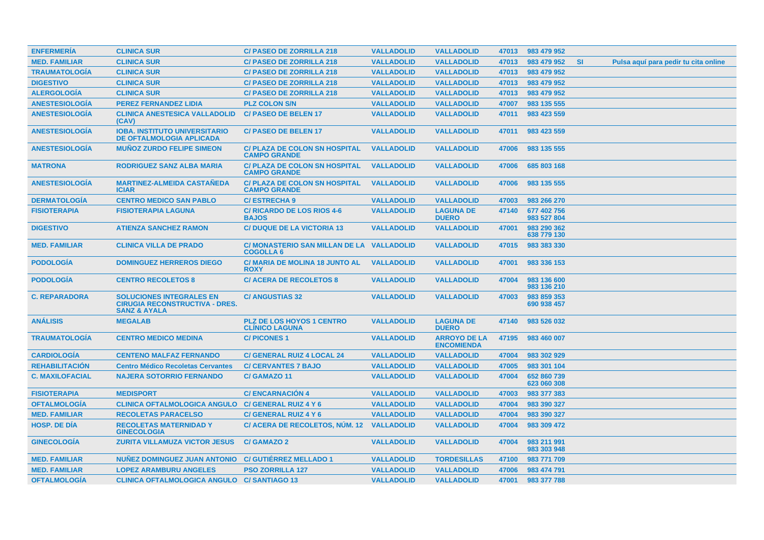| | | | | | | | | |
|---|---|---|---|---|---|---|---|---|
| ENFERMERÍA | CLINICA SUR | C/ PASEO DE ZORRILLA 218 | VALLADOLID | VALLADOLID | 47013 | 983 479 952 | | |
| MED. FAMILIAR | CLINICA SUR | C/ PASEO DE ZORRILLA 218 | VALLADOLID | VALLADOLID | 47013 | 983 479 952 | SI | Pulsa aquí para pedir tu cita online |
| TRAUMATOLOGÍA | CLINICA SUR | C/ PASEO DE ZORRILLA 218 | VALLADOLID | VALLADOLID | 47013 | 983 479 952 | | |
| DIGESTIVO | CLINICA SUR | C/ PASEO DE ZORRILLA 218 | VALLADOLID | VALLADOLID | 47013 | 983 479 952 | | |
| ALERGOLOGÍA | CLINICA SUR | C/ PASEO DE ZORRILLA 218 | VALLADOLID | VALLADOLID | 47013 | 983 479 952 | | |
| ANESTESIOLOGÍA | PEREZ FERNANDEZ LIDIA | PLZ COLON S/N | VALLADOLID | VALLADOLID | 47007 | 983 135 555 | | |
| ANESTESIOLOGÍA | CLINICA ANESTESICA VALLADOLID (CAV) | C/ PASEO DE BELEN 17 | VALLADOLID | VALLADOLID | 47011 | 983 423 559 | | |
| ANESTESIOLOGÍA | IOBA. INSTITUTO UNIVERSITARIO DE OFTALMOLOGIA APLICADA | C/ PASEO DE BELEN 17 | VALLADOLID | VALLADOLID | 47011 | 983 423 559 | | |
| ANESTESIOLOGÍA | MUÑOZ ZURDO FELIPE SIMEON | C/ PLAZA DE COLON SN HOSPITAL CAMPO GRANDE | VALLADOLID | VALLADOLID | 47006 | 983 135 555 | | |
| MATRONA | RODRIGUEZ SANZ ALBA MARIA | C/ PLAZA DE COLON SN HOSPITAL CAMPO GRANDE | VALLADOLID | VALLADOLID | 47006 | 685 803 168 | | |
| ANESTESIOLOGÍA | MARTINEZ-ALMEIDA CASTAÑEDA ICIAR | C/ PLAZA DE COLON SN HOSPITAL CAMPO GRANDE | VALLADOLID | VALLADOLID | 47006 | 983 135 555 | | |
| DERMATOLOGÍA | CENTRO MEDICO SAN PABLO | C/ ESTRECHA 9 | VALLADOLID | VALLADOLID | 47003 | 983 266 270 | | |
| FISIOTERAPIA | FISIOTERAPIA LAGUNA | C/ RICARDO DE LOS RIOS 4-6 BAJOS | VALLADOLID | LAGUNA DE DUERO | 47140 | 677 402 756<br>983 527 804 | | |
| DIGESTIVO | ATIENZA SANCHEZ RAMON | C/ DUQUE DE LA VICTORIA 13 | VALLADOLID | VALLADOLID | 47001 | 983 290 362<br>638 779 130 | | |
| MED. FAMILIAR | CLINICA VILLA DE PRADO | C/ MONASTERIO SAN MILLAN DE LA COGOLLA 6 | VALLADOLID | VALLADOLID | 47015 | 983 383 330 | | |
| PODOLOGÍA | DOMINGUEZ HERREROS DIEGO | C/ MARIA DE MOLINA 18 JUNTO AL ROXY | VALLADOLID | VALLADOLID | 47001 | 983 336 153 | | |
| PODOLOGÍA | CENTRO RECOLETOS 8 | C/ ACERA DE RECOLETOS 8 | VALLADOLID | VALLADOLID | 47004 | 983 136 600<br>983 136 210 | | |
| C. REPARADORA | SOLUCIONES INTEGRALES EN CIRUGIA RECONSTRUCTIVA - DRES. SANZ & AYALA | C/ ANGUSTIAS 32 | VALLADOLID | VALLADOLID | 47003 | 983 859 353<br>690 938 457 | | |
| ANÁLISIS | MEGALAB | PLZ DE LOS HOYOS 1 CENTRO CLÍNICO LAGUNA | VALLADOLID | LAGUNA DE DUERO | 47140 | 983 526 032 | | |
| TRAUMATOLOGÍA | CENTRO MEDICO MEDINA | C/ PICONES 1 | VALLADOLID | ARROYO DE LA ENCOMIENDA | 47195 | 983 460 007 | | |
| CARDIOLOGÍA | CENTENO MALFAZ FERNANDO | C/ GENERAL RUIZ 4 LOCAL 24 | VALLADOLID | VALLADOLID | 47004 | 983 302 929 | | |
| REHABILITACIÓN | Centro Médico Recoletas Cervantes | C/ CERVANTES 7 BAJO | VALLADOLID | VALLADOLID | 47005 | 983 301 104 | | |
| C. MAXILOFACIAL | NAJERA SOTORRIO FERNANDO | C/ GAMAZO 11 | VALLADOLID | VALLADOLID | 47004 | 652 860 739<br>623 060 308 | | |
| FISIOTERAPIA | MEDISPORT | C/ ENCARNACIÓN 4 | VALLADOLID | VALLADOLID | 47003 | 983 377 383 | | |
| OFTALMOLOGÍA | CLINICA OFTALMOLOGICA ANGULO | C/ GENERAL RUIZ 4 Y 6 | VALLADOLID | VALLADOLID | 47004 | 983 390 327 | | |
| MED. FAMILIAR | RECOLETAS PARACELSO | C/ GENERAL RUIZ 4 Y 6 | VALLADOLID | VALLADOLID | 47004 | 983 390 327 | | |
| HOSP. DE DÍA | RECOLETAS MATERNIDAD Y GINECOLOGIA | C/ ACERA DE RECOLETOS, NÚM. 12 | VALLADOLID | VALLADOLID | 47004 | 983 309 472 | | |
| GINECOLOGÍA | ZURITA VILLAMUZA VICTOR JESUS | C/ GAMAZO 2 | VALLADOLID | VALLADOLID | 47004 | 983 211 991<br>983 303 948 | | |
| MED. FAMILIAR | NUÑEZ DOMINGUEZ JUAN ANTONIO | C/ GUTIÉRREZ MELLADO 1 | VALLADOLID | TORDESILLAS | 47100 | 983 771 709 | | |
| MED. FAMILIAR | LOPEZ ARAMBURU ANGELES | PSO ZORRILLA 127 | VALLADOLID | VALLADOLID | 47006 | 983 474 791 | | |
| OFTALMOLOGÍA | CLINICA OFTALMOLOGICA ANGULO | C/ SANTIAGO 13 | VALLADOLID | VALLADOLID | 47001 | 983 377 788 | | |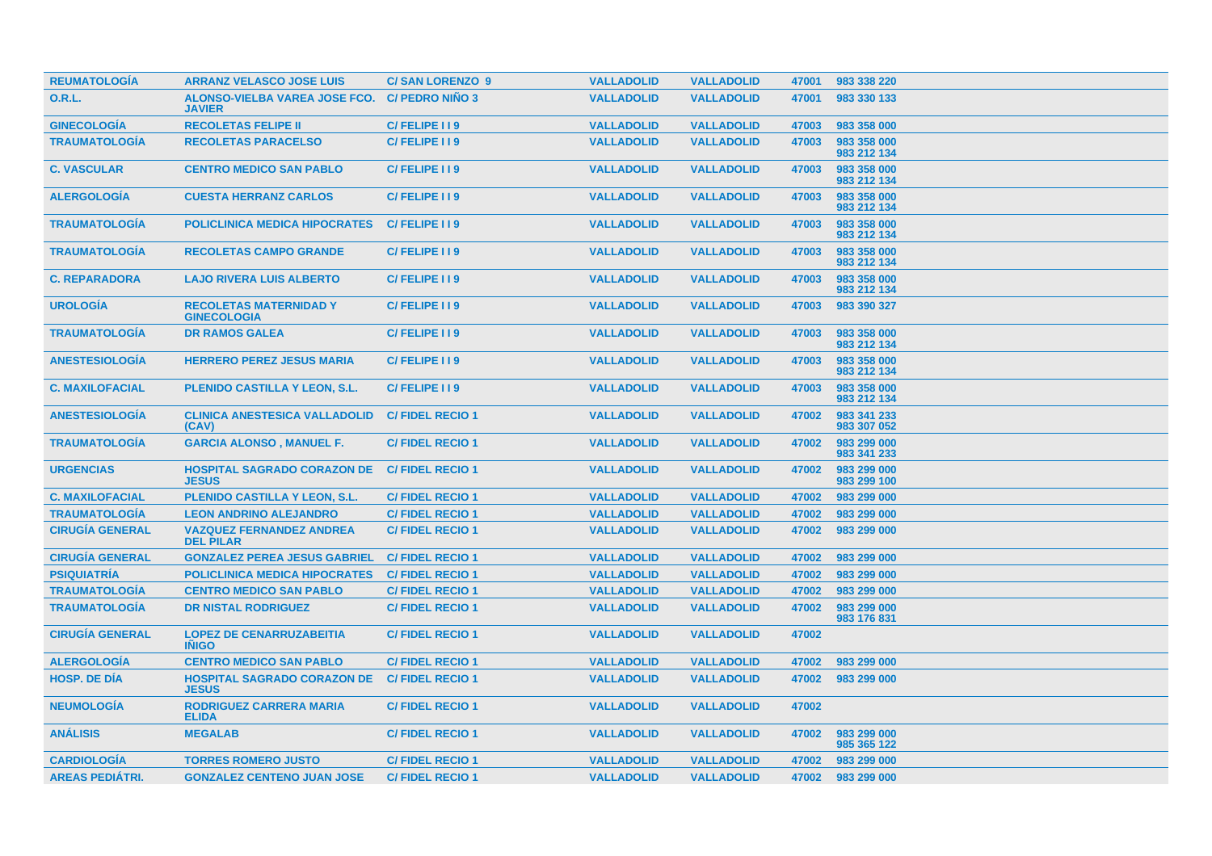| REUMATOLOGÍA | ARRANZ VELASCO JOSE LUIS | C/ SAN LORENZO 9 | VALLADOLID | VALLADOLID | 47001 | 983 338 220 |
|---|---|---|---|---|---|---|
| O.R.L. | ALONSO-VIELBA VAREA JOSE FCO. JAVIER | C/ PEDRO NIÑO 3 | VALLADOLID | VALLADOLID | 47001 | 983 330 133 |
| GINECOLOGÍA | RECOLETAS FELIPE II | C/ FELIPE I I 9 | VALLADOLID | VALLADOLID | 47003 | 983 358 000 |
| TRAUMATOLOGÍA | RECOLETAS PARACELSO | C/ FELIPE I I 9 | VALLADOLID | VALLADOLID | 47003 | 983 358 000<br>983 212 134 |
| C. VASCULAR | CENTRO MEDICO SAN PABLO | C/ FELIPE I I 9 | VALLADOLID | VALLADOLID | 47003 | 983 358 000<br>983 212 134 |
| ALERGOLOGÍA | CUESTA HERRANZ CARLOS | C/ FELIPE I I 9 | VALLADOLID | VALLADOLID | 47003 | 983 358 000<br>983 212 134 |
| TRAUMATOLOGÍA | POLICLINICA MEDICA HIPOCRATES | C/ FELIPE I I 9 | VALLADOLID | VALLADOLID | 47003 | 983 358 000<br>983 212 134 |
| TRAUMATOLOGÍA | RECOLETAS CAMPO GRANDE | C/ FELIPE I I 9 | VALLADOLID | VALLADOLID | 47003 | 983 358 000<br>983 212 134 |
| C. REPARADORA | LAJO RIVERA LUIS ALBERTO | C/ FELIPE I I 9 | VALLADOLID | VALLADOLID | 47003 | 983 358 000<br>983 212 134 |
| UROLOGÍA | RECOLETAS MATERNIDAD Y GINECOLOGIA | C/ FELIPE I I 9 | VALLADOLID | VALLADOLID | 47003 | 983 390 327 |
| TRAUMATOLOGÍA | DR RAMOS GALEA | C/ FELIPE I I 9 | VALLADOLID | VALLADOLID | 47003 | 983 358 000<br>983 212 134 |
| ANESTESIOLOGÍA | HERRERO PEREZ JESUS MARIA | C/ FELIPE I I 9 | VALLADOLID | VALLADOLID | 47003 | 983 358 000<br>983 212 134 |
| C. MAXILOFACIAL | PLENIDO CASTILLA Y LEON, S.L. | C/ FELIPE I I 9 | VALLADOLID | VALLADOLID | 47003 | 983 358 000<br>983 212 134 |
| ANESTESIOLOGÍA | CLINICA ANESTESICA VALLADOLID (CAV) | C/ FIDEL RECIO 1 | VALLADOLID | VALLADOLID | 47002 | 983 341 233<br>983 307 052 |
| TRAUMATOLOGÍA | GARCIA ALONSO , MANUEL F. | C/ FIDEL RECIO 1 | VALLADOLID | VALLADOLID | 47002 | 983 299 000<br>983 341 233 |
| URGENCIAS | HOSPITAL SAGRADO CORAZON DE JESUS | C/ FIDEL RECIO 1 | VALLADOLID | VALLADOLID | 47002 | 983 299 000<br>983 299 100 |
| C. MAXILOFACIAL | PLENIDO CASTILLA Y LEON, S.L. | C/ FIDEL RECIO 1 | VALLADOLID | VALLADOLID | 47002 | 983 299 000 |
| TRAUMATOLOGÍA | LEON ANDRINO ALEJANDRO | C/ FIDEL RECIO 1 | VALLADOLID | VALLADOLID | 47002 | 983 299 000 |
| CIRUGÍA GENERAL | VAZQUEZ FERNANDEZ ANDREA DEL PILAR | C/ FIDEL RECIO 1 | VALLADOLID | VALLADOLID | 47002 | 983 299 000 |
| CIRUGÍA GENERAL | GONZALEZ PEREA JESUS GABRIEL | C/ FIDEL RECIO 1 | VALLADOLID | VALLADOLID | 47002 | 983 299 000 |
| PSIQUIATRÍA | POLICLINICA MEDICA HIPOCRATES | C/ FIDEL RECIO 1 | VALLADOLID | VALLADOLID | 47002 | 983 299 000 |
| TRAUMATOLOGÍA | CENTRO MEDICO SAN PABLO | C/ FIDEL RECIO 1 | VALLADOLID | VALLADOLID | 47002 | 983 299 000 |
| TRAUMATOLOGÍA | DR NISTAL RODRIGUEZ | C/ FIDEL RECIO 1 | VALLADOLID | VALLADOLID | 47002 | 983 299 000<br>983 176 831 |
| CIRUGÍA GENERAL | LOPEZ DE CENARRUZABEITIA IÑIGO | C/ FIDEL RECIO 1 | VALLADOLID | VALLADOLID | 47002 | |
| ALERGOLOGÍA | CENTRO MEDICO SAN PABLO | C/ FIDEL RECIO 1 | VALLADOLID | VALLADOLID | 47002 | 983 299 000 |
| HOSP. DE DÍA | HOSPITAL SAGRADO CORAZON DE JESUS | C/ FIDEL RECIO 1 | VALLADOLID | VALLADOLID | 47002 | 983 299 000 |
| NEUMOLOGÍA | RODRIGUEZ CARRERA MARIA ELIDA | C/ FIDEL RECIO 1 | VALLADOLID | VALLADOLID | 47002 | |
| ANÁLISIS | MEGALAB | C/ FIDEL RECIO 1 | VALLADOLID | VALLADOLID | 47002 | 983 299 000<br>985 365 122 |
| CARDIOLOGÍA | TORRES ROMERO JUSTO | C/ FIDEL RECIO 1 | VALLADOLID | VALLADOLID | 47002 | 983 299 000 |
| AREAS PEDIÁTRI. | GONZALEZ CENTENO JUAN JOSE | C/ FIDEL RECIO 1 | VALLADOLID | VALLADOLID | 47002 | 983 299 000 |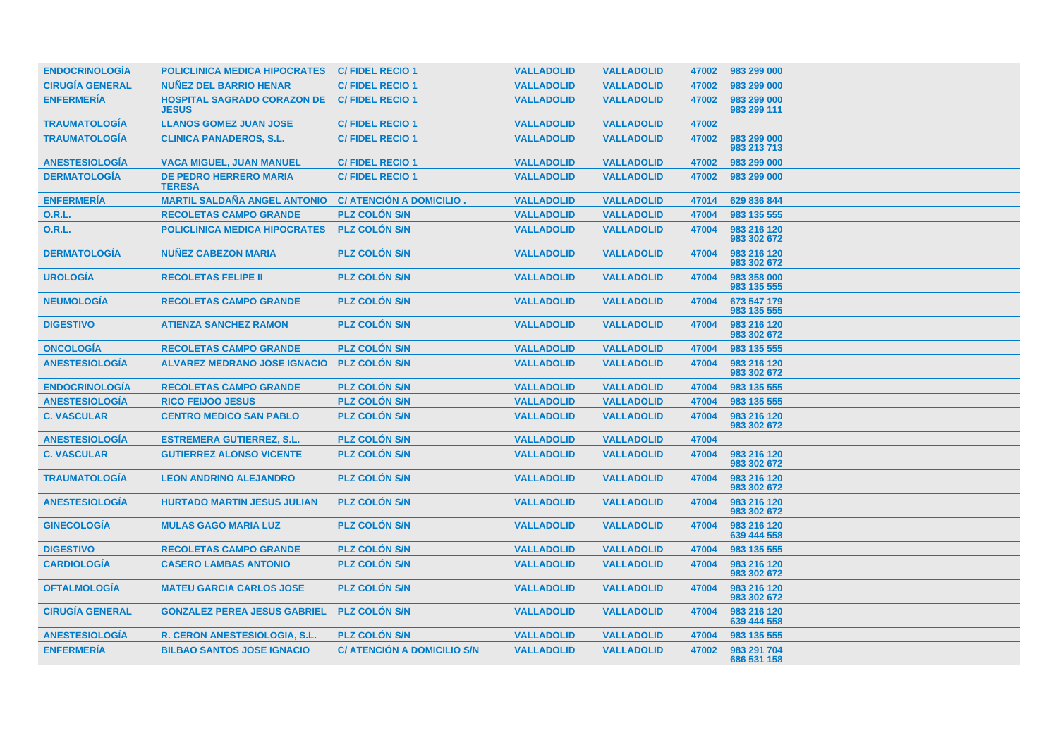| | | | | | | |
|---|---|---|---|---|---|---|
| ENDOCRINOLOGÍA | POLICLINICA MEDICA HIPOCRATES | C/ FIDEL RECIO 1 | VALLADOLID | VALLADOLID | 47002 | 983 299 000 |
| CIRUGÍA GENERAL | NUÑEZ DEL BARRIO HENAR | C/ FIDEL RECIO 1 | VALLADOLID | VALLADOLID | 47002 | 983 299 000 |
| ENFERMERÍA | HOSPITAL SAGRADO CORAZON DE JESUS | C/ FIDEL RECIO 1 | VALLADOLID | VALLADOLID | 47002 | 983 299 000<br>983 299 111 |
| TRAUMATOLOGÍA | LLANOS GOMEZ JUAN JOSE | C/ FIDEL RECIO 1 | VALLADOLID | VALLADOLID | 47002 | |
| TRAUMATOLOGÍA | CLINICA PANADEROS, S.L. | C/ FIDEL RECIO 1 | VALLADOLID | VALLADOLID | 47002 | 983 299 000<br>983 213 713 |
| ANESTESIOLOGÍA | VACA MIGUEL, JUAN MANUEL | C/ FIDEL RECIO 1 | VALLADOLID | VALLADOLID | 47002 | 983 299 000 |
| DERMATOLOGÍA | DE PEDRO HERRERO MARIA TERESA | C/ FIDEL RECIO 1 | VALLADOLID | VALLADOLID | 47002 | 983 299 000 |
| ENFERMERÍA | MARTIL SALDAÑA ANGEL ANTONIO | C/ ATENCIÓN A DOMICILIO . | VALLADOLID | VALLADOLID | 47014 | 629 836 844 |
| O.R.L. | RECOLETAS CAMPO GRANDE | PLZ COLÓN S/N | VALLADOLID | VALLADOLID | 47004 | 983 135 555 |
| O.R.L. | POLICLINICA MEDICA HIPOCRATES | PLZ COLÓN S/N | VALLADOLID | VALLADOLID | 47004 | 983 216 120<br>983 302 672 |
| DERMATOLOGÍA | NUÑEZ CABEZON MARIA | PLZ COLÓN S/N | VALLADOLID | VALLADOLID | 47004 | 983 216 120<br>983 302 672 |
| UROLOGÍA | RECOLETAS FELIPE II | PLZ COLÓN S/N | VALLADOLID | VALLADOLID | 47004 | 983 358 000<br>983 135 555 |
| NEUMOLOGÍA | RECOLETAS CAMPO GRANDE | PLZ COLÓN S/N | VALLADOLID | VALLADOLID | 47004 | 673 547 179<br>983 135 555 |
| DIGESTIVO | ATIENZA SANCHEZ RAMON | PLZ COLÓN S/N | VALLADOLID | VALLADOLID | 47004 | 983 216 120<br>983 302 672 |
| ONCOLOGÍA | RECOLETAS CAMPO GRANDE | PLZ COLÓN S/N | VALLADOLID | VALLADOLID | 47004 | 983 135 555 |
| ANESTESIOLOGÍA | ALVAREZ MEDRANO JOSE IGNACIO | PLZ COLÓN S/N | VALLADOLID | VALLADOLID | 47004 | 983 216 120<br>983 302 672 |
| ENDOCRINOLOGÍA | RECOLETAS CAMPO GRANDE | PLZ COLÓN S/N | VALLADOLID | VALLADOLID | 47004 | 983 135 555 |
| ANESTESIOLOGÍA | RICO FEIJOO JESUS | PLZ COLÓN S/N | VALLADOLID | VALLADOLID | 47004 | 983 135 555 |
| C. VASCULAR | CENTRO MEDICO SAN PABLO | PLZ COLÓN S/N | VALLADOLID | VALLADOLID | 47004 | 983 216 120<br>983 302 672 |
| ANESTESIOLOGÍA | ESTREMERA GUTIERREZ, S.L. | PLZ COLÓN S/N | VALLADOLID | VALLADOLID | 47004 | |
| C. VASCULAR | GUTIERREZ ALONSO VICENTE | PLZ COLÓN S/N | VALLADOLID | VALLADOLID | 47004 | 983 216 120<br>983 302 672 |
| TRAUMATOLOGÍA | LEON ANDRINO ALEJANDRO | PLZ COLÓN S/N | VALLADOLID | VALLADOLID | 47004 | 983 216 120<br>983 302 672 |
| ANESTESIOLOGÍA | HURTADO MARTIN JESUS JULIAN | PLZ COLÓN S/N | VALLADOLID | VALLADOLID | 47004 | 983 216 120<br>983 302 672 |
| GINECOLOGÍA | MULAS GAGO MARIA LUZ | PLZ COLÓN S/N | VALLADOLID | VALLADOLID | 47004 | 983 216 120<br>639 444 558 |
| DIGESTIVO | RECOLETAS CAMPO GRANDE | PLZ COLÓN S/N | VALLADOLID | VALLADOLID | 47004 | 983 135 555 |
| CARDIOLOGÍA | CASERO LAMBAS ANTONIO | PLZ COLÓN S/N | VALLADOLID | VALLADOLID | 47004 | 983 216 120<br>983 302 672 |
| OFTALMOLOGÍA | MATEU GARCIA CARLOS JOSE | PLZ COLÓN S/N | VALLADOLID | VALLADOLID | 47004 | 983 216 120<br>983 302 672 |
| CIRUGÍA GENERAL | GONZALEZ PEREA JESUS GABRIEL | PLZ COLÓN S/N | VALLADOLID | VALLADOLID | 47004 | 983 216 120<br>639 444 558 |
| ANESTESIOLOGÍA | R. CERON ANESTESIOLOGIA, S.L. | PLZ COLÓN S/N | VALLADOLID | VALLADOLID | 47004 | 983 135 555 |
| ENFERMERÍA | BILBAO SANTOS JOSE IGNACIO | C/ ATENCIÓN A DOMICILIO S/N | VALLADOLID | VALLADOLID | 47002 | 983 291 704<br>686 531 158 |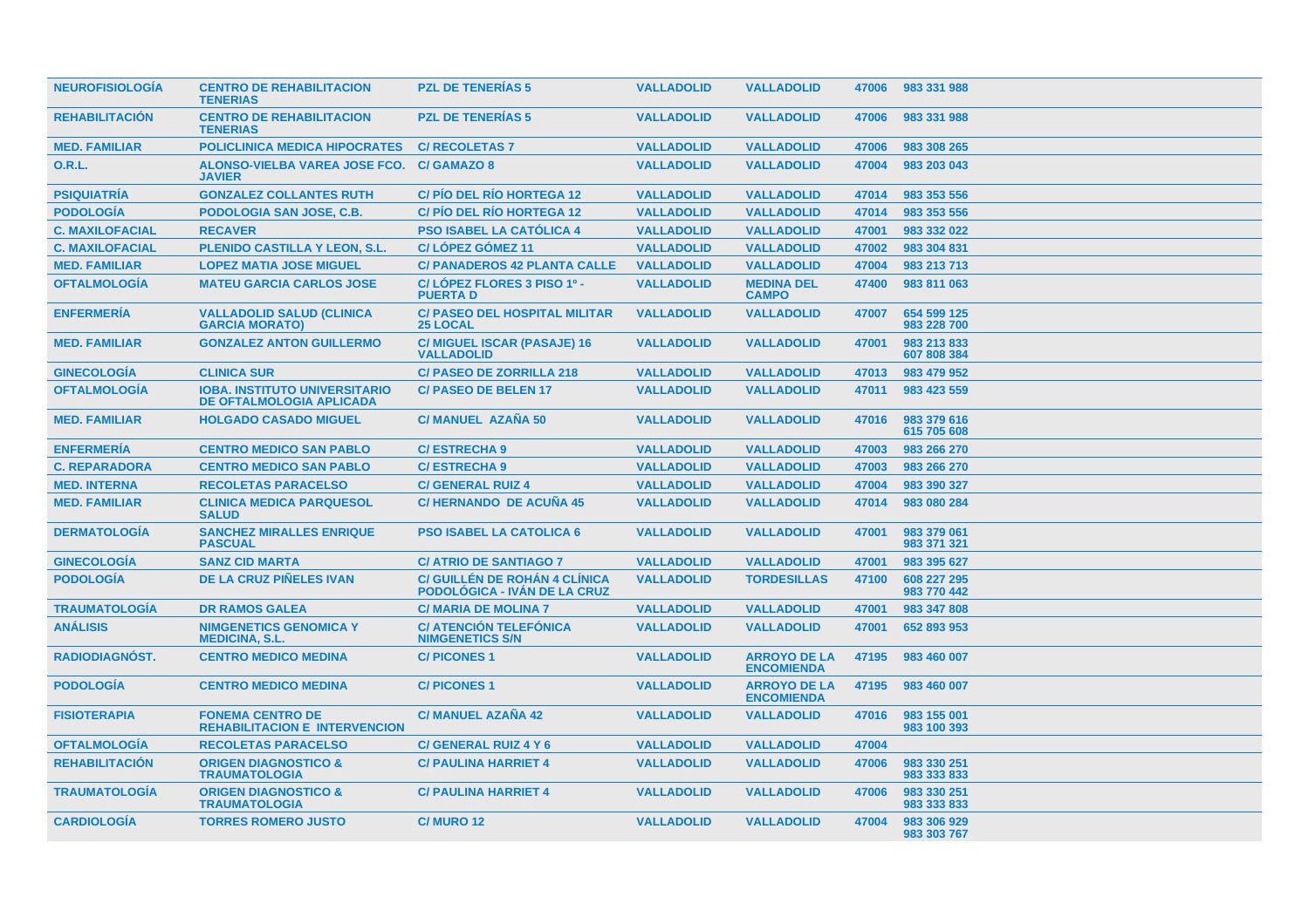| | | | | | | |
|---|---|---|---|---|---|---|
| **NEUROFISIOLOGÍA** | **CENTRO DE REHABILITACION TENERIAS** | **PZL DE TENERÍAS 5** | **VALLADOLID** | **VALLADOLID** | **47006** | **983 331 988** |
| **REHABILITACIÓN** | **CENTRO DE REHABILITACION TENERIAS** | **PZL DE TENERÍAS 5** | **VALLADOLID** | **VALLADOLID** | **47006** | **983 331 988** |
| **MED. FAMILIAR** | **POLICLINICA MEDICA HIPOCRATES** | **C/ RECOLETAS 7** | **VALLADOLID** | **VALLADOLID** | **47006** | **983 308 265** |
| **O.R.L.** | **ALONSO-VIELBA VAREA JOSE FCO. JAVIER** | **C/ GAMAZO 8** | **VALLADOLID** | **VALLADOLID** | **47004** | **983 203 043** |
| **PSIQUIATRÍA** | **GONZALEZ COLLANTES RUTH** | **C/ PÍO DEL RÍO HORTEGA 12** | **VALLADOLID** | **VALLADOLID** | **47014** | **983 353 556** |
| **PODOLOGÍA** | **PODOLOGIA SAN JOSE, C.B.** | **C/ PÍO DEL RÍO HORTEGA 12** | **VALLADOLID** | **VALLADOLID** | **47014** | **983 353 556** |
| **C. MAXILOFACIAL** | **RECAVER** | **PSO ISABEL LA CATÓLICA 4** | **VALLADOLID** | **VALLADOLID** | **47001** | **983 332 022** |
| **C. MAXILOFACIAL** | **PLENIDO CASTILLA Y LEON, S.L.** | **C/ LÓPEZ GÓMEZ 11** | **VALLADOLID** | **VALLADOLID** | **47002** | **983 304 831** |
| **MED. FAMILIAR** | **LOPEZ MATIA JOSE MIGUEL** | **C/ PANADEROS 42 PLANTA CALLE** | **VALLADOLID** | **VALLADOLID** | **47004** | **983 213 713** |
| **OFTALMOLOGÍA** | **MATEU GARCIA CARLOS JOSE** | **C/ LÓPEZ FLORES 3 PISO 1º - PUERTA D** | **VALLADOLID** | **MEDINA DEL CAMPO** | **47400** | **983 811 063** |
| **ENFERMERÍA** | **VALLADOLID SALUD (CLINICA GARCIA MORATO)** | **C/ PASEO DEL HOSPITAL MILITAR 25 LOCAL** | **VALLADOLID** | **VALLADOLID** | **47007** | **654 599 125 983 228 700** |
| **MED. FAMILIAR** | **GONZALEZ ANTON GUILLERMO** | **C/ MIGUEL ISCAR (PASAJE) 16 VALLADOLID** | **VALLADOLID** | **VALLADOLID** | **47001** | **983 213 833 607 808 384** |
| **GINECOLOGÍA** | **CLINICA SUR** | **C/ PASEO DE ZORRILLA 218** | **VALLADOLID** | **VALLADOLID** | **47013** | **983 479 952** |
| **OFTALMOLOGÍA** | **IOBA. INSTITUTO UNIVERSITARIO DE OFTALMOLOGIA APLICADA** | **C/ PASEO DE BELEN 17** | **VALLADOLID** | **VALLADOLID** | **47011** | **983 423 559** |
| **MED. FAMILIAR** | **HOLGADO CASADO MIGUEL** | **C/ MANUEL AZAÑA 50** | **VALLADOLID** | **VALLADOLID** | **47016** | **983 379 616 615 705 608** |
| **ENFERMERÍA** | **CENTRO MEDICO SAN PABLO** | **C/ ESTRECHA 9** | **VALLADOLID** | **VALLADOLID** | **47003** | **983 266 270** |
| **C. REPARADORA** | **CENTRO MEDICO SAN PABLO** | **C/ ESTRECHA 9** | **VALLADOLID** | **VALLADOLID** | **47003** | **983 266 270** |
| **MED. INTERNA** | **RECOLETAS PARACELSO** | **C/ GENERAL RUIZ 4** | **VALLADOLID** | **VALLADOLID** | **47004** | **983 390 327** |
| **MED. FAMILIAR** | **CLINICA MEDICA PARQUESOL SALUD** | **C/ HERNANDO DE ACUÑA 45** | **VALLADOLID** | **VALLADOLID** | **47014** | **983 080 284** |
| **DERMATOLOGÍA** | **SANCHEZ MIRALLES ENRIQUE PASCUAL** | **PSO ISABEL LA CATOLICA 6** | **VALLADOLID** | **VALLADOLID** | **47001** | **983 379 061 983 371 321** |
| **GINECOLOGÍA** | **SANZ CID MARTA** | **C/ ATRIO DE SANTIAGO 7** | **VALLADOLID** | **VALLADOLID** | **47001** | **983 395 627** |
| **PODOLOGÍA** | **DE LA CRUZ PIÑELES IVAN** | **C/ GUILLÉN DE ROHÁN 4 CLÍNICA PODOLÓGICA - IVÁN DE LA CRUZ** | **VALLADOLID** | **TORDESILLAS** | **47100** | **608 227 295 983 770 442** |
| **TRAUMATOLOGÍA** | **DR RAMOS GALEA** | **C/ MARIA DE MOLINA 7** | **VALLADOLID** | **VALLADOLID** | **47001** | **983 347 808** |
| **ANÁLISIS** | **NIMGENETICS GENOMICA Y MEDICINA, S.L.** | **C/ ATENCIÓN TELEFÓNICA NIMGENETICS S/N** | **VALLADOLID** | **VALLADOLID** | **47001** | **652 893 953** |
| **RADIODIAGNÓST.** | **CENTRO MEDICO MEDINA** | **C/ PICONES 1** | **VALLADOLID** | **ARROYO DE LA ENCOMIENDA** | **47195** | **983 460 007** |
| **PODOLOGÍA** | **CENTRO MEDICO MEDINA** | **C/ PICONES 1** | **VALLADOLID** | **ARROYO DE LA ENCOMIENDA** | **47195** | **983 460 007** |
| **FISIOTERAPIA** | **FONEMA CENTRO DE REHABILITACION E INTERVENCION** | **C/ MANUEL AZAÑA 42** | **VALLADOLID** | **VALLADOLID** | **47016** | **983 155 001 983 100 393** |
| **OFTALMOLOGÍA** | **RECOLETAS PARACELSO** | **C/ GENERAL RUIZ 4 Y 6** | **VALLADOLID** | **VALLADOLID** | **47004** | |
| **REHABILITACIÓN** | **ORIGEN DIAGNOSTICO & TRAUMATOLOGIA** | **C/ PAULINA HARRIET 4** | **VALLADOLID** | **VALLADOLID** | **47006** | **983 330 251 983 333 833** |
| **TRAUMATOLOGÍA** | **ORIGEN DIAGNOSTICO & TRAUMATOLOGIA** | **C/ PAULINA HARRIET 4** | **VALLADOLID** | **VALLADOLID** | **47006** | **983 330 251 983 333 833** |
| **CARDIOLOGÍA** | **TORRES ROMERO JUSTO** | **C/ MURO 12** | **VALLADOLID** | **VALLADOLID** | **47004** | **983 306 929 983 303 767** |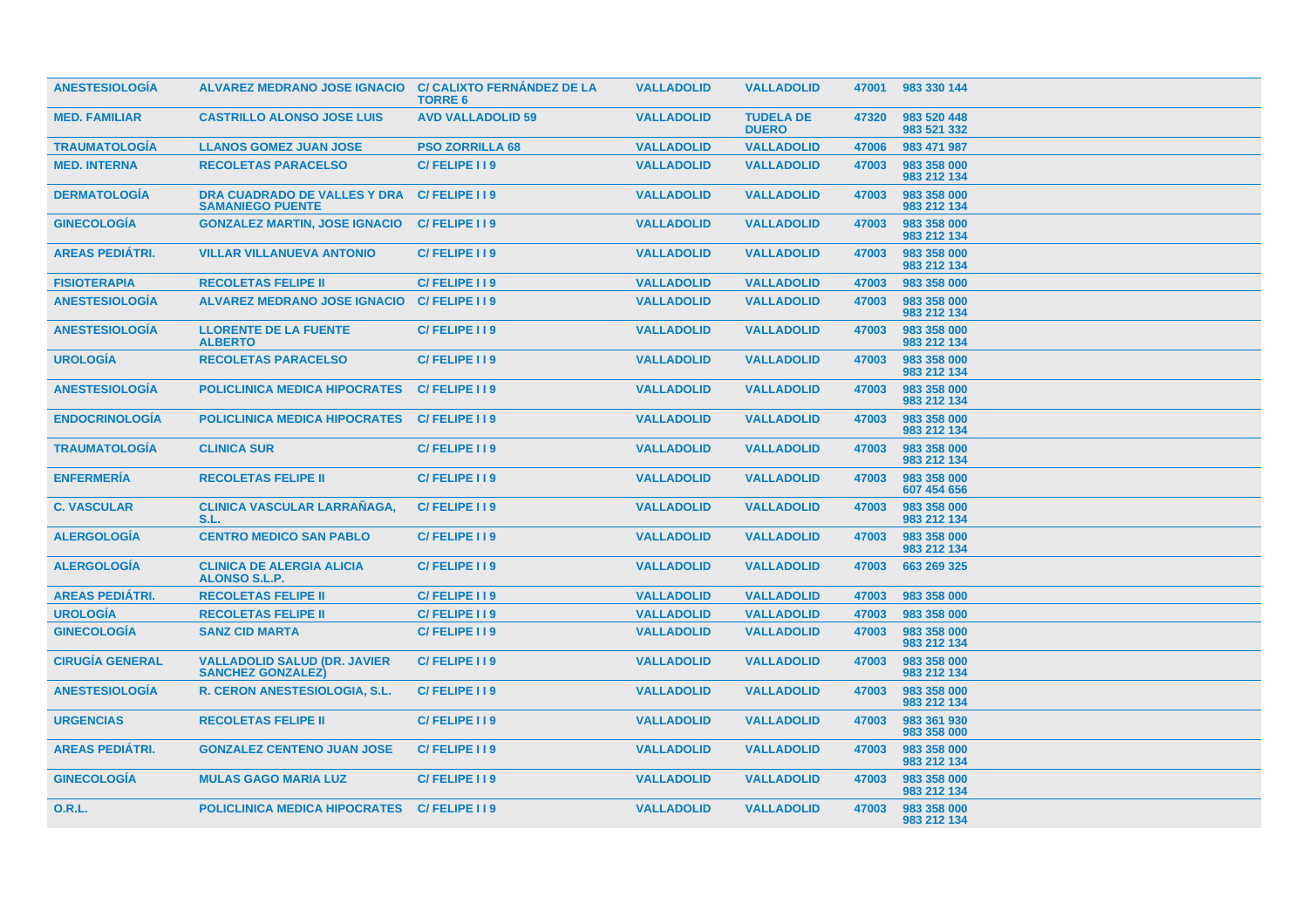| ANESTESIOLOGÍA | ALVAREZ MEDRANO JOSE IGNACIO | C/ CALIXTO FERNÁNDEZ DE LA TORRE 6 | VALLADOLID | VALLADOLID | 47001 | 983 330 144 |
|---|---|---|---|---|---|---|
| MED. FAMILIAR | CASTRILLO ALONSO JOSE LUIS | AVD VALLADOLID 59 | VALLADOLID | TUDELA DE DUERO | 47320 | 983 520 448 983 521 332 |
| TRAUMATOLOGÍA | LLANOS GOMEZ JUAN JOSE | PSO ZORRILLA 68 | VALLADOLID | VALLADOLID | 47006 | 983 471 987 |
| MED. INTERNA | RECOLETAS PARACELSO | C/ FELIPE I I 9 | VALLADOLID | VALLADOLID | 47003 | 983 358 000 983 212 134 |
| DERMATOLOGÍA | DRA CUADRADO DE VALLES Y DRA SAMANIEGO PUENTE | C/ FELIPE I I 9 | VALLADOLID | VALLADOLID | 47003 | 983 358 000 983 212 134 |
| GINECOLOGÍA | GONZALEZ MARTIN, JOSE IGNACIO | C/ FELIPE I I 9 | VALLADOLID | VALLADOLID | 47003 | 983 358 000 983 212 134 |
| AREAS PEDIÁTRI. | VILLAR VILLANUEVA ANTONIO | C/ FELIPE I I 9 | VALLADOLID | VALLADOLID | 47003 | 983 358 000 983 212 134 |
| FISIOTERAPIA | RECOLETAS FELIPE II | C/ FELIPE I I 9 | VALLADOLID | VALLADOLID | 47003 | 983 358 000 |
| ANESTESIOLOGÍA | ALVAREZ MEDRANO JOSE IGNACIO | C/ FELIPE I I 9 | VALLADOLID | VALLADOLID | 47003 | 983 358 000 983 212 134 |
| ANESTESIOLOGÍA | LLORENTE DE LA FUENTE ALBERTO | C/ FELIPE I I 9 | VALLADOLID | VALLADOLID | 47003 | 983 358 000 983 212 134 |
| UROLOGÍA | RECOLETAS PARACELSO | C/ FELIPE I I 9 | VALLADOLID | VALLADOLID | 47003 | 983 358 000 983 212 134 |
| ANESTESIOLOGÍA | POLICLINICA MEDICA HIPOCRATES | C/ FELIPE I I 9 | VALLADOLID | VALLADOLID | 47003 | 983 358 000 983 212 134 |
| ENDOCRINOLOGÍA | POLICLINICA MEDICA HIPOCRATES | C/ FELIPE I I 9 | VALLADOLID | VALLADOLID | 47003 | 983 358 000 983 212 134 |
| TRAUMATOLOGÍA | CLINICA SUR | C/ FELIPE I I 9 | VALLADOLID | VALLADOLID | 47003 | 983 358 000 983 212 134 |
| ENFERMERÍA | RECOLETAS FELIPE II | C/ FELIPE I I 9 | VALLADOLID | VALLADOLID | 47003 | 983 358 000 607 454 656 |
| C. VASCULAR | CLINICA VASCULAR LARRAÑAGA, S.L. | C/ FELIPE I I 9 | VALLADOLID | VALLADOLID | 47003 | 983 358 000 983 212 134 |
| ALERGOLOGÍA | CENTRO MEDICO SAN PABLO | C/ FELIPE I I 9 | VALLADOLID | VALLADOLID | 47003 | 983 358 000 983 212 134 |
| ALERGOLOGÍA | CLINICA DE ALERGIA ALICIA ALONSO S.L.P. | C/ FELIPE I I 9 | VALLADOLID | VALLADOLID | 47003 | 663 269 325 |
| AREAS PEDIÁTRI. | RECOLETAS FELIPE II | C/ FELIPE I I 9 | VALLADOLID | VALLADOLID | 47003 | 983 358 000 |
| UROLOGÍA | RECOLETAS FELIPE II | C/ FELIPE I I 9 | VALLADOLID | VALLADOLID | 47003 | 983 358 000 |
| GINECOLOGÍA | SANZ CID MARTA | C/ FELIPE I I 9 | VALLADOLID | VALLADOLID | 47003 | 983 358 000 983 212 134 |
| CIRUGÍA GENERAL | VALLADOLID SALUD (DR. JAVIER SANCHEZ GONZALEZ) | C/ FELIPE I I 9 | VALLADOLID | VALLADOLID | 47003 | 983 358 000 983 212 134 |
| ANESTESIOLOGÍA | R. CERON ANESTESIOLOGIA, S.L. | C/ FELIPE I I 9 | VALLADOLID | VALLADOLID | 47003 | 983 358 000 983 212 134 |
| URGENCIAS | RECOLETAS FELIPE II | C/ FELIPE I I 9 | VALLADOLID | VALLADOLID | 47003 | 983 361 930 983 358 000 |
| AREAS PEDIÁTRI. | GONZALEZ CENTENO JUAN JOSE | C/ FELIPE I I 9 | VALLADOLID | VALLADOLID | 47003 | 983 358 000 983 212 134 |
| GINECOLOGÍA | MULAS GAGO MARIA LUZ | C/ FELIPE I I 9 | VALLADOLID | VALLADOLID | 47003 | 983 358 000 983 212 134 |
| O.R.L. | POLICLINICA MEDICA HIPOCRATES | C/ FELIPE I I 9 | VALLADOLID | VALLADOLID | 47003 | 983 358 000 983 212 134 |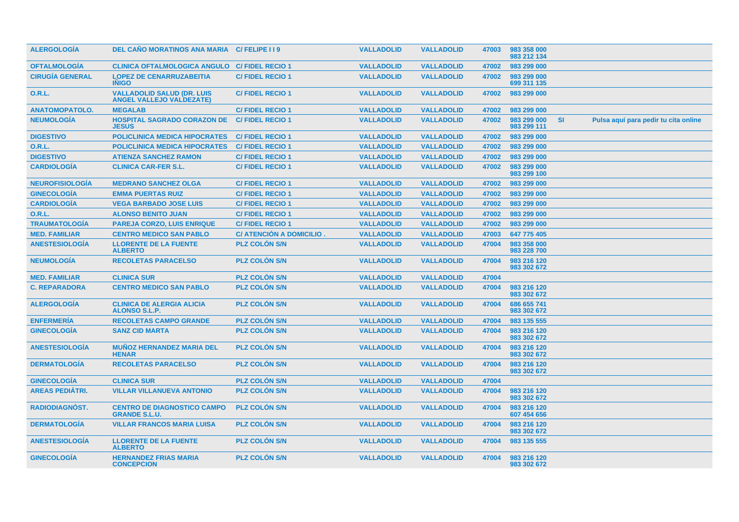| ALERGOLOGÍA | DEL CAÑO MORATINOS ANA MARIA | C/ FELIPE I I 9 | VALLADOLID | VALLADOLID | 47003 | 983 358 000 983 212 134 | | |
|---|---|---|---|---|---|---|---|---|
| OFTALMOLOGÍA | CLINICA OFTALMOLOGICA ANGULO | C/ FIDEL RECIO 1 | VALLADOLID | VALLADOLID | 47002 | 983 299 000 | | |
| CIRUGÍA GENERAL | LOPEZ DE CENARRUZABEITIA IÑIGO | C/ FIDEL RECIO 1 | VALLADOLID | VALLADOLID | 47002 | 983 299 000 699 311 135 | | |
| O.R.L. | VALLADOLID SALUD (DR. LUIS ANGEL VALLEJO VALDEZATE) | C/ FIDEL RECIO 1 | VALLADOLID | VALLADOLID | 47002 | 983 299 000 | | |
| ANATOMOPATOLO. | MEGALAB | C/ FIDEL RECIO 1 | VALLADOLID | VALLADOLID | 47002 | 983 299 000 | | |
| NEUMOLOGÍA | HOSPITAL SAGRADO CORAZON DE JESUS | C/ FIDEL RECIO 1 | VALLADOLID | VALLADOLID | 47002 | 983 299 000 983 299 111 | SI | Pulsa aquí para pedir tu cita online |
| DIGESTIVO | POLICLINICA MEDICA HIPOCRATES | C/ FIDEL RECIO 1 | VALLADOLID | VALLADOLID | 47002 | 983 299 000 | | |
| O.R.L. | POLICLINICA MEDICA HIPOCRATES | C/ FIDEL RECIO 1 | VALLADOLID | VALLADOLID | 47002 | 983 299 000 | | |
| DIGESTIVO | ATIENZA SANCHEZ RAMON | C/ FIDEL RECIO 1 | VALLADOLID | VALLADOLID | 47002 | 983 299 000 | | |
| CARDIOLOGÍA | CLINICA CAR-FER S.L. | C/ FIDEL RECIO 1 | VALLADOLID | VALLADOLID | 47002 | 983 299 000 983 299 100 | | |
| NEUROFISIOLOGÍA | MEDRANO SANCHEZ OLGA | C/ FIDEL RECIO 1 | VALLADOLID | VALLADOLID | 47002 | 983 299 000 | | |
| GINECOLOGÍA | EMMA PUERTAS RUIZ | C/ FIDEL RECIO 1 | VALLADOLID | VALLADOLID | 47002 | 983 299 000 | | |
| CARDIOLOGÍA | VEGA BARBADO JOSE LUIS | C/ FIDEL RECIO 1 | VALLADOLID | VALLADOLID | 47002 | 983 299 000 | | |
| O.R.L. | ALONSO BENITO JUAN | C/ FIDEL RECIO 1 | VALLADOLID | VALLADOLID | 47002 | 983 299 000 | | |
| TRAUMATOLOGÍA | PAREJA CORZO, LUIS ENRIQUE | C/ FIDEL RECIO 1 | VALLADOLID | VALLADOLID | 47002 | 983 299 000 | | |
| MED. FAMILIAR | CENTRO MEDICO SAN PABLO | C/ ATENCIÓN A DOMICILIO . | VALLADOLID | VALLADOLID | 47003 | 647 775 405 | | |
| ANESTESIOLOGÍA | LLORENTE DE LA FUENTE ALBERTO | PLZ COLÓN S/N | VALLADOLID | VALLADOLID | 47004 | 983 358 000 983 228 700 | | |
| NEUMOLOGÍA | RECOLETAS PARACELSO | PLZ COLÓN S/N | VALLADOLID | VALLADOLID | 47004 | 983 216 120 983 302 672 | | |
| MED. FAMILIAR | CLINICA SUR | PLZ COLÓN S/N | VALLADOLID | VALLADOLID | 47004 | | | |
| C. REPARADORA | CENTRO MEDICO SAN PABLO | PLZ COLÓN S/N | VALLADOLID | VALLADOLID | 47004 | 983 216 120 983 302 672 | | |
| ALERGOLOGÍA | CLINICA DE ALERGIA ALICIA ALONSO S.L.P. | PLZ COLÓN S/N | VALLADOLID | VALLADOLID | 47004 | 686 655 741 983 302 672 | | |
| ENFERMERÍA | RECOLETAS CAMPO GRANDE | PLZ COLÓN S/N | VALLADOLID | VALLADOLID | 47004 | 983 135 555 | | |
| GINECOLOGÍA | SANZ CID MARTA | PLZ COLÓN S/N | VALLADOLID | VALLADOLID | 47004 | 983 216 120 983 302 672 | | |
| ANESTESIOLOGÍA | MUÑOZ HERNANDEZ MARIA DEL HENAR | PLZ COLÓN S/N | VALLADOLID | VALLADOLID | 47004 | 983 216 120 983 302 672 | | |
| DERMATOLOGÍA | RECOLETAS PARACELSO | PLZ COLÓN S/N | VALLADOLID | VALLADOLID | 47004 | 983 216 120 983 302 672 | | |
| GINECOLOGÍA | CLINICA SUR | PLZ COLÓN S/N | VALLADOLID | VALLADOLID | 47004 | | | |
| AREAS PEDIÁTRI. | VILLAR VILLANUEVA ANTONIO | PLZ COLÓN S/N | VALLADOLID | VALLADOLID | 47004 | 983 216 120 983 302 672 | | |
| RADIODIAGNÓST. | CENTRO DE DIAGNOSTICO CAMPO GRANDE S.L.U. | PLZ COLÓN S/N | VALLADOLID | VALLADOLID | 47004 | 983 216 120 607 454 656 | | |
| DERMATOLOGÍA | VILLAR FRANCOS MARIA LUISA | PLZ COLÓN S/N | VALLADOLID | VALLADOLID | 47004 | 983 216 120 983 302 672 | | |
| ANESTESIOLOGÍA | LLORENTE DE LA FUENTE ALBERTO | PLZ COLÓN S/N | VALLADOLID | VALLADOLID | 47004 | 983 135 555 | | |
| GINECOLOGÍA | HERNANDEZ FRIAS MARIA CONCEPCION | PLZ COLÓN S/N | VALLADOLID | VALLADOLID | 47004 | 983 216 120 983 302 672 | | |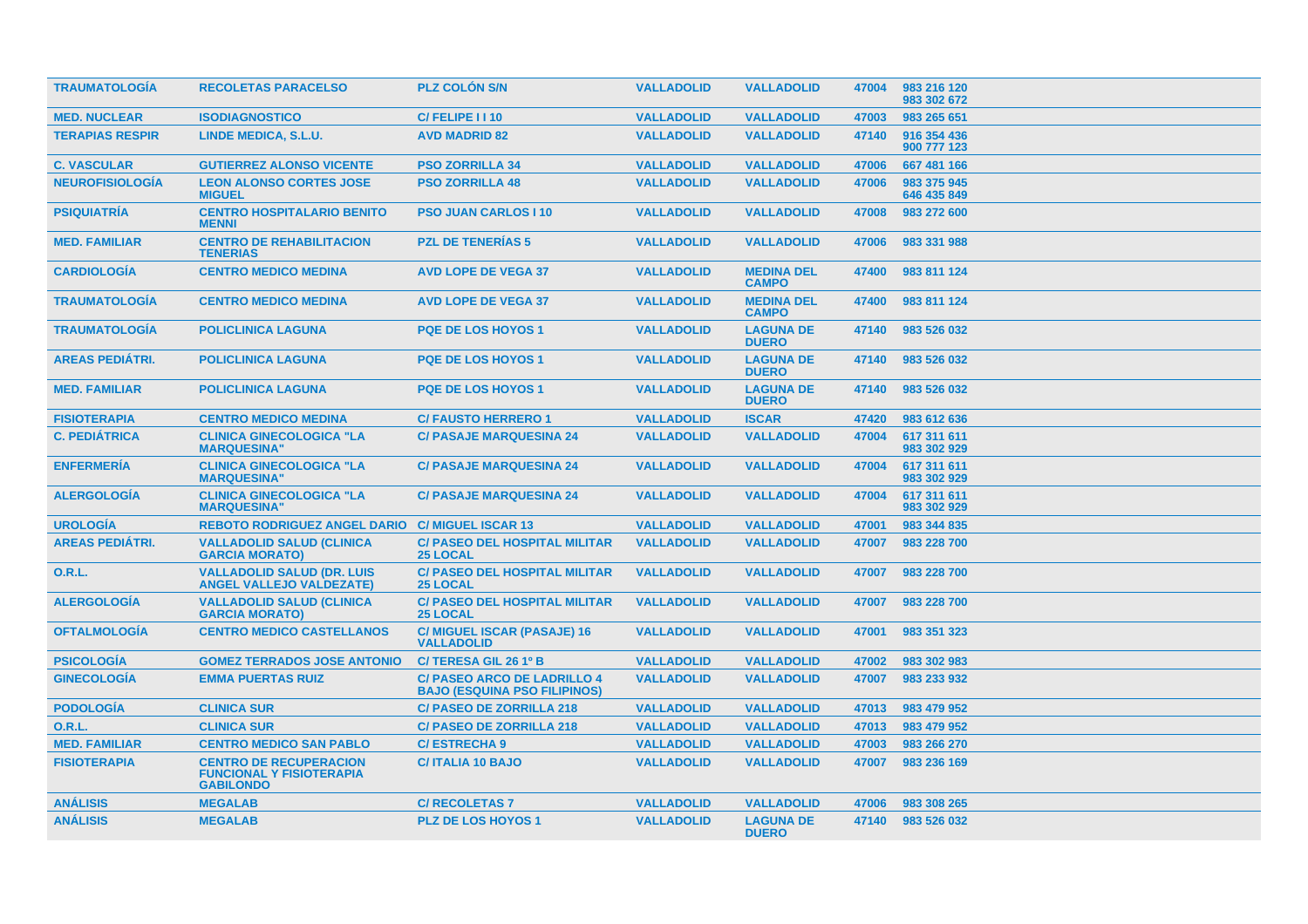| TRAUMATOLOGÍA | RECOLETAS PARACELSO | PLZ COLÓN S/N | VALLADOLID | VALLADOLID | 47004 | 983 216 120<br>983 302 672 |
|---|---|---|---|---|---|---|
| MED. NUCLEAR | ISODIAGNOSTICO | C/ FELIPE I I 10 | VALLADOLID | VALLADOLID | 47003 | 983 265 651 |
| TERAPIAS RESPIR | LINDE MEDICA, S.L.U. | AVD MADRID 82 | VALLADOLID | VALLADOLID | 47140 | 916 354 436<br>900 777 123 |
| C. VASCULAR | GUTIERREZ ALONSO VICENTE | PSO ZORRILLA 34 | VALLADOLID | VALLADOLID | 47006 | 667 481 166 |
| NEUROFISIOLOGÍA | LEON ALONSO CORTES JOSE MIGUEL | PSO ZORRILLA 48 | VALLADOLID | VALLADOLID | 47006 | 983 375 945<br>646 435 849 |
| PSIQUIATRÍA | CENTRO HOSPITALARIO BENITO MENNI | PSO JUAN CARLOS I 10 | VALLADOLID | VALLADOLID | 47008 | 983 272 600 |
| MED. FAMILIAR | CENTRO DE REHABILITACION TENERIAS | PZL DE TENERÍAS 5 | VALLADOLID | VALLADOLID | 47006 | 983 331 988 |
| CARDIOLOGÍA | CENTRO MEDICO MEDINA | AVD LOPE DE VEGA 37 | VALLADOLID | MEDINA DEL CAMPO | 47400 | 983 811 124 |
| TRAUMATOLOGÍA | CENTRO MEDICO MEDINA | AVD LOPE DE VEGA 37 | VALLADOLID | MEDINA DEL CAMPO | 47400 | 983 811 124 |
| TRAUMATOLOGÍA | POLICLINICA LAGUNA | PQE DE LOS HOYOS 1 | VALLADOLID | LAGUNA DE DUERO | 47140 | 983 526 032 |
| AREAS PEDIÁTRI. | POLICLINICA LAGUNA | PQE DE LOS HOYOS 1 | VALLADOLID | LAGUNA DE DUERO | 47140 | 983 526 032 |
| MED. FAMILIAR | POLICLINICA LAGUNA | PQE DE LOS HOYOS 1 | VALLADOLID | LAGUNA DE DUERO | 47140 | 983 526 032 |
| FISIOTERAPIA | CENTRO MEDICO MEDINA | C/ FAUSTO HERRERO 1 | VALLADOLID | ISCAR | 47420 | 983 612 636 |
| C. PEDIÁTRICA | CLINICA GINECOLOGICA "LA MARQUESINA" | C/ PASAJE MARQUESINA 24 | VALLADOLID | VALLADOLID | 47004 | 617 311 611<br>983 302 929 |
| ENFERMERÍA | CLINICA GINECOLOGICA "LA MARQUESINA" | C/ PASAJE MARQUESINA 24 | VALLADOLID | VALLADOLID | 47004 | 617 311 611<br>983 302 929 |
| ALERGOLOGÍA | CLINICA GINECOLOGICA "LA MARQUESINA" | C/ PASAJE MARQUESINA 24 | VALLADOLID | VALLADOLID | 47004 | 617 311 611<br>983 302 929 |
| UROLOGÍA | REBOTO RODRIGUEZ ANGEL DARIO | C/ MIGUEL ISCAR 13 | VALLADOLID | VALLADOLID | 47001 | 983 344 835 |
| AREAS PEDIÁTRI. | VALLADOLID SALUD (CLINICA GARCIA MORATO) | C/ PASEO DEL HOSPITAL MILITAR 25 LOCAL | VALLADOLID | VALLADOLID | 47007 | 983 228 700 |
| O.R.L. | VALLADOLID SALUD (DR. LUIS ANGEL VALLEJO VALDEZATE) | C/ PASEO DEL HOSPITAL MILITAR 25 LOCAL | VALLADOLID | VALLADOLID | 47007 | 983 228 700 |
| ALERGOLOGÍA | VALLADOLID SALUD (CLINICA GARCIA MORATO) | C/ PASEO DEL HOSPITAL MILITAR 25 LOCAL | VALLADOLID | VALLADOLID | 47007 | 983 228 700 |
| OFTALMOLOGÍA | CENTRO MEDICO CASTELLANOS | C/ MIGUEL ISCAR (PASAJE) 16 VALLADOLID | VALLADOLID | VALLADOLID | 47001 | 983 351 323 |
| PSICOLOGÍA | GOMEZ TERRADOS JOSE ANTONIO | C/ TERESA GIL 26 1º B | VALLADOLID | VALLADOLID | 47002 | 983 302 983 |
| GINECOLOGÍA | EMMA PUERTAS RUIZ | C/ PASEO ARCO DE LADRILLO 4 BAJO (ESQUINA PSO FILIPINOS) | VALLADOLID | VALLADOLID | 47007 | 983 233 932 |
| PODOLOGÍA | CLINICA SUR | C/ PASEO DE ZORRILLA 218 | VALLADOLID | VALLADOLID | 47013 | 983 479 952 |
| O.R.L. | CLINICA SUR | C/ PASEO DE ZORRILLA 218 | VALLADOLID | VALLADOLID | 47013 | 983 479 952 |
| MED. FAMILIAR | CENTRO MEDICO SAN PABLO | C/ ESTRECHA 9 | VALLADOLID | VALLADOLID | 47003 | 983 266 270 |
| FISIOTERAPIA | CENTRO DE RECUPERACION FUNCIONAL Y FISIOTERAPIA GABILONDO | C/ ITALIA 10 BAJO | VALLADOLID | VALLADOLID | 47007 | 983 236 169 |
| ANÁLISIS | MEGALAB | C/ RECOLETAS 7 | VALLADOLID | VALLADOLID | 47006 | 983 308 265 |
| ANÁLISIS | MEGALAB | PLZ DE LOS HOYOS 1 | VALLADOLID | LAGUNA DE DUERO | 47140 | 983 526 032 |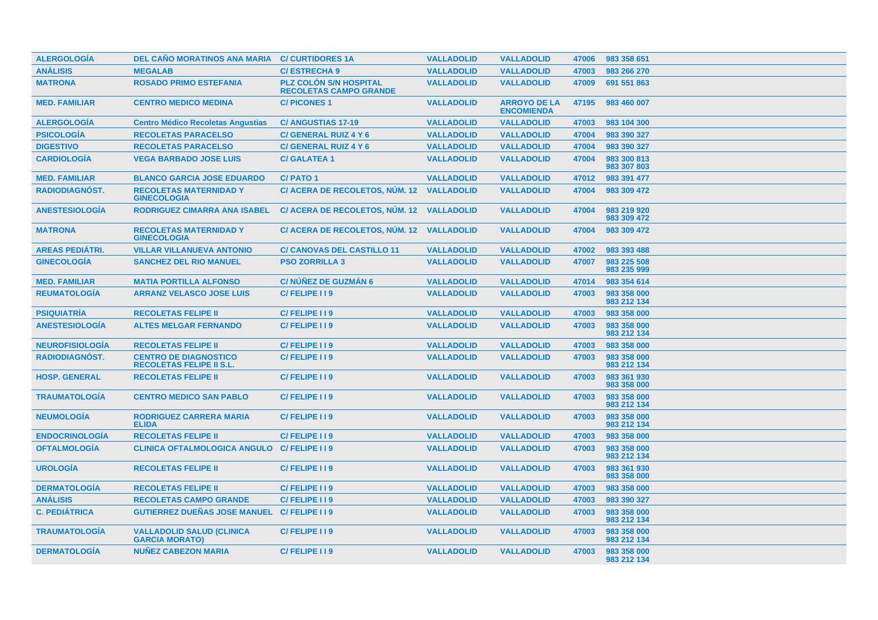| | | | | | | |
|---|---|---|---|---|---|---|
| ALERGOLOGÍA | DEL CAÑO MORATINOS ANA MARIA | C/ CURTIDORES 1A | VALLADOLID | VALLADOLID | 47006 | 983 358 651 |
| ANÁLISIS | MEGALAB | C/ ESTRECHA 9 | VALLADOLID | VALLADOLID | 47003 | 983 266 270 |
| MATRONA | ROSADO PRIMO ESTEFANIA | PLZ COLÓN S/N HOSPITAL RECOLETAS CAMPO GRANDE | VALLADOLID | VALLADOLID | 47009 | 691 551 863 |
| MED. FAMILIAR | CENTRO MEDICO MEDINA | C/ PICONES 1 | VALLADOLID | ARROYO DE LA ENCOMIENDA | 47195 | 983 460 007 |
| ALERGOLOGÍA | Centro Médico Recoletas Angustias | C/ ANGUSTIAS 17-19 | VALLADOLID | VALLADOLID | 47003 | 983 104 300 |
| PSICOLOGÍA | RECOLETAS PARACELSO | C/ GENERAL RUIZ 4 Y 6 | VALLADOLID | VALLADOLID | 47004 | 983 390 327 |
| DIGESTIVO | RECOLETAS PARACELSO | C/ GENERAL RUIZ 4 Y 6 | VALLADOLID | VALLADOLID | 47004 | 983 390 327 |
| CARDIOLOGÍA | VEGA BARBADO JOSE LUIS | C/ GALATEA 1 | VALLADOLID | VALLADOLID | 47004 | 983 300 813<br>983 307 803 |
| MED. FAMILIAR | BLANCO GARCIA JOSE EDUARDO | C/ PATO 1 | VALLADOLID | VALLADOLID | 47012 | 983 391 477 |
| RADIODIAGNÓST. | RECOLETAS MATERNIDAD Y GINECOLOGIA | C/ ACERA DE RECOLETOS, NÚM. 12 | VALLADOLID | VALLADOLID | 47004 | 983 309 472 |
| ANESTESIOLOGÍA | RODRIGUEZ CIMARRA ANA ISABEL | C/ ACERA DE RECOLETOS, NÚM. 12 | VALLADOLID | VALLADOLID | 47004 | 983 219 920<br>983 309 472 |
| MATRONA | RECOLETAS MATERNIDAD Y GINECOLOGIA | C/ ACERA DE RECOLETOS, NÚM. 12 | VALLADOLID | VALLADOLID | 47004 | 983 309 472 |
| AREAS PEDIÁTRI. | VILLAR VILLANUEVA ANTONIO | C/ CANOVAS DEL CASTILLO 11 | VALLADOLID | VALLADOLID | 47002 | 983 393 488 |
| GINECOLOGÍA | SANCHEZ DEL RIO MANUEL | PSO ZORRILLA 3 | VALLADOLID | VALLADOLID | 47007 | 983 225 508<br>983 235 999 |
| MED. FAMILIAR | MATIA PORTILLA ALFONSO | C/ NÚÑEZ DE GUZMÁN 6 | VALLADOLID | VALLADOLID | 47014 | 983 354 614 |
| REUMATOLOGÍA | ARRANZ VELASCO JOSE LUIS | C/ FELIPE I I 9 | VALLADOLID | VALLADOLID | 47003 | 983 358 000<br>983 212 134 |
| PSIQUIATRÍA | RECOLETAS FELIPE II | C/ FELIPE I I 9 | VALLADOLID | VALLADOLID | 47003 | 983 358 000 |
| ANESTESIOLOGÍA | ALTES MELGAR FERNANDO | C/ FELIPE I I 9 | VALLADOLID | VALLADOLID | 47003 | 983 358 000<br>983 212 134 |
| NEUROFISIOLOGÍA | RECOLETAS FELIPE II | C/ FELIPE I I 9 | VALLADOLID | VALLADOLID | 47003 | 983 358 000 |
| RADIODIAGNÓST. | CENTRO DE DIAGNOSTICO RECOLETAS FELIPE II S.L. | C/ FELIPE I I 9 | VALLADOLID | VALLADOLID | 47003 | 983 358 000<br>983 212 134 |
| HOSP. GENERAL | RECOLETAS FELIPE II | C/ FELIPE I I 9 | VALLADOLID | VALLADOLID | 47003 | 983 361 930<br>983 358 000 |
| TRAUMATOLOGÍA | CENTRO MEDICO SAN PABLO | C/ FELIPE I I 9 | VALLADOLID | VALLADOLID | 47003 | 983 358 000<br>983 212 134 |
| NEUMOLOGÍA | RODRIGUEZ CARRERA MARIA ELIDA | C/ FELIPE I I 9 | VALLADOLID | VALLADOLID | 47003 | 983 358 000<br>983 212 134 |
| ENDOCRINOLOGÍA | RECOLETAS FELIPE II | C/ FELIPE I I 9 | VALLADOLID | VALLADOLID | 47003 | 983 358 000 |
| OFTALMOLOGÍA | CLINICA OFTALMOLOGICA ANGULO | C/ FELIPE I I 9 | VALLADOLID | VALLADOLID | 47003 | 983 358 000<br>983 212 134 |
| UROLOGÍA | RECOLETAS FELIPE II | C/ FELIPE I I 9 | VALLADOLID | VALLADOLID | 47003 | 983 361 930<br>983 358 000 |
| DERMATOLOGÍA | RECOLETAS FELIPE II | C/ FELIPE I I 9 | VALLADOLID | VALLADOLID | 47003 | 983 358 000 |
| ANÁLISIS | RECOLETAS CAMPO GRANDE | C/ FELIPE I I 9 | VALLADOLID | VALLADOLID | 47003 | 983 390 327 |
| C. PEDIÁTRICA | GUTIERREZ DUEÑAS JOSE MANUEL | C/ FELIPE I I 9 | VALLADOLID | VALLADOLID | 47003 | 983 358 000<br>983 212 134 |
| TRAUMATOLOGÍA | VALLADOLID SALUD (CLINICA GARCIA MORATO) | C/ FELIPE I I 9 | VALLADOLID | VALLADOLID | 47003 | 983 358 000<br>983 212 134 |
| DERMATOLOGÍA | NUÑEZ CABEZON MARIA | C/ FELIPE I I 9 | VALLADOLID | VALLADOLID | 47003 | 983 358 000<br>983 212 134 |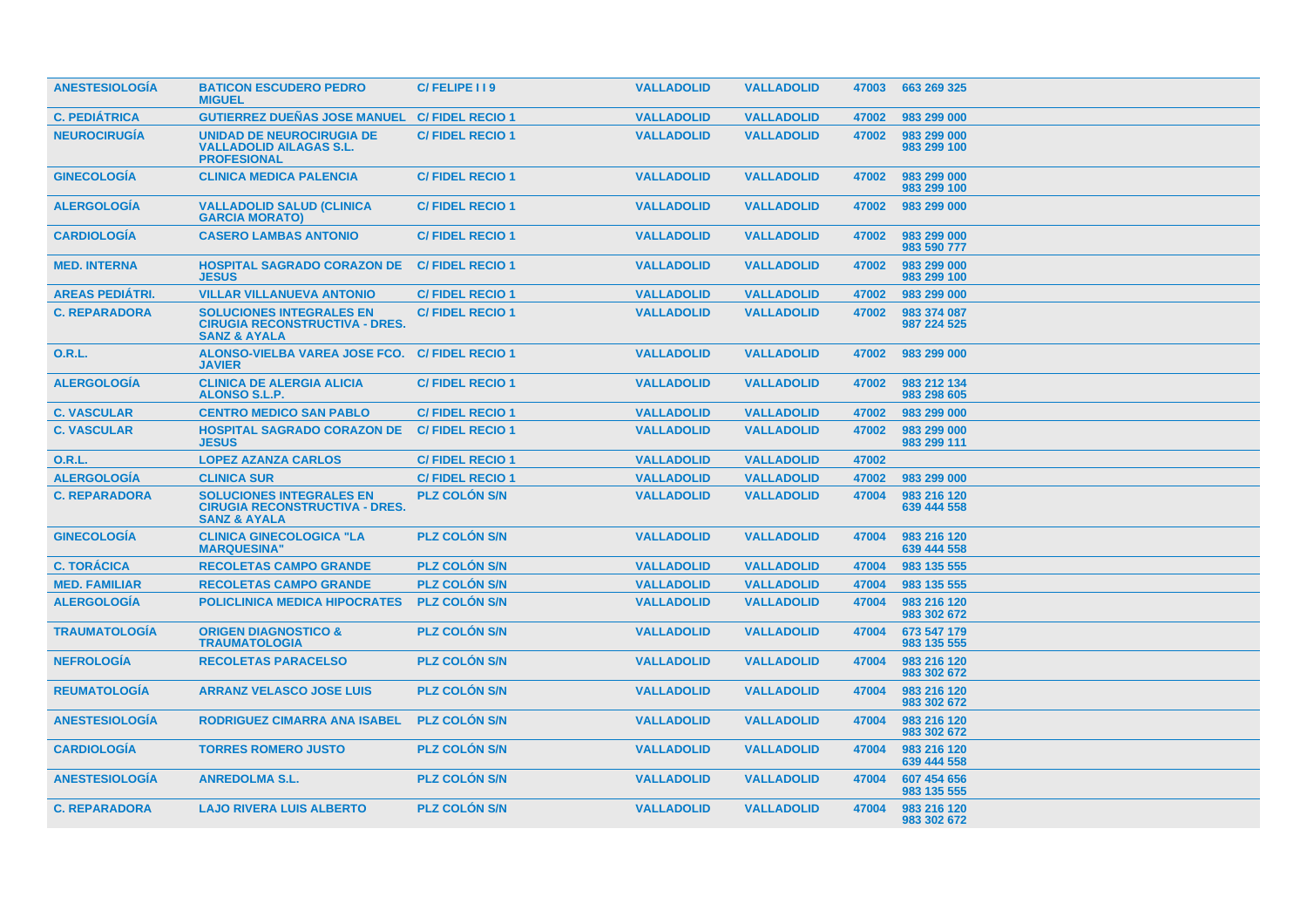| ANESTESIOLOGÍA | BATICON ESCUDERO PEDRO MIGUEL | C/ FELIPE I I 9 | VALLADOLID | VALLADOLID | 47003 | 663 269 325 |
|---|---|---|---|---|---|---|
| C. PEDIÁTRICA | GUTIERREZ DUEÑAS JOSE MANUEL | C/ FIDEL RECIO 1 | VALLADOLID | VALLADOLID | 47002 | 983 299 000 |
| NEUROCIRUGÍA | UNIDAD DE NEUROCIRUGIA DE VALLADOLID AILAGAS S.L. PROFESIONAL | C/ FIDEL RECIO 1 | VALLADOLID | VALLADOLID | 47002 | 983 299 000<br>983 299 100 |
| GINECOLOGÍA | CLINICA MEDICA PALENCIA | C/ FIDEL RECIO 1 | VALLADOLID | VALLADOLID | 47002 | 983 299 000<br>983 299 100 |
| ALERGOLOGÍA | VALLADOLID SALUD (CLINICA GARCIA MORATO) | C/ FIDEL RECIO 1 | VALLADOLID | VALLADOLID | 47002 | 983 299 000 |
| CARDIOLOGÍA | CASERO LAMBAS ANTONIO | C/ FIDEL RECIO 1 | VALLADOLID | VALLADOLID | 47002 | 983 299 000<br>983 590 777 |
| MED. INTERNA | HOSPITAL SAGRADO CORAZON DE JESUS | C/ FIDEL RECIO 1 | VALLADOLID | VALLADOLID | 47002 | 983 299 000<br>983 299 100 |
| AREAS PEDIÁTRI. | VILLAR VILLANUEVA ANTONIO | C/ FIDEL RECIO 1 | VALLADOLID | VALLADOLID | 47002 | 983 299 000 |
| C. REPARADORA | SOLUCIONES INTEGRALES EN CIRUGIA RECONSTRUCTIVA - DRES. SANZ & AYALA | C/ FIDEL RECIO 1 | VALLADOLID | VALLADOLID | 47002 | 983 374 087<br>987 224 525 |
| O.R.L. | ALONSO-VIELBA VAREA JOSE FCO. JAVIER | C/ FIDEL RECIO 1 | VALLADOLID | VALLADOLID | 47002 | 983 299 000 |
| ALERGOLOGÍA | CLINICA DE ALERGIA ALICIA ALONSO S.L.P. | C/ FIDEL RECIO 1 | VALLADOLID | VALLADOLID | 47002 | 983 212 134<br>983 298 605 |
| C. VASCULAR | CENTRO MEDICO SAN PABLO | C/ FIDEL RECIO 1 | VALLADOLID | VALLADOLID | 47002 | 983 299 000 |
| C. VASCULAR | HOSPITAL SAGRADO CORAZON DE JESUS | C/ FIDEL RECIO 1 | VALLADOLID | VALLADOLID | 47002 | 983 299 000<br>983 299 111 |
| O.R.L. | LOPEZ AZANZA CARLOS | C/ FIDEL RECIO 1 | VALLADOLID | VALLADOLID | 47002 | |
| ALERGOLOGÍA | CLINICA SUR | C/ FIDEL RECIO 1 | VALLADOLID | VALLADOLID | 47002 | 983 299 000 |
| C. REPARADORA | SOLUCIONES INTEGRALES EN CIRUGIA RECONSTRUCTIVA - DRES. SANZ & AYALA | PLZ COLÓN S/N | VALLADOLID | VALLADOLID | 47004 | 983 216 120<br>639 444 558 |
| GINECOLOGÍA | CLINICA GINECOLOGICA "LA MARQUESINA" | PLZ COLÓN S/N | VALLADOLID | VALLADOLID | 47004 | 983 216 120<br>639 444 558 |
| C. TORÁCICA | RECOLETAS CAMPO GRANDE | PLZ COLÓN S/N | VALLADOLID | VALLADOLID | 47004 | 983 135 555 |
| MED. FAMILIAR | RECOLETAS CAMPO GRANDE | PLZ COLÓN S/N | VALLADOLID | VALLADOLID | 47004 | 983 135 555 |
| ALERGOLOGÍA | POLICLINICA MEDICA HIPOCRATES | PLZ COLÓN S/N | VALLADOLID | VALLADOLID | 47004 | 983 216 120<br>983 302 672 |
| TRAUMATOLOGÍA | ORIGEN DIAGNOSTICO & TRAUMATOLOGIA | PLZ COLÓN S/N | VALLADOLID | VALLADOLID | 47004 | 673 547 179<br>983 135 555 |
| NEFROLOGÍA | RECOLETAS PARACELSO | PLZ COLÓN S/N | VALLADOLID | VALLADOLID | 47004 | 983 216 120<br>983 302 672 |
| REUMATOLOGÍA | ARRANZ VELASCO JOSE LUIS | PLZ COLÓN S/N | VALLADOLID | VALLADOLID | 47004 | 983 216 120<br>983 302 672 |
| ANESTESIOLOGÍA | RODRIGUEZ CIMARRA ANA ISABEL | PLZ COLÓN S/N | VALLADOLID | VALLADOLID | 47004 | 983 216 120<br>983 302 672 |
| CARDIOLOGÍA | TORRES ROMERO JUSTO | PLZ COLÓN S/N | VALLADOLID | VALLADOLID | 47004 | 983 216 120<br>639 444 558 |
| ANESTESIOLOGÍA | ANREDOLMA S.L. | PLZ COLÓN S/N | VALLADOLID | VALLADOLID | 47004 | 607 454 656<br>983 135 555 |
| C. REPARADORA | LAJO RIVERA LUIS ALBERTO | PLZ COLÓN S/N | VALLADOLID | VALLADOLID | 47004 | 983 216 120<br>983 302 672 |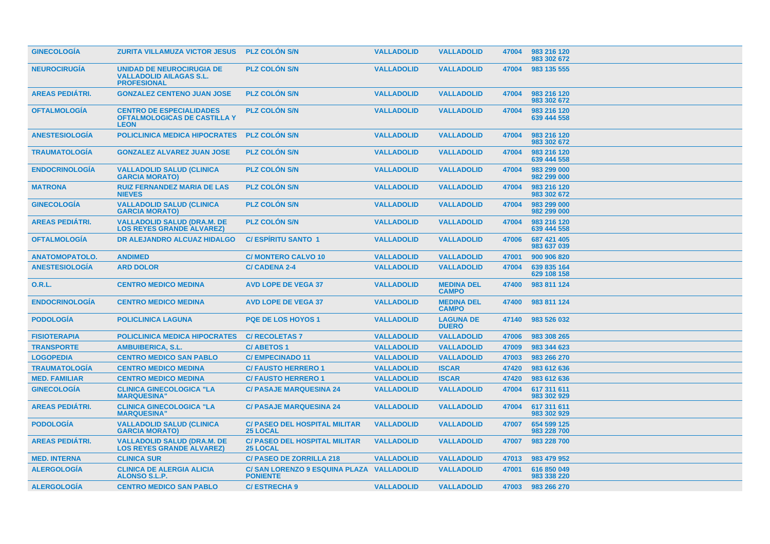| | | | | | | |
|---|---|---|---|---|---|---|
| GINECOLOGÍA | ZURITA VILLAMUZA VICTOR JESUS | PLZ COLÓN S/N | VALLADOLID | VALLADOLID | 47004 | 983 216 120<br>983 302 672 |
| NEUROCIRUGÍA | UNIDAD DE NEUROCIRUGIA DE VALLADOLID AILAGAS S.L. PROFESIONAL | PLZ COLÓN S/N | VALLADOLID | VALLADOLID | 47004 | 983 135 555 |
| AREAS PEDIÁTRI. | GONZALEZ CENTENO JUAN JOSE | PLZ COLÓN S/N | VALLADOLID | VALLADOLID | 47004 | 983 216 120<br>983 302 672 |
| OFTALMOLOGÍA | CENTRO DE ESPECIALIDADES OFTALMOLOGICAS DE CASTILLA Y LEON | PLZ COLÓN S/N | VALLADOLID | VALLADOLID | 47004 | 983 216 120<br>639 444 558 |
| ANESTESIOLOGÍA | POLICLINICA MEDICA HIPOCRATES | PLZ COLÓN S/N | VALLADOLID | VALLADOLID | 47004 | 983 216 120<br>983 302 672 |
| TRAUMATOLOGÍA | GONZALEZ ALVAREZ JUAN JOSE | PLZ COLÓN S/N | VALLADOLID | VALLADOLID | 47004 | 983 216 120<br>639 444 558 |
| ENDOCRINOLOGÍA | VALLADOLID SALUD (CLINICA GARCIA MORATO) | PLZ COLÓN S/N | VALLADOLID | VALLADOLID | 47004 | 983 299 000<br>982 299 000 |
| MATRONA | RUIZ FERNANDEZ MARIA DE LAS NIEVES | PLZ COLÓN S/N | VALLADOLID | VALLADOLID | 47004 | 983 216 120<br>983 302 672 |
| GINECOLOGÍA | VALLADOLID SALUD (CLINICA GARCIA MORATO) | PLZ COLÓN S/N | VALLADOLID | VALLADOLID | 47004 | 983 299 000<br>982 299 000 |
| AREAS PEDIÁTRI. | VALLADOLID SALUD (DRA.M. DE LOS REYES GRANDE ALVAREZ) | PLZ COLÓN S/N | VALLADOLID | VALLADOLID | 47004 | 983 216 120<br>639 444 558 |
| OFTALMOLOGÍA | DR ALEJANDRO ALCUAZ HIDALGO | C/ ESPÍRITU SANTO 1 | VALLADOLID | VALLADOLID | 47006 | 687 421 405<br>983 637 039 |
| ANATOMOPATOLO. | ANDIMED | C/ MONTERO CALVO 10 | VALLADOLID | VALLADOLID | 47001 | 900 906 820 |
| ANESTESIOLOGÍA | ARD DOLOR | C/ CADENA 2-4 | VALLADOLID | VALLADOLID | 47004 | 639 835 164<br>629 108 158 |
| O.R.L. | CENTRO MEDICO MEDINA | AVD LOPE DE VEGA 37 | VALLADOLID | MEDINA DEL CAMPO | 47400 | 983 811 124 |
| ENDOCRINOLOGÍA | CENTRO MEDICO MEDINA | AVD LOPE DE VEGA 37 | VALLADOLID | MEDINA DEL CAMPO | 47400 | 983 811 124 |
| PODOLOGÍA | POLICLINICA LAGUNA | PQE DE LOS HOYOS 1 | VALLADOLID | LAGUNA DE DUERO | 47140 | 983 526 032 |
| FISIOTERAPIA | POLICLINICA MEDICA HIPOCRATES | C/ RECOLETAS 7 | VALLADOLID | VALLADOLID | 47006 | 983 308 265 |
| TRANSPORTE | AMBUIBERICA, S.L. | C/ ABETOS 1 | VALLADOLID | VALLADOLID | 47009 | 983 344 623 |
| LOGOPEDIA | CENTRO MEDICO SAN PABLO | C/ EMPECINADO 11 | VALLADOLID | VALLADOLID | 47003 | 983 266 270 |
| TRAUMATOLOGÍA | CENTRO MEDICO MEDINA | C/ FAUSTO HERRERO 1 | VALLADOLID | ISCAR | 47420 | 983 612 636 |
| MED. FAMILIAR | CENTRO MEDICO MEDINA | C/ FAUSTO HERRERO 1 | VALLADOLID | ISCAR | 47420 | 983 612 636 |
| GINECOLOGÍA | CLINICA GINECOLOGICA "LA MARQUESINA" | C/ PASAJE MARQUESINA 24 | VALLADOLID | VALLADOLID | 47004 | 617 311 611<br>983 302 929 |
| AREAS PEDIÁTRI. | CLINICA GINECOLOGICA "LA MARQUESINA" | C/ PASAJE MARQUESINA 24 | VALLADOLID | VALLADOLID | 47004 | 617 311 611<br>983 302 929 |
| PODOLOGÍA | VALLADOLID SALUD (CLINICA GARCIA MORATO) | C/ PASEO DEL HOSPITAL MILITAR 25 LOCAL | VALLADOLID | VALLADOLID | 47007 | 654 599 125<br>983 228 700 |
| AREAS PEDIÁTRI. | VALLADOLID SALUD (DRA.M. DE LOS REYES GRANDE ALVAREZ) | C/ PASEO DEL HOSPITAL MILITAR 25 LOCAL | VALLADOLID | VALLADOLID | 47007 | 983 228 700 |
| MED. INTERNA | CLINICA SUR | C/ PASEO DE ZORRILLA 218 | VALLADOLID | VALLADOLID | 47013 | 983 479 952 |
| ALERGOLOGÍA | CLINICA DE ALERGIA ALICIA ALONSO S.L.P. | C/ SAN LORENZO 9 ESQUINA PLAZA PONIENTE | VALLADOLID | VALLADOLID | 47001 | 616 850 049<br>983 338 220 |
| ALERGOLOGÍA | CENTRO MEDICO SAN PABLO | C/ ESTRECHA 9 | VALLADOLID | VALLADOLID | 47003 | 983 266 270 |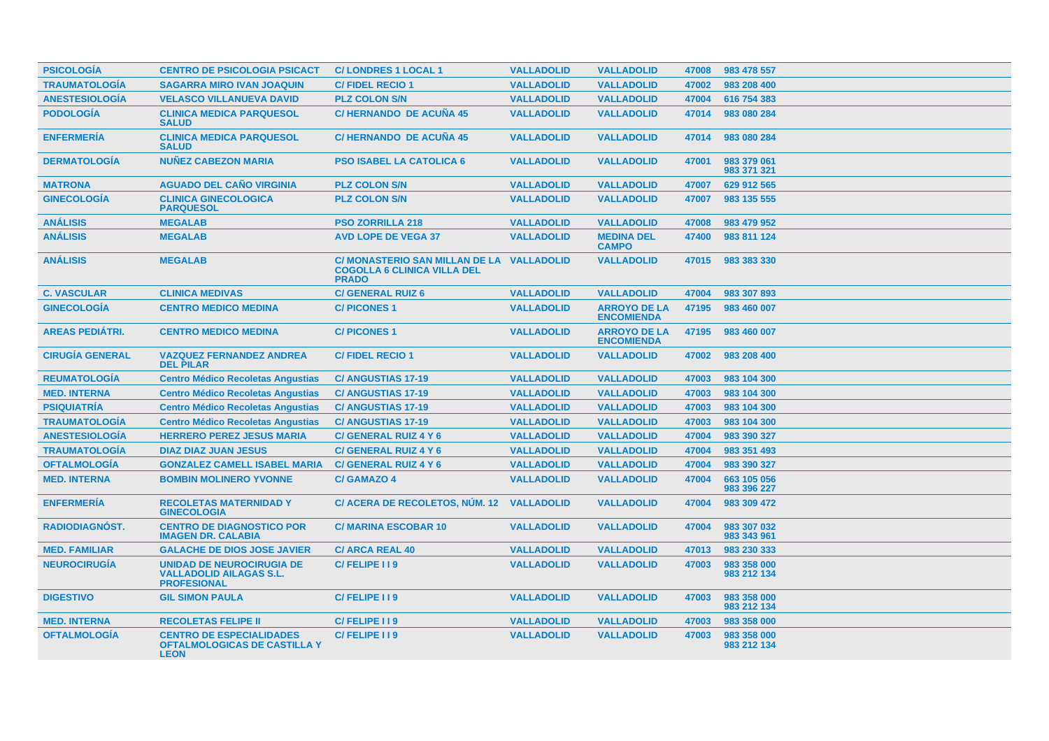| | | | | | | |
|---|---|---|---|---|---|---|
| PSICOLOGÍA | CENTRO DE PSICOLOGIA PSICACT | C/ LONDRES 1 LOCAL 1 | VALLADOLID | VALLADOLID | 47008 | 983 478 557 |
| TRAUMATOLOGÍA | SAGARRA MIRO IVAN JOAQUIN | C/ FIDEL RECIO 1 | VALLADOLID | VALLADOLID | 47002 | 983 208 400 |
| ANESTESIOLOGÍA | VELASCO VILLANUEVA DAVID | PLZ COLON S/N | VALLADOLID | VALLADOLID | 47004 | 616 754 383 |
| PODOLOGÍA | CLINICA MEDICA PARQUESOL SALUD | C/ HERNANDO DE ACUÑA 45 | VALLADOLID | VALLADOLID | 47014 | 983 080 284 |
| ENFERMERÍA | CLINICA MEDICA PARQUESOL SALUD | C/ HERNANDO DE ACUÑA 45 | VALLADOLID | VALLADOLID | 47014 | 983 080 284 |
| DERMATOLOGÍA | NUÑEZ CABEZON MARIA | PSO ISABEL LA CATOLICA 6 | VALLADOLID | VALLADOLID | 47001 | 983 379 061<br>983 371 321 |
| MATRONA | AGUADO DEL CAÑO VIRGINIA | PLZ COLON S/N | VALLADOLID | VALLADOLID | 47007 | 629 912 565 |
| GINECOLOGÍA | CLINICA GINECOLOGICA PARQUESOL | PLZ COLON S/N | VALLADOLID | VALLADOLID | 47007 | 983 135 555 |
| ANÁLISIS | MEGALAB | PSO ZORRILLA 218 | VALLADOLID | VALLADOLID | 47008 | 983 479 952 |
| ANÁLISIS | MEGALAB | AVD LOPE DE VEGA 37 | VALLADOLID | MEDINA DEL CAMPO | 47400 | 983 811 124 |
| ANÁLISIS | MEGALAB | C/ MONASTERIO SAN MILLAN DE LA COGOLLA 6 CLINICA VILLA DEL PRADO | VALLADOLID | VALLADOLID | 47015 | 983 383 330 |
| C. VASCULAR | CLINICA MEDIVAS | C/ GENERAL RUIZ 6 | VALLADOLID | VALLADOLID | 47004 | 983 307 893 |
| GINECOLOGÍA | CENTRO MEDICO MEDINA | C/ PICONES 1 | VALLADOLID | ARROYO DE LA ENCOMIENDA | 47195 | 983 460 007 |
| AREAS PEDIÁTRI. | CENTRO MEDICO MEDINA | C/ PICONES 1 | VALLADOLID | ARROYO DE LA ENCOMIENDA | 47195 | 983 460 007 |
| CIRUGÍA GENERAL | VAZQUEZ FERNANDEZ ANDREA DEL PILAR | C/ FIDEL RECIO 1 | VALLADOLID | VALLADOLID | 47002 | 983 208 400 |
| REUMATOLOGÍA | Centro Médico Recoletas Angustias | C/ ANGUSTIAS 17-19 | VALLADOLID | VALLADOLID | 47003 | 983 104 300 |
| MED. INTERNA | Centro Médico Recoletas Angustias | C/ ANGUSTIAS 17-19 | VALLADOLID | VALLADOLID | 47003 | 983 104 300 |
| PSIQUIATRÍA | Centro Médico Recoletas Angustias | C/ ANGUSTIAS 17-19 | VALLADOLID | VALLADOLID | 47003 | 983 104 300 |
| TRAUMATOLOGÍA | Centro Médico Recoletas Angustias | C/ ANGUSTIAS 17-19 | VALLADOLID | VALLADOLID | 47003 | 983 104 300 |
| ANESTESIOLOGÍA | HERRERO PEREZ JESUS MARIA | C/ GENERAL RUIZ 4 Y 6 | VALLADOLID | VALLADOLID | 47004 | 983 390 327 |
| TRAUMATOLOGÍA | DIAZ DIAZ JUAN JESUS | C/ GENERAL RUIZ 4 Y 6 | VALLADOLID | VALLADOLID | 47004 | 983 351 493 |
| OFTALMOLOGÍA | GONZALEZ CAMELL ISABEL MARIA | C/ GENERAL RUIZ 4 Y 6 | VALLADOLID | VALLADOLID | 47004 | 983 390 327 |
| MED. INTERNA | BOMBIN MOLINERO YVONNE | C/ GAMAZO 4 | VALLADOLID | VALLADOLID | 47004 | 663 105 056<br>983 396 227 |
| ENFERMERÍA | RECOLETAS MATERNIDAD Y GINECOLOGIA | C/ ACERA DE RECOLETOS, NÚM. 12 | VALLADOLID | VALLADOLID | 47004 | 983 309 472 |
| RADIODIAGNÓST. | CENTRO DE DIAGNOSTICO POR IMAGEN DR. CALABIA | C/ MARINA ESCOBAR 10 | VALLADOLID | VALLADOLID | 47004 | 983 307 032<br>983 343 961 |
| MED. FAMILIAR | GALACHE DE DIOS JOSE JAVIER | C/ ARCA REAL 40 | VALLADOLID | VALLADOLID | 47013 | 983 230 333 |
| NEUROCIRUGÍA | UNIDAD DE NEUROCIRUGIA DE VALLADOLID AILAGAS S.L. PROFESIONAL | C/ FELIPE I I 9 | VALLADOLID | VALLADOLID | 47003 | 983 358 000<br>983 212 134 |
| DIGESTIVO | GIL SIMON PAULA | C/ FELIPE I I 9 | VALLADOLID | VALLADOLID | 47003 | 983 358 000<br>983 212 134 |
| MED. INTERNA | RECOLETAS FELIPE II | C/ FELIPE I I 9 | VALLADOLID | VALLADOLID | 47003 | 983 358 000 |
| OFTALMOLOGÍA | CENTRO DE ESPECIALIDADES OFTALMOLOGICAS DE CASTILLA Y LEON | C/ FELIPE I I 9 | VALLADOLID | VALLADOLID | 47003 | 983 358 000<br>983 212 134 |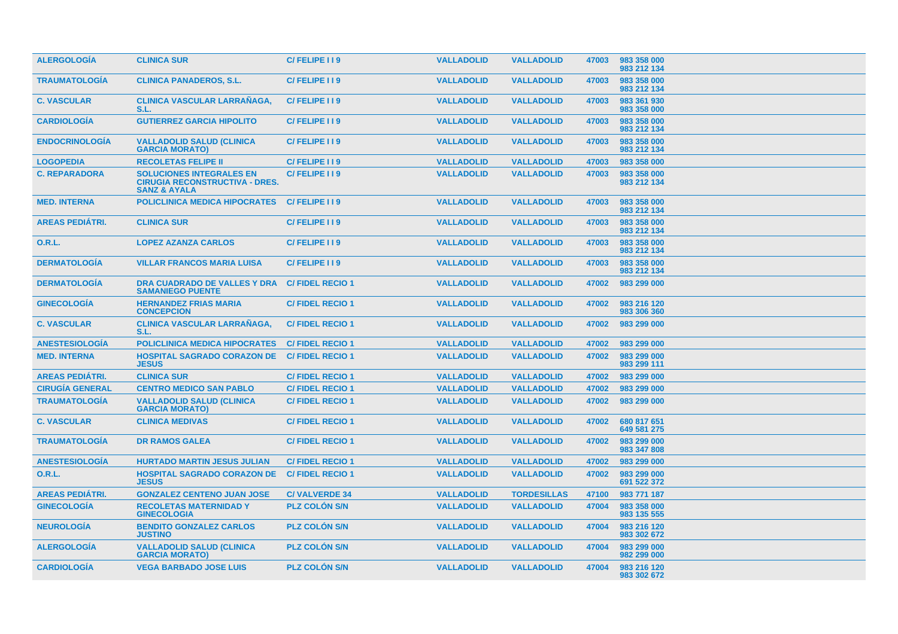| | | | | | | |
|---|---|---|---|---|---|---|
| ALERGOLOGÍA | CLINICA SUR | C/ FELIPE I I 9 | VALLADOLID | VALLADOLID | 47003 | 983 358 000<br>983 212 134 |
| TRAUMATOLOGÍA | CLINICA PANADEROS, S.L. | C/ FELIPE I I 9 | VALLADOLID | VALLADOLID | 47003 | 983 358 000<br>983 212 134 |
| C. VASCULAR | CLINICA VASCULAR LARRAÑAGA, S.L. | C/ FELIPE I I 9 | VALLADOLID | VALLADOLID | 47003 | 983 361 930<br>983 358 000 |
| CARDIOLOGÍA | GUTIERREZ GARCIA HIPOLITO | C/ FELIPE I I 9 | VALLADOLID | VALLADOLID | 47003 | 983 358 000<br>983 212 134 |
| ENDOCRINOLOGÍA | VALLADOLID SALUD (CLINICA GARCIA MORATO) | C/ FELIPE I I 9 | VALLADOLID | VALLADOLID | 47003 | 983 358 000<br>983 212 134 |
| LOGOPEDIA | RECOLETAS FELIPE II | C/ FELIPE I I 9 | VALLADOLID | VALLADOLID | 47003 | 983 358 000 |
| C. REPARADORA | SOLUCIONES INTEGRALES EN CIRUGIA RECONSTRUCTIVA - DRES. SANZ & AYALA | C/ FELIPE I I 9 | VALLADOLID | VALLADOLID | 47003 | 983 358 000<br>983 212 134 |
| MED. INTERNA | POLICLINICA MEDICA HIPOCRATES | C/ FELIPE I I 9 | VALLADOLID | VALLADOLID | 47003 | 983 358 000<br>983 212 134 |
| AREAS PEDIÁTRI. | CLINICA SUR | C/ FELIPE I I 9 | VALLADOLID | VALLADOLID | 47003 | 983 358 000<br>983 212 134 |
| O.R.L. | LOPEZ AZANZA CARLOS | C/ FELIPE I I 9 | VALLADOLID | VALLADOLID | 47003 | 983 358 000<br>983 212 134 |
| DERMATOLOGÍA | VILLAR FRANCOS MARIA LUISA | C/ FELIPE I I 9 | VALLADOLID | VALLADOLID | 47003 | 983 358 000<br>983 212 134 |
| DERMATOLOGÍA | DRA CUADRADO DE VALLES Y DRA SAMANIEGO PUENTE | C/ FIDEL RECIO 1 | VALLADOLID | VALLADOLID | 47002 | 983 299 000 |
| GINECOLOGÍA | HERNANDEZ FRIAS MARIA CONCEPCION | C/ FIDEL RECIO 1 | VALLADOLID | VALLADOLID | 47002 | 983 216 120<br>983 306 360 |
| C. VASCULAR | CLINICA VASCULAR LARRAÑAGA, S.L. | C/ FIDEL RECIO 1 | VALLADOLID | VALLADOLID | 47002 | 983 299 000 |
| ANESTESIOLOGÍA | POLICLINICA MEDICA HIPOCRATES | C/ FIDEL RECIO 1 | VALLADOLID | VALLADOLID | 47002 | 983 299 000 |
| MED. INTERNA | HOSPITAL SAGRADO CORAZON DE JESUS | C/ FIDEL RECIO 1 | VALLADOLID | VALLADOLID | 47002 | 983 299 000<br>983 299 111 |
| AREAS PEDIÁTRI. | CLINICA SUR | C/ FIDEL RECIO 1 | VALLADOLID | VALLADOLID | 47002 | 983 299 000 |
| CIRUGÍA GENERAL | CENTRO MEDICO SAN PABLO | C/ FIDEL RECIO 1 | VALLADOLID | VALLADOLID | 47002 | 983 299 000 |
| TRAUMATOLOGÍA | VALLADOLID SALUD (CLINICA GARCIA MORATO) | C/ FIDEL RECIO 1 | VALLADOLID | VALLADOLID | 47002 | 983 299 000 |
| C. VASCULAR | CLINICA MEDIVAS | C/ FIDEL RECIO 1 | VALLADOLID | VALLADOLID | 47002 | 680 817 651<br>649 581 275 |
| TRAUMATOLOGÍA | DR RAMOS GALEA | C/ FIDEL RECIO 1 | VALLADOLID | VALLADOLID | 47002 | 983 299 000<br>983 347 808 |
| ANESTESIOLOGÍA | HURTADO MARTIN JESUS JULIAN | C/ FIDEL RECIO 1 | VALLADOLID | VALLADOLID | 47002 | 983 299 000 |
| O.R.L. | HOSPITAL SAGRADO CORAZON DE JESUS | C/ FIDEL RECIO 1 | VALLADOLID | VALLADOLID | 47002 | 983 299 000<br>691 522 372 |
| AREAS PEDIÁTRI. | GONZALEZ CENTENO JUAN JOSE | C/ VALVERDE 34 | VALLADOLID | TORDESILLAS | 47100 | 983 771 187 |
| GINECOLOGÍA | RECOLETAS MATERNIDAD Y GINECOLOGIA | PLZ COLÓN S/N | VALLADOLID | VALLADOLID | 47004 | 983 358 000<br>983 135 555 |
| NEUROLOGÍA | BENDITO GONZALEZ CARLOS JUSTINO | PLZ COLÓN S/N | VALLADOLID | VALLADOLID | 47004 | 983 216 120<br>983 302 672 |
| ALERGOLOGÍA | VALLADOLID SALUD (CLINICA GARCIA MORATO) | PLZ COLÓN S/N | VALLADOLID | VALLADOLID | 47004 | 983 299 000<br>982 299 000 |
| CARDIOLOGÍA | VEGA BARBADO JOSE LUIS | PLZ COLÓN S/N | VALLADOLID | VALLADOLID | 47004 | 983 216 120<br>983 302 672 |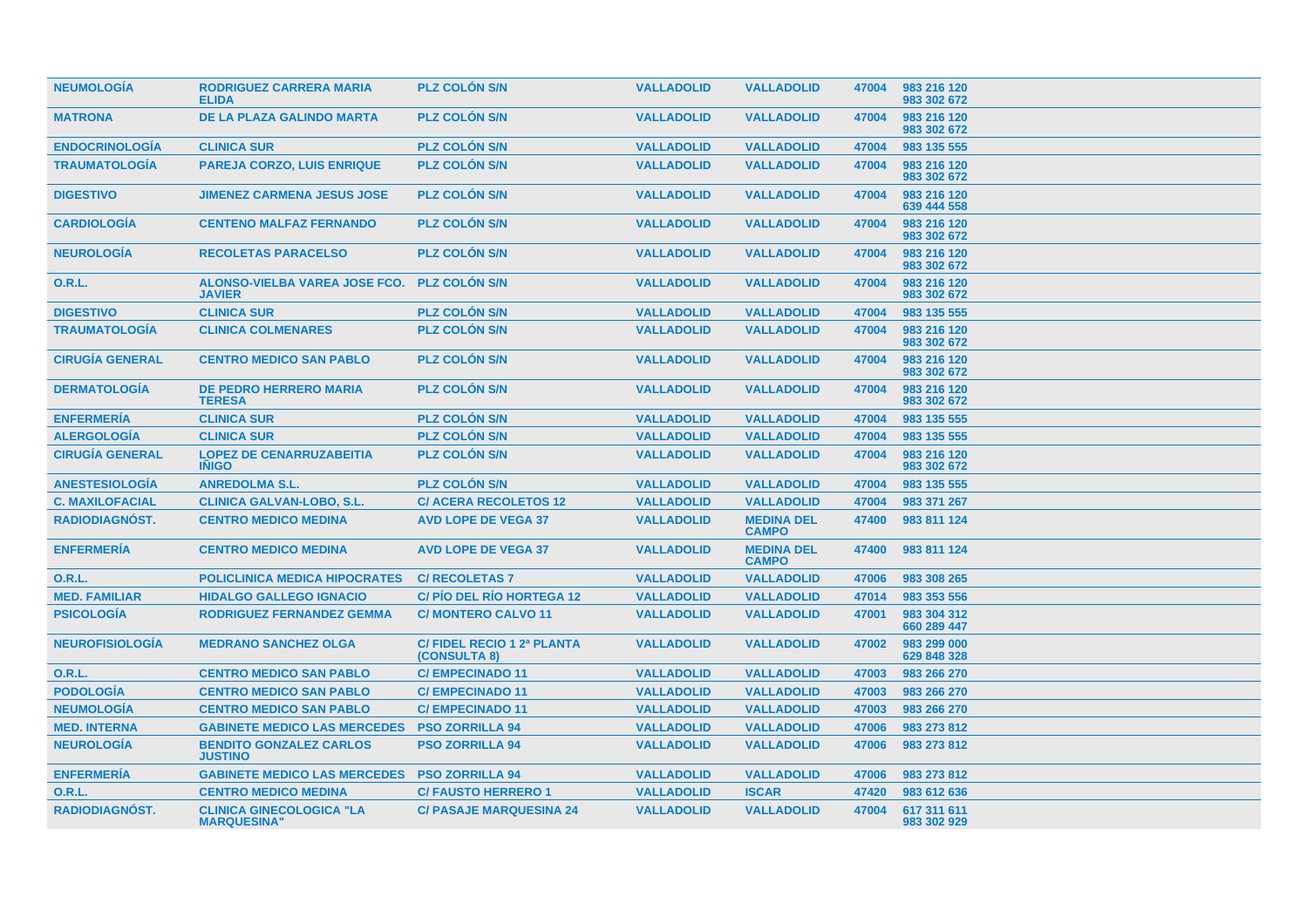| | | | | | | |
|---|---|---|---|---|---|---|
| NEUMOLOGÍA | RODRIGUEZ CARRERA MARIA ELIDA | PLZ COLÓN S/N | VALLADOLID | VALLADOLID | 47004 | 983 216 120<br>983 302 672 |
| MATRONA | DE LA PLAZA GALINDO MARTA | PLZ COLÓN S/N | VALLADOLID | VALLADOLID | 47004 | 983 216 120<br>983 302 672 |
| ENDOCRINOLOGÍA | CLINICA SUR | PLZ COLÓN S/N | VALLADOLID | VALLADOLID | 47004 | 983 135 555 |
| TRAUMATOLOGÍA | PAREJA CORZO, LUIS ENRIQUE | PLZ COLÓN S/N | VALLADOLID | VALLADOLID | 47004 | 983 216 120<br>983 302 672 |
| DIGESTIVO | JIMENEZ CARMENA JESUS JOSE | PLZ COLÓN S/N | VALLADOLID | VALLADOLID | 47004 | 983 216 120<br>639 444 558 |
| CARDIOLOGÍA | CENTENO MALFAZ FERNANDO | PLZ COLÓN S/N | VALLADOLID | VALLADOLID | 47004 | 983 216 120<br>983 302 672 |
| NEUROLOGÍA | RECOLETAS PARACELSO | PLZ COLÓN S/N | VALLADOLID | VALLADOLID | 47004 | 983 216 120<br>983 302 672 |
| O.R.L. | ALONSO-VIELBA VAREA JOSE FCO. JAVIER | PLZ COLÓN S/N | VALLADOLID | VALLADOLID | 47004 | 983 216 120<br>983 302 672 |
| DIGESTIVO | CLINICA SUR | PLZ COLÓN S/N | VALLADOLID | VALLADOLID | 47004 | 983 135 555 |
| TRAUMATOLOGÍA | CLINICA COLMENARES | PLZ COLÓN S/N | VALLADOLID | VALLADOLID | 47004 | 983 216 120<br>983 302 672 |
| CIRUGÍA GENERAL | CENTRO MEDICO SAN PABLO | PLZ COLÓN S/N | VALLADOLID | VALLADOLID | 47004 | 983 216 120<br>983 302 672 |
| DERMATOLOGÍA | DE PEDRO HERRERO MARIA TERESA | PLZ COLÓN S/N | VALLADOLID | VALLADOLID | 47004 | 983 216 120<br>983 302 672 |
| ENFERMERÍA | CLINICA SUR | PLZ COLÓN S/N | VALLADOLID | VALLADOLID | 47004 | 983 135 555 |
| ALERGOLOGÍA | CLINICA SUR | PLZ COLÓN S/N | VALLADOLID | VALLADOLID | 47004 | 983 135 555 |
| CIRUGÍA GENERAL | LOPEZ DE CENARRUZABEITIA IÑIGO | PLZ COLÓN S/N | VALLADOLID | VALLADOLID | 47004 | 983 216 120<br>983 302 672 |
| ANESTESIOLOGÍA | ANREDOLMA S.L. | PLZ COLÓN S/N | VALLADOLID | VALLADOLID | 47004 | 983 135 555 |
| C. MAXILOFACIAL | CLINICA GALVAN-LOBO, S.L. | C/ ACERA RECOLETOS 12 | VALLADOLID | VALLADOLID | 47004 | 983 371 267 |
| RADIODIAGNÓST. | CENTRO MEDICO MEDINA | AVD LOPE DE VEGA 37 | VALLADOLID | MEDINA DEL CAMPO | 47400 | 983 811 124 |
| ENFERMERÍA | CENTRO MEDICO MEDINA | AVD LOPE DE VEGA 37 | VALLADOLID | MEDINA DEL CAMPO | 47400 | 983 811 124 |
| O.R.L. | POLICLINICA MEDICA HIPOCRATES | C/ RECOLETAS 7 | VALLADOLID | VALLADOLID | 47006 | 983 308 265 |
| MED. FAMILIAR | HIDALGO GALLEGO IGNACIO | C/ PÍO DEL RÍO HORTEGA 12 | VALLADOLID | VALLADOLID | 47014 | 983 353 556 |
| PSICOLOGÍA | RODRIGUEZ FERNANDEZ GEMMA | C/ MONTERO CALVO 11 | VALLADOLID | VALLADOLID | 47001 | 983 304 312<br>660 289 447 |
| NEUROFISIOLOGÍA | MEDRANO SANCHEZ OLGA | C/ FIDEL RECIO 1 2ª PLANTA (CONSULTA 8) | VALLADOLID | VALLADOLID | 47002 | 983 299 000<br>629 848 328 |
| O.R.L. | CENTRO MEDICO SAN PABLO | C/ EMPECINADO 11 | VALLADOLID | VALLADOLID | 47003 | 983 266 270 |
| PODOLOGÍA | CENTRO MEDICO SAN PABLO | C/ EMPECINADO 11 | VALLADOLID | VALLADOLID | 47003 | 983 266 270 |
| NEUMOLOGÍA | CENTRO MEDICO SAN PABLO | C/ EMPECINADO 11 | VALLADOLID | VALLADOLID | 47003 | 983 266 270 |
| MED. INTERNA | GABINETE MEDICO LAS MERCEDES | PSO ZORRILLA 94 | VALLADOLID | VALLADOLID | 47006 | 983 273 812 |
| NEUROLOGÍA | BENDITO GONZALEZ CARLOS JUSTINO | PSO ZORRILLA 94 | VALLADOLID | VALLADOLID | 47006 | 983 273 812 |
| ENFERMERÍA | GABINETE MEDICO LAS MERCEDES | PSO ZORRILLA 94 | VALLADOLID | VALLADOLID | 47006 | 983 273 812 |
| O.R.L. | CENTRO MEDICO MEDINA | C/ FAUSTO HERRERO 1 | VALLADOLID | ISCAR | 47420 | 983 612 636 |
| RADIODIAGNÓST. | CLINICA GINECOLOGICA "LA MARQUESINA" | C/ PASAJE MARQUESINA 24 | VALLADOLID | VALLADOLID | 47004 | 617 311 611<br>983 302 929 |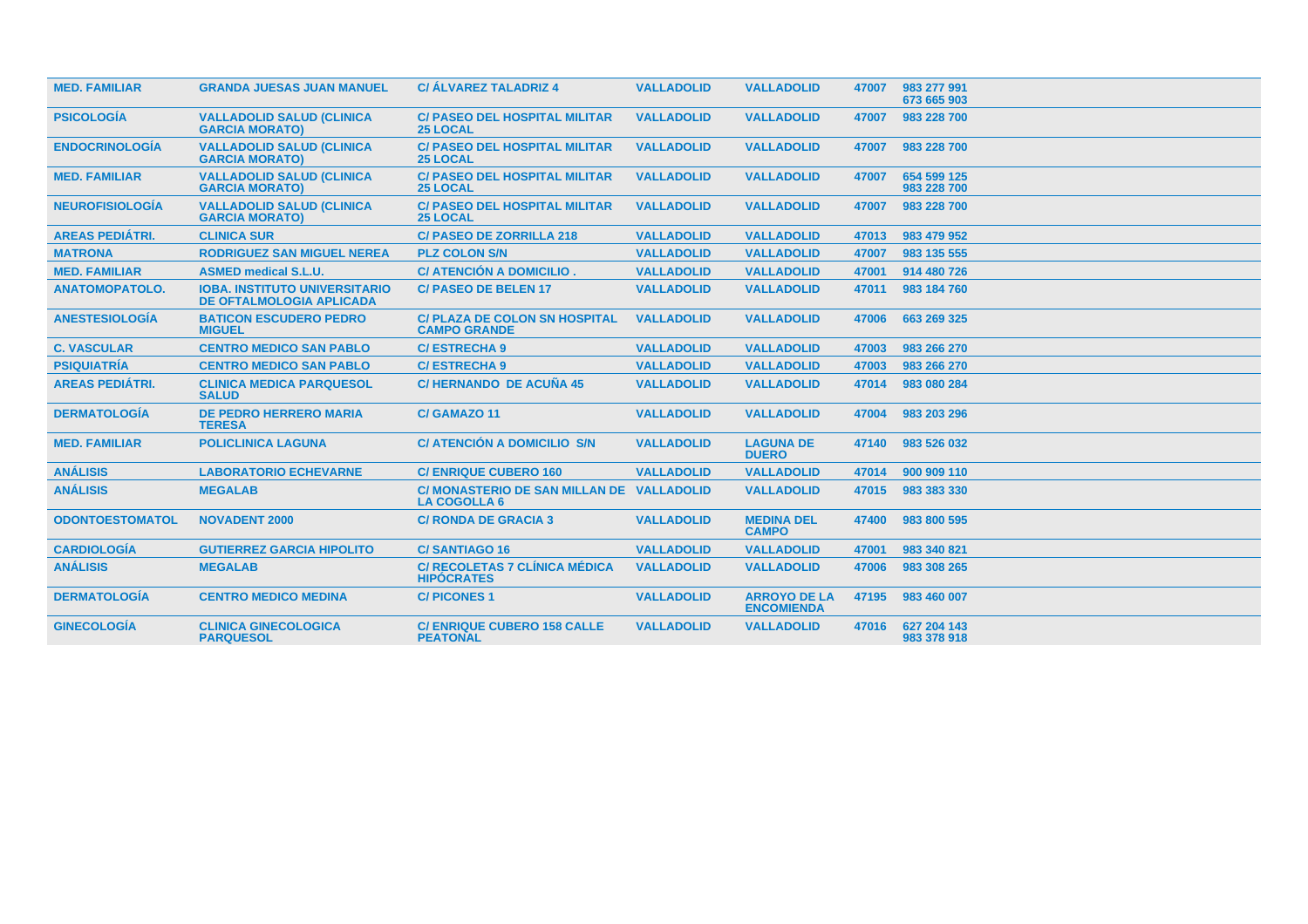| | | | | | | |
|---|---|---|---|---|---|---|
| MED. FAMILIAR | GRANDA JUESAS JUAN MANUEL | C/ ÁLVAREZ TALADRIZ 4 | VALLADOLID | VALLADOLID | 47007 | 983 277 991<br>673 665 903 |
| PSICOLOGÍA | VALLADOLID SALUD (CLINICA GARCIA MORATO) | C/ PASEO DEL HOSPITAL MILITAR 25 LOCAL | VALLADOLID | VALLADOLID | 47007 | 983 228 700 |
| ENDOCRINOLOGÍA | VALLADOLID SALUD (CLINICA GARCIA MORATO) | C/ PASEO DEL HOSPITAL MILITAR 25 LOCAL | VALLADOLID | VALLADOLID | 47007 | 983 228 700 |
| MED. FAMILIAR | VALLADOLID SALUD (CLINICA GARCIA MORATO) | C/ PASEO DEL HOSPITAL MILITAR 25 LOCAL | VALLADOLID | VALLADOLID | 47007 | 654 599 125<br>983 228 700 |
| NEUROFISIOLOGÍA | VALLADOLID SALUD (CLINICA GARCIA MORATO) | C/ PASEO DEL HOSPITAL MILITAR 25 LOCAL | VALLADOLID | VALLADOLID | 47007 | 983 228 700 |
| AREAS PEDIÁTRI. | CLINICA SUR | C/ PASEO DE ZORRILLA 218 | VALLADOLID | VALLADOLID | 47013 | 983 479 952 |
| MATRONA | RODRIGUEZ SAN MIGUEL NEREA | PLZ COLON S/N | VALLADOLID | VALLADOLID | 47007 | 983 135 555 |
| MED. FAMILIAR | ASMED medical S.L.U. | C/ ATENCIÓN A DOMICILIO . | VALLADOLID | VALLADOLID | 47001 | 914 480 726 |
| ANATOMOPATOLO. | IOBA. INSTITUTO UNIVERSITARIO DE OFTALMOLOGIA APLICADA | C/ PASEO DE BELEN 17 | VALLADOLID | VALLADOLID | 47011 | 983 184 760 |
| ANESTESIOLOGÍA | BATICON ESCUDERO PEDRO MIGUEL | C/ PLAZA DE COLON SN HOSPITAL CAMPO GRANDE | VALLADOLID | VALLADOLID | 47006 | 663 269 325 |
| C. VASCULAR | CENTRO MEDICO SAN PABLO | C/ ESTRECHA 9 | VALLADOLID | VALLADOLID | 47003 | 983 266 270 |
| PSIQUIATRÍA | CENTRO MEDICO SAN PABLO | C/ ESTRECHA 9 | VALLADOLID | VALLADOLID | 47003 | 983 266 270 |
| AREAS PEDIÁTRI. | CLINICA MEDICA PARQUESOL SALUD | C/ HERNANDO DE ACUÑA 45 | VALLADOLID | VALLADOLID | 47014 | 983 080 284 |
| DERMATOLOGÍA | DE PEDRO HERRERO MARIA TERESA | C/ GAMAZO 11 | VALLADOLID | VALLADOLID | 47004 | 983 203 296 |
| MED. FAMILIAR | POLICLINICA LAGUNA | C/ ATENCIÓN A DOMICILIO S/N | VALLADOLID | LAGUNA DE DUERO | 47140 | 983 526 032 |
| ANÁLISIS | LABORATORIO ECHEVARNE | C/ ENRIQUE CUBERO 160 | VALLADOLID | VALLADOLID | 47014 | 900 909 110 |
| ANÁLISIS | MEGALAB | C/ MONASTERIO DE SAN MILLAN DE LA COGOLLA 6 | VALLADOLID | VALLADOLID | 47015 | 983 383 330 |
| ODONTOESTOMATOL | NOVADENT 2000 | C/ RONDA DE GRACIA 3 | VALLADOLID | MEDINA DEL CAMPO | 47400 | 983 800 595 |
| CARDIOLOGÍA | GUTIERREZ GARCIA HIPOLITO | C/ SANTIAGO 16 | VALLADOLID | VALLADOLID | 47001 | 983 340 821 |
| ANÁLISIS | MEGALAB | C/ RECOLETAS 7 CLÍNICA MÉDICA HIPÓCRATES | VALLADOLID | VALLADOLID | 47006 | 983 308 265 |
| DERMATOLOGÍA | CENTRO MEDICO MEDINA | C/ PICONES 1 | VALLADOLID | ARROYO DE LA ENCOMIENDA | 47195 | 983 460 007 |
| GINECOLOGÍA | CLINICA GINECOLOGICA PARQUESOL | C/ ENRIQUE CUBERO 158 CALLE PEATONAL | VALLADOLID | VALLADOLID | 47016 | 627 204 143<br>983 378 918 |